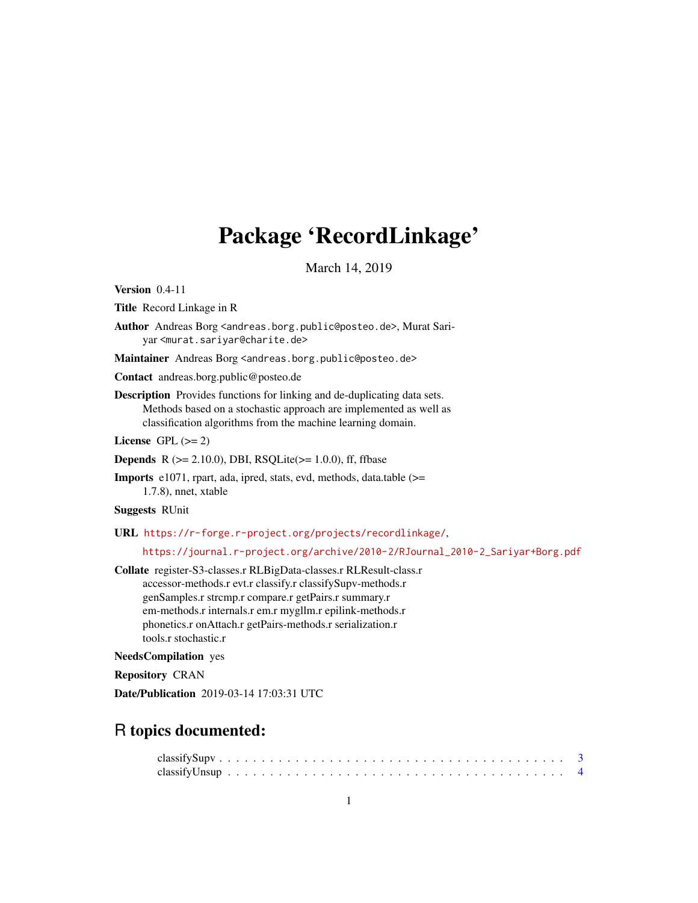# Package 'RecordLinkage'

March 14, 2019

**Version** 0.4-11

**Title** Record Linkage in R

**Author** Andreas Borg <andreas.borg.public@posteo.de>, Murat Sariyar <murat.sariyar@charite.de>

**Maintainer** Andreas Borg <andreas.borg.public@posteo.de>

**Contact** andreas.borg.public@posteo.de

**Description** Provides functions for linking and de-duplicating data sets. Methods based on a stochastic approach are implemented as well as classification algorithms from the machine learning domain.

**License** GPL (>= 2)

**Depends** R (>= 2.10.0), DBI, RSQLite(>= 1.0.0), ff, ffbase

**Imports** e1071, rpart, ada, ipred, stats, evd, methods, data.table (>= 1.7.8), nnet, xtable

**Suggests** RUnit

**URL** https://r-forge.r-project.org/projects/recordlinkage/,
https://journal.r-project.org/archive/2010-2/RJournal_2010-2_Sariyar+Borg.pdf

**Collate** register-S3-classes.r RLBigData-classes.r RLResult-class.r accessor-methods.r evt.r classify.r classifySupv-methods.r genSamples.r strcmp.r compare.r getPairs.r summary.r em-methods.r internals.r em.r myglIm.r epilink-methods.r phonetics.r onAttach.r getPairs-methods.r serialization.r tools.r stochastic.r

**NeedsCompilation** yes

**Repository** CRAN

**Date/Publication** 2019-03-14 17:03:31 UTC

## R topics documented:

classifySupv . . . . . . . . . . . . . . . . . . . . . . . . . . . . . . . . . . . . . . . . 3
classifyUnsup . . . . . . . . . . . . . . . . . . . . . . . . . . . . . . . . . . . . . . . 4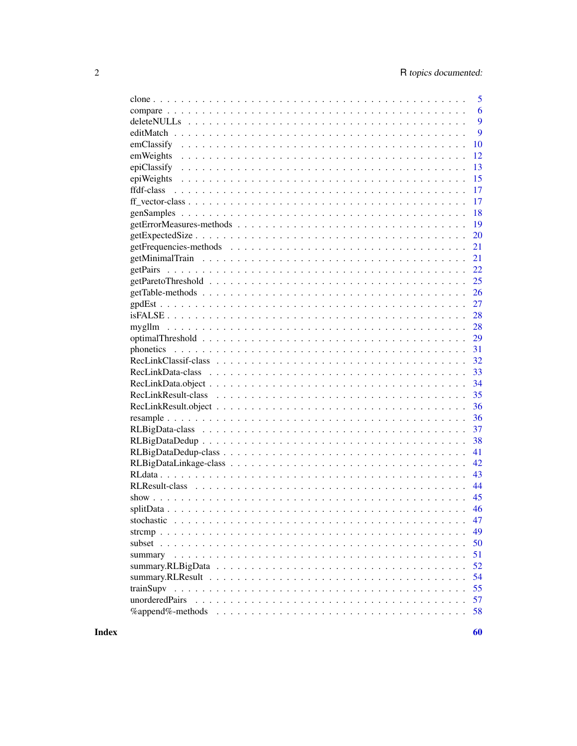| | |
|---|---|
| clone | 5 |
| compare | 6 |
| deleteNULLs | 9 |
| editMatch | 9 |
| emClassify | 10 |
| emWeights | 12 |
| epiClassify | 13 |
| epiWeights | 15 |
| ffdf-class | 17 |
| ff_vector-class | 17 |
| genSamples | 18 |
| getErrorMeasures-methods | 19 |
| getExpectedSize | 20 |
| getFrequencies-methods | 21 |
| getMinimalTrain | 21 |
| getPairs | 22 |
| getParetoThreshold | 25 |
| getTable-methods | 26 |
| gpdEst | 27 |
| isFALSE | 28 |
| myglIm | 28 |
| optimalThreshold | 29 |
| phonetics | 31 |
| RecLinkClassif-class | 32 |
| RecLinkData-class | 33 |
| RecLinkData.object | 34 |
| RecLinkResult-class | 35 |
| RecLinkResult.object | 36 |
| resample | 36 |
| RLBigData-class | 37 |
| RLBigDataDedup | 38 |
| RLBigDataDedup-class | 41 |
| RLBigDataLinkage-class | 42 |
| RLdata | 43 |
| RLResult-class | 44 |
| show | 45 |
| splitData | 46 |
| stochastic | 47 |
| strcmp | 49 |
| subset | 50 |
| summary | 51 |
| summary.RLBigData | 52 |
| summary.RLResult | 54 |
| trainSupv | 55 |
| unorderedPairs | 57 |
| %append%-methods | 58 |

**Index** **60**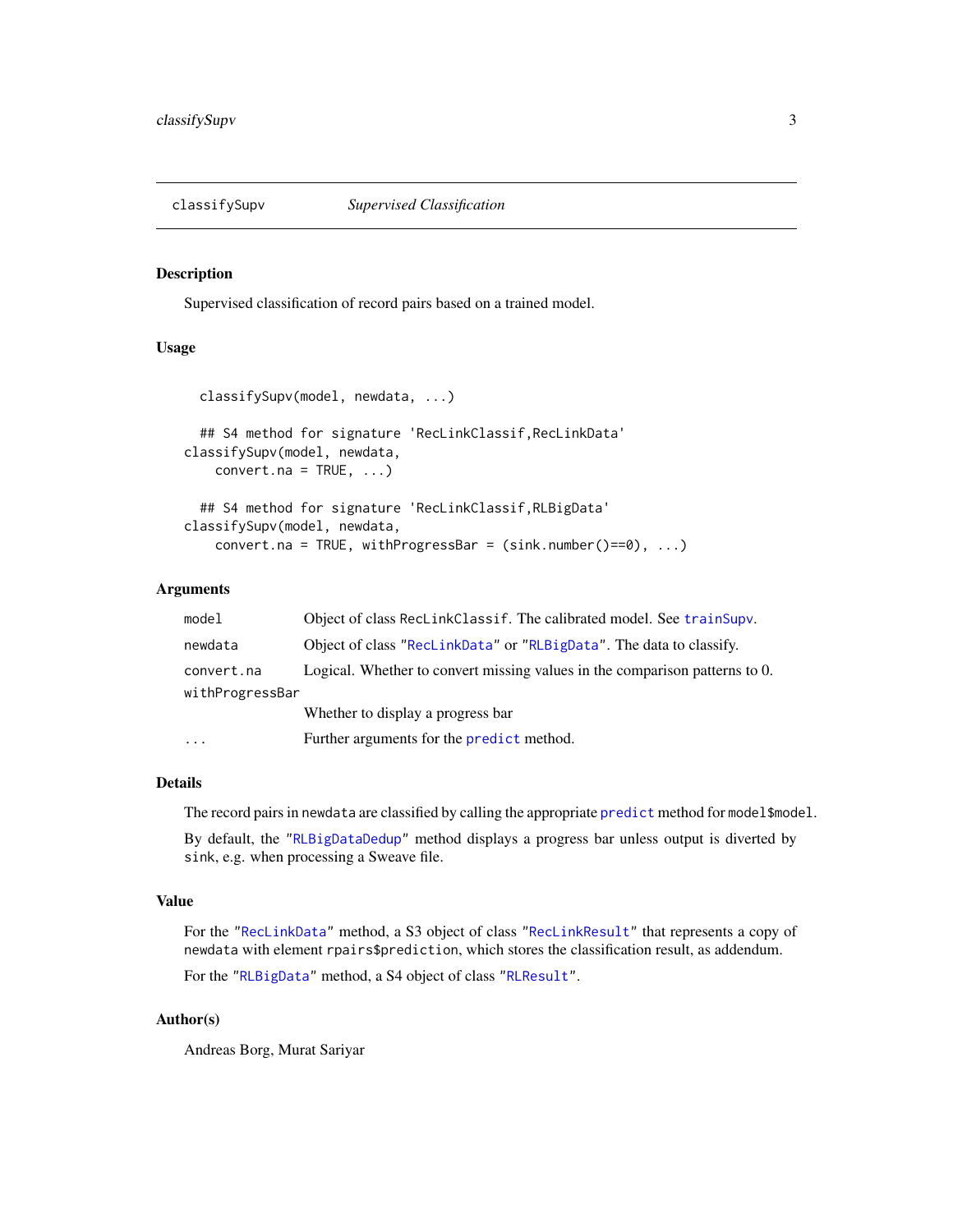classifySupv — *Supervised Classification*

## Description

Supervised classification of record pairs based on a trained model.

## Usage

```
  classifySupv(model, newdata, ...)

  ## S4 method for signature 'RecLinkClassif,RecLinkData'
classifySupv(model, newdata,
    convert.na = TRUE, ...)

  ## S4 method for signature 'RecLinkClassif,RLBigData'
classifySupv(model, newdata,
    convert.na = TRUE, withProgressBar = (sink.number()==0), ...)
```

## Arguments

| | |
|---|---|
| `model` | Object of class `RecLinkClassif`. The calibrated model. See `trainSupv`. |
| `newdata` | Object of class `"RecLinkData"` or `"RLBigData"`. The data to classify. |
| `convert.na` | Logical. Whether to convert missing values in the comparison patterns to 0. |
| `withProgressBar` | Whether to display a progress bar |
| `...` | Further arguments for the `predict` method. |

## Details

The record pairs in `newdata` are classified by calling the appropriate `predict` method for `model$model`.

By default, the `"RLBigDataDedup"` method displays a progress bar unless output is diverted by `sink`, e.g. when processing a Sweave file.

## Value

For the `"RecLinkData"` method, a S3 object of class `"RecLinkResult"` that represents a copy of `newdata` with element `rpairs$prediction`, which stores the classification result, as addendum.

For the `"RLBigData"` method, a S4 object of class `"RLResult"`.

## Author(s)

Andreas Borg, Murat Sariyar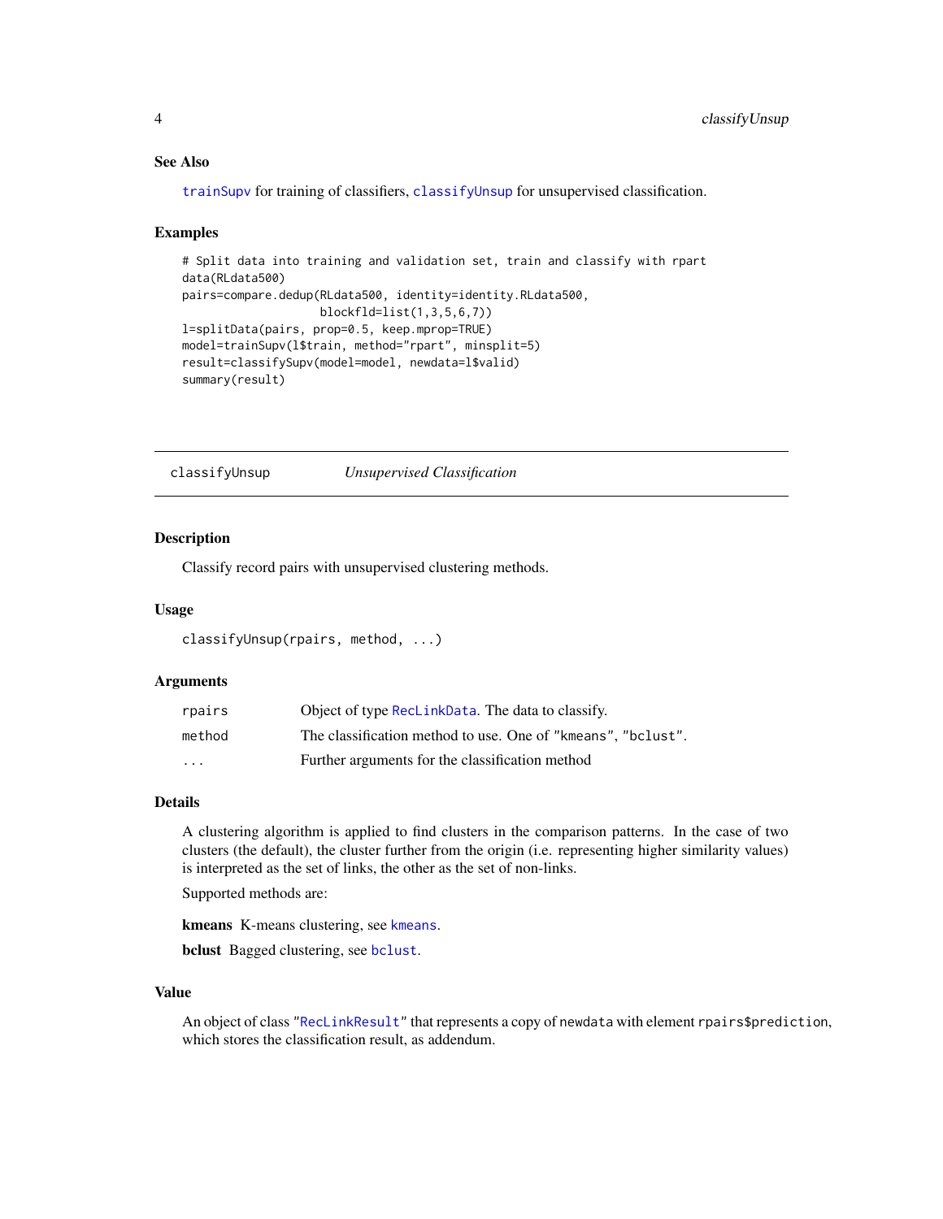### See Also

trainSupv for training of classifiers, classifyUnsup for unsupervised classification.

### Examples

```
# Split data into training and validation set, train and classify with rpart
data(RLdata500)
pairs=compare.dedup(RLdata500, identity=identity.RLdata500,
                    blockfld=list(1,3,5,6,7))
l=splitData(pairs, prop=0.5, keep.mprop=TRUE)
model=trainSupv(l$train, method="rpart", minsplit=5)
result=classifySupv(model=model, newdata=l$valid)
summary(result)
```

---

## classifyUnsup — *Unsupervised Classification*

### Description

Classify record pairs with unsupervised clustering methods.

### Usage

```
classifyUnsup(rpairs, method, ...)
```

### Arguments

| | |
|---|---|
| rpairs | Object of type RecLinkData. The data to classify. |
| method | The classification method to use. One of "kmeans", "bclust". |
| ... | Further arguments for the classification method |

### Details

A clustering algorithm is applied to find clusters in the comparison patterns. In the case of two clusters (the default), the cluster further from the origin (i.e. representing higher similarity values) is interpreted as the set of links, the other as the set of non-links.

Supported methods are:

**kmeans** K-means clustering, see kmeans.

**bclust** Bagged clustering, see bclust.

### Value

An object of class "RecLinkResult" that represents a copy of newdata with element rpairs$prediction, which stores the classification result, as addendum.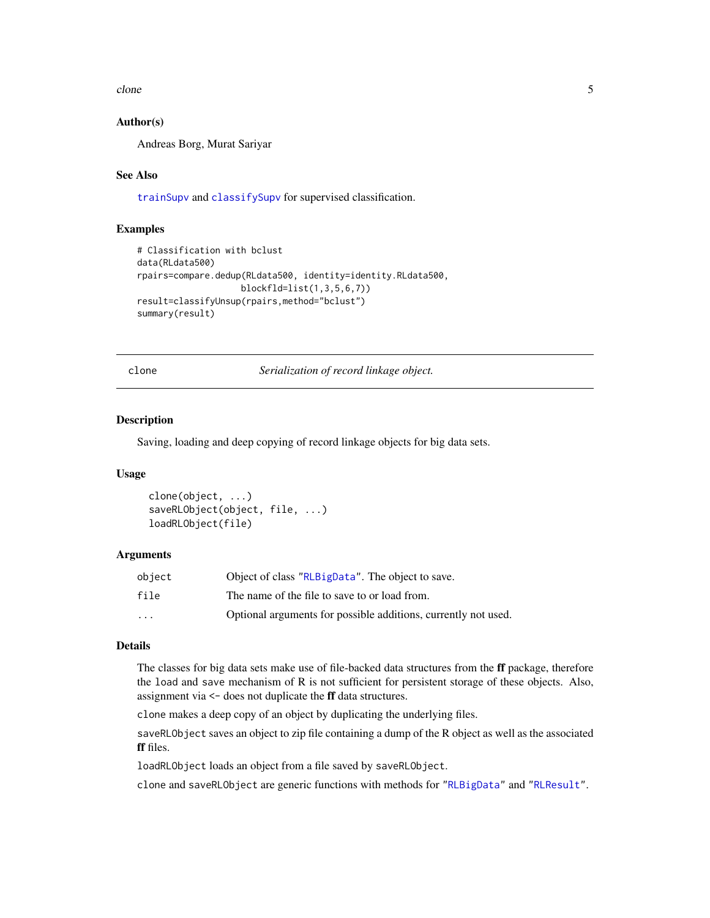### Author(s)

Andreas Borg, Murat Sariyar

### See Also

trainSupv and classifySupv for supervised classification.

### Examples

```
# Classification with bclust
data(RLdata500)
rpairs=compare.dedup(RLdata500, identity=identity.RLdata500,
                     blockfld=list(1,3,5,6,7))
result=classifyUnsup(rpairs,method="bclust")
summary(result)
```

---

## clone — *Serialization of record linkage object.*

### Description

Saving, loading and deep copying of record linkage objects for big data sets.

### Usage

```
clone(object, ...)
saveRLObject(object, file, ...)
loadRLObject(file)
```

### Arguments

| | |
|---|---|
| object | Object of class "RLBigData". The object to save. |
| file | The name of the file to save to or load from. |
| ... | Optional arguments for possible additions, currently not used. |

### Details

The classes for big data sets make use of file-backed data structures from the **ff** package, therefore the `load` and `save` mechanism of R is not sufficient for persistent storage of these objects. Also, assignment via `<-` does not duplicate the **ff** data structures.

`clone` makes a deep copy of an object by duplicating the underlying files.

`saveRLObject` saves an object to zip file containing a dump of the R object as well as the associated **ff** files.

`loadRLObject` loads an object from a file saved by `saveRLObject`.

`clone` and `saveRLObject` are generic functions with methods for "RLBigData" and "RLResult".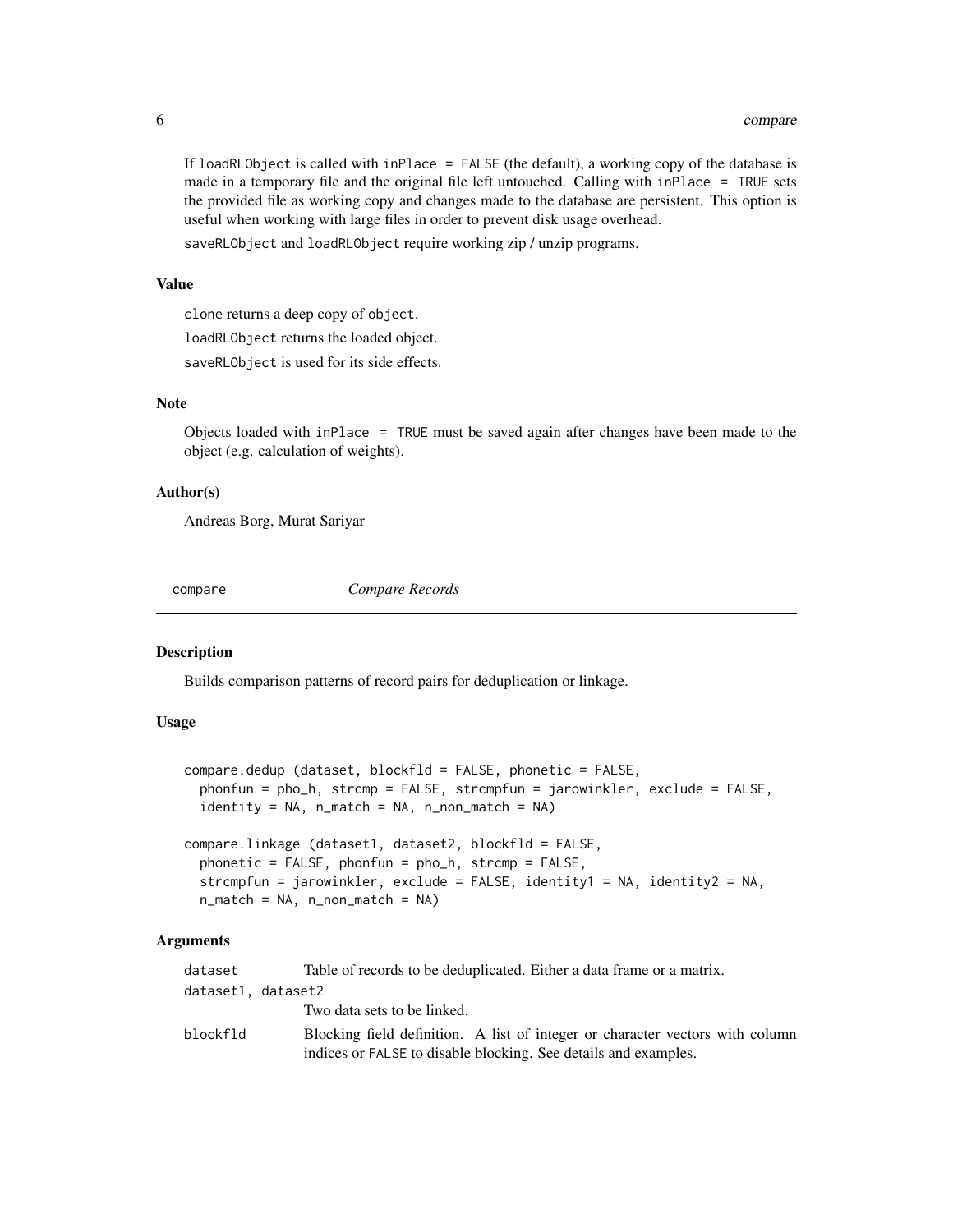If `loadRLObject` is called with `inPlace = FALSE` (the default), a working copy of the database is made in a temporary file and the original file left untouched. Calling with `inPlace = TRUE` sets the provided file as working copy and changes made to the database are persistent. This option is useful when working with large files in order to prevent disk usage overhead.

`saveRLObject` and `loadRLObject` require working zip / unzip programs.

### Value

`clone` returns a deep copy of `object`.

`loadRLObject` returns the loaded object.

`saveRLObject` is used for its side effects.

### Note

Objects loaded with `inPlace = TRUE` must be saved again after changes have been made to the object (e.g. calculation of weights).

### Author(s)

Andreas Borg, Murat Sariyar

---

## compare — *Compare Records*

### Description

Builds comparison patterns of record pairs for deduplication or linkage.

### Usage

```
compare.dedup (dataset, blockfld = FALSE, phonetic = FALSE,
  phonfun = pho_h, strcmp = FALSE, strcmpfun = jarowinkler, exclude = FALSE,
  identity = NA, n_match = NA, n_non_match = NA)

compare.linkage (dataset1, dataset2, blockfld = FALSE,
  phonetic = FALSE, phonfun = pho_h, strcmp = FALSE,
  strcmpfun = jarowinkler, exclude = FALSE, identity1 = NA, identity2 = NA,
  n_match = NA, n_non_match = NA)
```

### Arguments

| | |
|---|---|
| `dataset` | Table of records to be deduplicated. Either a data frame or a matrix. |
| `dataset1, dataset2` | Two data sets to be linked. |
| `blockfld` | Blocking field definition. A list of integer or character vectors with column indices or `FALSE` to disable blocking. See details and examples. |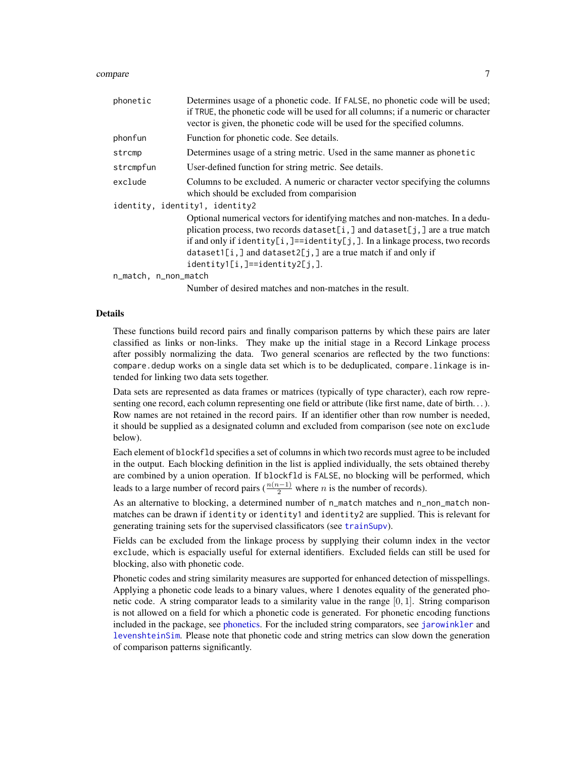| | |
|---|---|
| `phonetic` | Determines usage of a phonetic code. If `FALSE`, no phonetic code will be used; if `TRUE`, the phonetic code will be used for all columns; if a numeric or character vector is given, the phonetic code will be used for the specified columns. |
| `phonfun` | Function for phonetic code. See details. |
| `strcmp` | Determines usage of a string metric. Used in the same manner as `phonetic` |
| `strcmpfun` | User-defined function for string metric. See details. |
| `exclude` | Columns to be excluded. A numeric or character vector specifying the columns which should be excluded from comparision |
| `identity, identity1, identity2` | Optional numerical vectors for identifying matches and non-matches. In a deduplication process, two records `dataset[i,]` and `dataset[j,]` are a true match if and only if `identity[i,]==identity[j,]`. In a linkage process, two records `dataset1[i,]` and `dataset2[j,]` are a true match if and only if `identity1[i,]==identity2[j,]`. |
| `n_match, n_non_match` | Number of desired matches and non-matches in the result. |

## Details

These functions build record pairs and finally comparison patterns by which these pairs are later classified as links or non-links. They make up the initial stage in a Record Linkage process after possibly normalizing the data. Two general scenarios are reflected by the two functions: `compare.dedup` works on a single data set which is to be deduplicated, `compare.linkage` is intended for linking two data sets together.

Data sets are represented as data frames or matrices (typically of type character), each row representing one record, each column representing one field or attribute (like first name, date of birth...). Row names are not retained in the record pairs. If an identifier other than row number is needed, it should be supplied as a designated column and excluded from comparison (see note on `exclude` below).

Each element of `blockfld` specifies a set of columns in which two records must agree to be included in the output. Each blocking definition in the list is applied individually, the sets obtained thereby are combined by a union operation. If `blockfld` is `FALSE`, no blocking will be performed, which leads to a large number of record pairs ($\frac{n(n-1)}{2}$ where $n$ is the number of records).

As an alternative to blocking, a determined number of `n_match` matches and `n_non_match` non-matches can be drawn if `identity` or `identity1` and `identity2` are supplied. This is relevant for generating training sets for the supervised classificators (see `trainSupv`).

Fields can be excluded from the linkage process by supplying their column index in the vector `exclude`, which is espacially useful for external identifiers. Excluded fields can still be used for blocking, also with phonetic code.

Phonetic codes and string similarity measures are supported for enhanced detection of misspellings. Applying a phonetic code leads to a binary values, where 1 denotes equality of the generated phonetic code. A string comparator leads to a similarity value in the range $[0, 1]$. String comparison is not allowed on a field for which a phonetic code is generated. For phonetic encoding functions included in the package, see phonetics. For the included string comparators, see `jarowinkler` and `levenshteinSim`. Please note that phonetic code and string metrics can slow down the generation of comparison patterns significantly.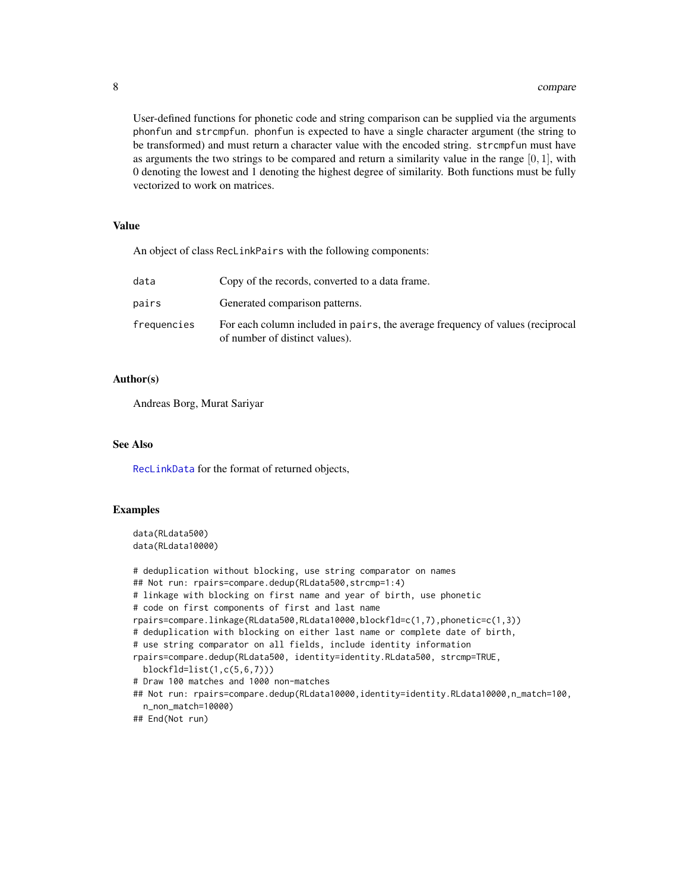User-defined functions for phonetic code and string comparison can be supplied via the arguments `phonfun` and `strcmpfun`. `phonfun` is expected to have a single character argument (the string to be transformed) and must return a character value with the encoded string. `strcmpfun` must have as arguments the two strings to be compared and return a similarity value in the range $[0, 1]$, with 0 denoting the lowest and 1 denoting the highest degree of similarity. Both functions must be fully vectorized to work on matrices.

## Value

An object of class `RecLinkPairs` with the following components:

| | |
|---|---|
| `data` | Copy of the records, converted to a data frame. |
| `pairs` | Generated comparison patterns. |
| `frequencies` | For each column included in `pairs`, the average frequency of values (reciprocal of number of distinct values). |

## Author(s)

Andreas Borg, Murat Sariyar

## See Also

`RecLinkData` for the format of returned objects,

## Examples

```
data(RLdata500)
data(RLdata10000)

# deduplication without blocking, use string comparator on names
## Not run: rpairs=compare.dedup(RLdata500,strcmp=1:4)
# linkage with blocking on first name and year of birth, use phonetic
# code on first components of first and last name
rpairs=compare.linkage(RLdata500,RLdata10000,blockfld=c(1,7),phonetic=c(1,3))
# deduplication with blocking on either last name or complete date of birth,
# use string comparator on all fields, include identity information
rpairs=compare.dedup(RLdata500, identity=identity.RLdata500, strcmp=TRUE,
  blockfld=list(1,c(5,6,7)))
# Draw 100 matches and 1000 non-matches
## Not run: rpairs=compare.dedup(RLdata10000,identity=identity.RLdata10000,n_match=100,
  n_non_match=10000)
## End(Not run)
```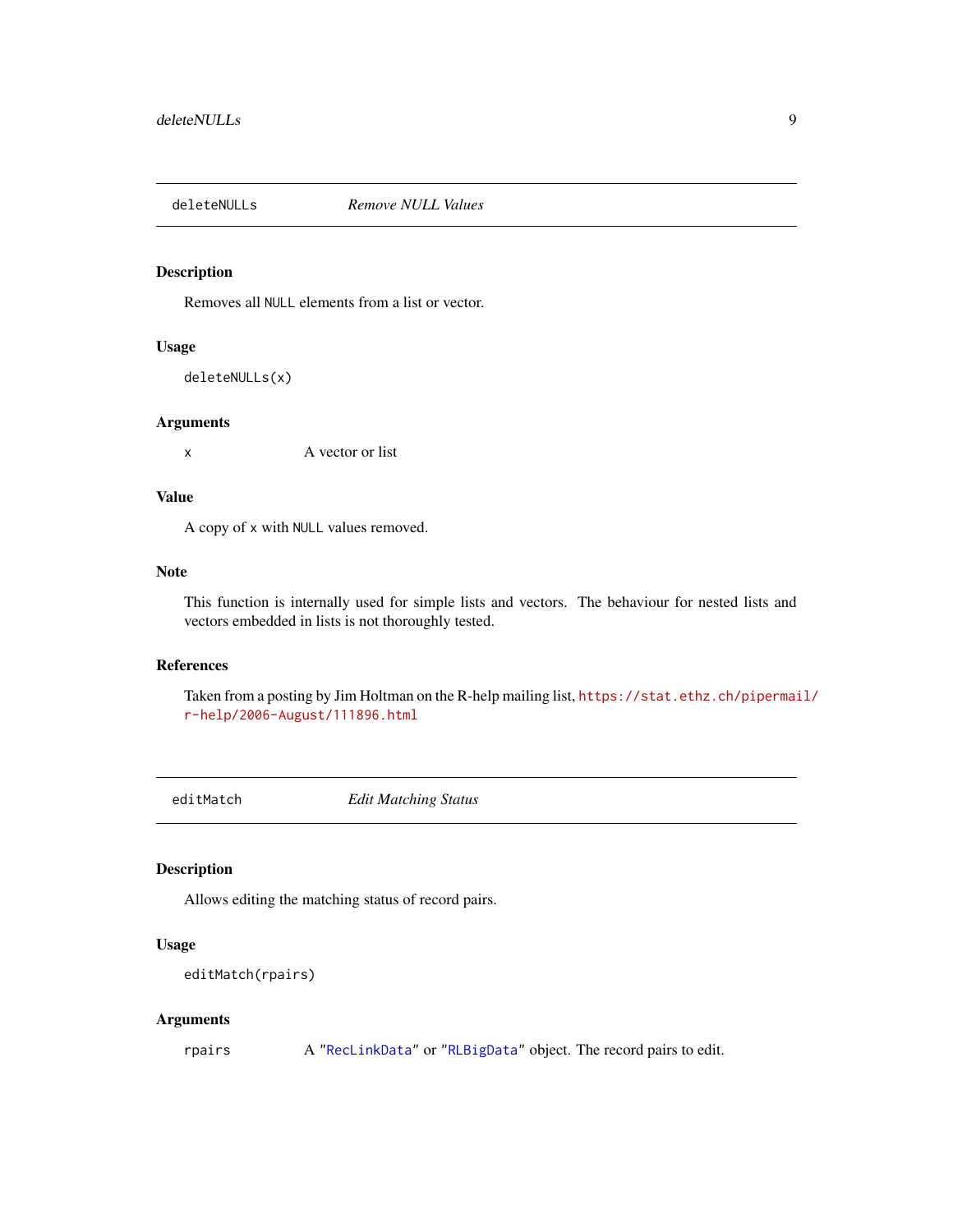## deleteNULLs — *Remove NULL Values*

### Description

Removes all `NULL` elements from a list or vector.

### Usage

```
deleteNULLs(x)
```

### Arguments

| | |
|---|---|
| `x` | A vector or list |

### Value

A copy of `x` with `NULL` values removed.

### Note

This function is internally used for simple lists and vectors. The behaviour for nested lists and vectors embedded in lists is not thoroughly tested.

### References

Taken from a posting by Jim Holtman on the R-help mailing list, https://stat.ethz.ch/pipermail/r-help/2006-August/111896.html

## editMatch — *Edit Matching Status*

### Description

Allows editing the matching status of record pairs.

### Usage

```
editMatch(rpairs)
```

### Arguments

| | |
|---|---|
| `rpairs` | A "RecLinkData" or "RLBigData" object. The record pairs to edit. |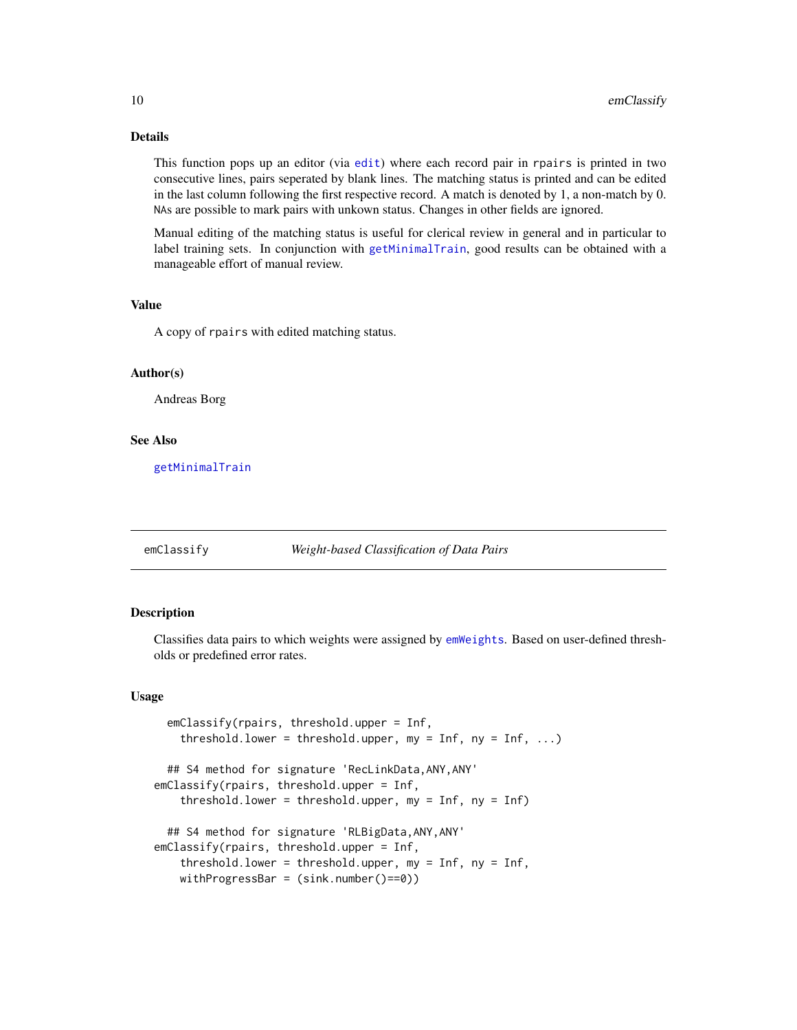### Details

This function pops up an editor (via `edit`) where each record pair in `rpairs` is printed in two consecutive lines, pairs seperated by blank lines. The matching status is printed and can be edited in the last column following the first respective record. A match is denoted by 1, a non-match by 0. `NA`s are possible to mark pairs with unkown status. Changes in other fields are ignored.

Manual editing of the matching status is useful for clerical review in general and in particular to label training sets. In conjunction with `getMinimalTrain`, good results can be obtained with a manageable effort of manual review.

### Value

A copy of `rpairs` with edited matching status.

### Author(s)

Andreas Borg

### See Also

`getMinimalTrain`

---

## emClassify *Weight-based Classification of Data Pairs*

### Description

Classifies data pairs to which weights were assigned by `emWeights`. Based on user-defined thresholds or predefined error rates.

### Usage

```
  emClassify(rpairs, threshold.upper = Inf,
    threshold.lower = threshold.upper, my = Inf, ny = Inf, ...)

  ## S4 method for signature 'RecLinkData,ANY,ANY'
emClassify(rpairs, threshold.upper = Inf,
    threshold.lower = threshold.upper, my = Inf, ny = Inf)

  ## S4 method for signature 'RLBigData,ANY,ANY'
emClassify(rpairs, threshold.upper = Inf,
    threshold.lower = threshold.upper, my = Inf, ny = Inf,
    withProgressBar = (sink.number()==0))
```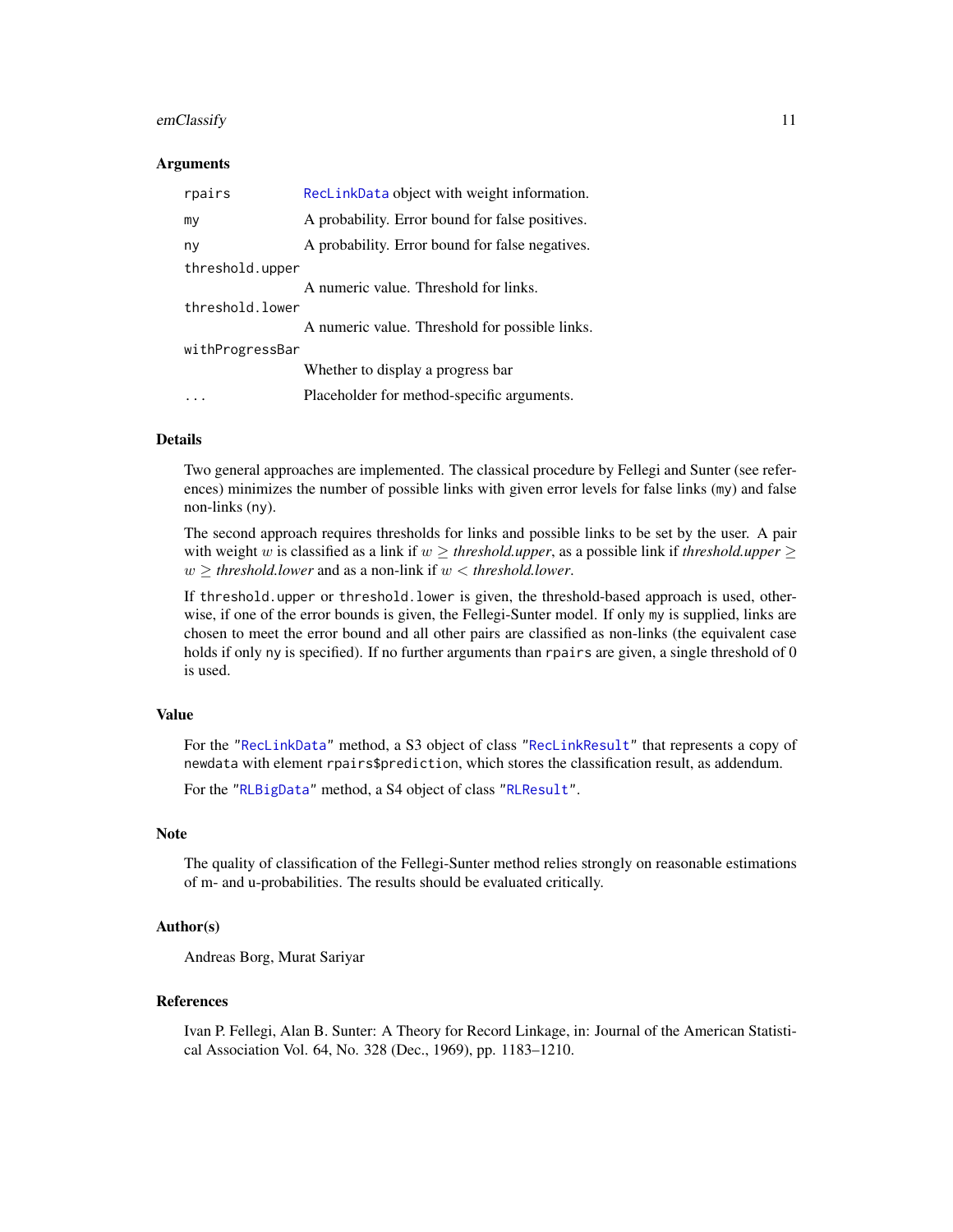### Arguments

| | |
|---|---|
| `rpairs` | `RecLinkData` object with weight information. |
| `my` | A probability. Error bound for false positives. |
| `ny` | A probability. Error bound for false negatives. |
| `threshold.upper` | A numeric value. Threshold for links. |
| `threshold.lower` | A numeric value. Threshold for possible links. |
| `withProgressBar` | Whether to display a progress bar |
| `...` | Placeholder for method-specific arguments. |

### Details

Two general approaches are implemented. The classical procedure by Fellegi and Sunter (see references) minimizes the number of possible links with given error levels for false links (`my`) and false non-links (`ny`).

The second approach requires thresholds for links and possible links to be set by the user. A pair with weight $w$ is classified as a link if $w \geq \textit{threshold.upper}$, as a possible link if $\textit{threshold.upper} \geq w \geq \textit{threshold.lower}$ and as a non-link if $w < \textit{threshold.lower}$.

If `threshold.upper` or `threshold.lower` is given, the threshold-based approach is used, otherwise, if one of the error bounds is given, the Fellegi-Sunter model. If only `my` is supplied, links are chosen to meet the error bound and all other pairs are classified as non-links (the equivalent case holds if only `ny` is specified). If no further arguments than `rpairs` are given, a single threshold of 0 is used.

### Value

For the "`RecLinkData`" method, a S3 object of class "`RecLinkResult`" that represents a copy of `newdata` with element `rpairs$prediction`, which stores the classification result, as addendum.

For the "`RLBigData`" method, a S4 object of class "`RLResult`".

### Note

The quality of classification of the Fellegi-Sunter method relies strongly on reasonable estimations of m- and u-probabilities. The results should be evaluated critically.

### Author(s)

Andreas Borg, Murat Sariyar

### References

Ivan P. Fellegi, Alan B. Sunter: A Theory for Record Linkage, in: Journal of the American Statistical Association Vol. 64, No. 328 (Dec., 1969), pp. 1183–1210.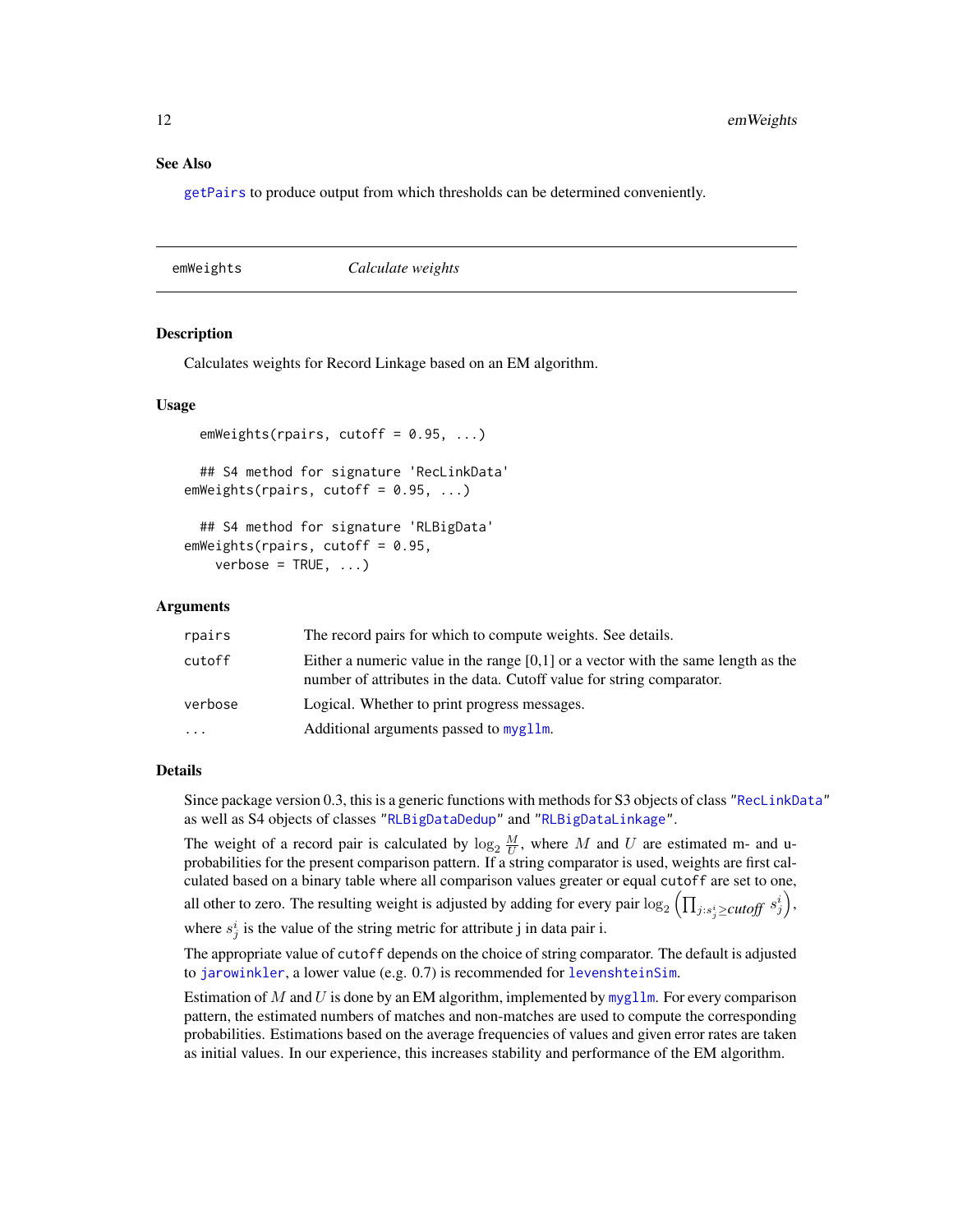### See Also

getPairs to produce output from which thresholds can be determined conveniently.

---

## emWeights *Calculate weights*

---

### Description

Calculates weights for Record Linkage based on an EM algorithm.

### Usage

```
  emWeights(rpairs, cutoff = 0.95, ...)

  ## S4 method for signature 'RecLinkData'
emWeights(rpairs, cutoff = 0.95, ...)

  ## S4 method for signature 'RLBigData'
emWeights(rpairs, cutoff = 0.95,
    verbose = TRUE, ...)
```

### Arguments

| | |
|---|---|
| rpairs | The record pairs for which to compute weights. See details. |
| cutoff | Either a numeric value in the range [0,1] or a vector with the same length as the number of attributes in the data. Cutoff value for string comparator. |
| verbose | Logical. Whether to print progress messages. |
| ... | Additional arguments passed to mygllm. |

### Details

Since package version 0.3, this is a generic functions with methods for S3 objects of class "RecLinkData" as well as S4 objects of classes "RLBigDataDedup" and "RLBigDataLinkage".

The weight of a record pair is calculated by $\log_2 \frac{M}{U}$, where $M$ and $U$ are estimated m- and u-probabilities for the present comparison pattern. If a string comparator is used, weights are first calculated based on a binary table where all comparison values greater or equal `cutoff` are set to one, all other to zero. The resulting weight is adjusted by adding for every pair $\log_2 \left( \prod_{j:s^i_j \geq cutoff} s^i_j \right)$, where $s^i_j$ is the value of the string metric for attribute j in data pair i.

The appropriate value of `cutoff` depends on the choice of string comparator. The default is adjusted to jarowinkler, a lower value (e.g. 0.7) is recommended for levenshteinSim.

Estimation of $M$ and $U$ is done by an EM algorithm, implemented by mygllm. For every comparison pattern, the estimated numbers of matches and non-matches are used to compute the corresponding probabilities. Estimations based on the average frequencies of values and given error rates are taken as initial values. In our experience, this increases stability and performance of the EM algorithm.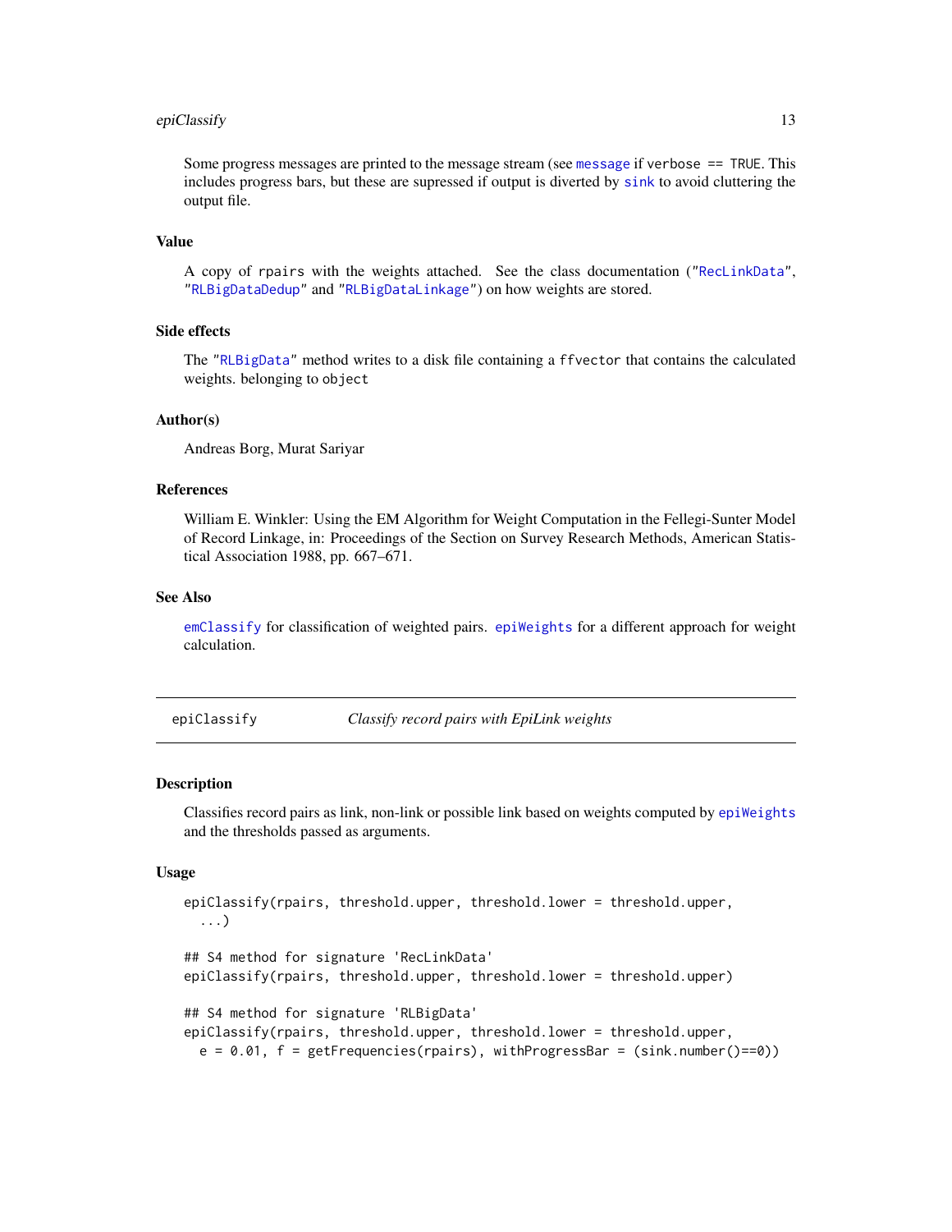Some progress messages are printed to the message stream (see `message` if `verbose == TRUE`. This includes progress bars, but these are supressed if output is diverted by `sink` to avoid cluttering the output file.

### Value

A copy of `rpairs` with the weights attached. See the class documentation ("`RecLinkData`", "`RLBigDataDedup`" and "`RLBigDataLinkage`") on how weights are stored.

### Side effects

The "`RLBigData`" method writes to a disk file containing a `ffvector` that contains the calculated weights. belonging to `object`

### Author(s)

Andreas Borg, Murat Sariyar

### References

William E. Winkler: Using the EM Algorithm for Weight Computation in the Fellegi-Sunter Model of Record Linkage, in: Proceedings of the Section on Survey Research Methods, American Statistical Association 1988, pp. 667–671.

### See Also

`emClassify` for classification of weighted pairs. `epiWeights` for a different approach for weight calculation.

---

## epiClassify — *Classify record pairs with EpiLink weights*

---

### Description

Classifies record pairs as link, non-link or possible link based on weights computed by `epiWeights` and the thresholds passed as arguments.

### Usage

```
epiClassify(rpairs, threshold.upper, threshold.lower = threshold.upper,
  ...)

## S4 method for signature 'RecLinkData'
epiClassify(rpairs, threshold.upper, threshold.lower = threshold.upper)

## S4 method for signature 'RLBigData'
epiClassify(rpairs, threshold.upper, threshold.lower = threshold.upper,
  e = 0.01, f = getFrequencies(rpairs), withProgressBar = (sink.number()==0))
```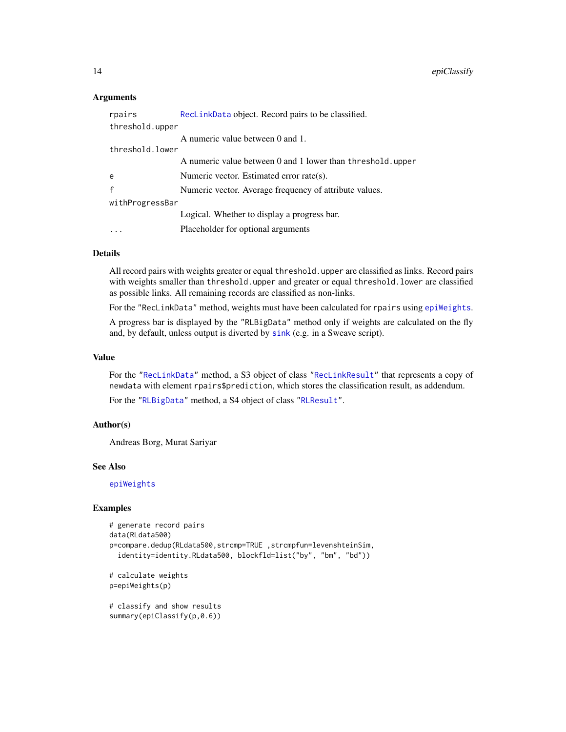### Arguments

| | |
|---|---|
| `rpairs` | RecLinkData object. Record pairs to be classified. |
| `threshold.upper` | A numeric value between 0 and 1. |
| `threshold.lower` | A numeric value between 0 and 1 lower than `threshold.upper` |
| `e` | Numeric vector. Estimated error rate(s). |
| `f` | Numeric vector. Average frequency of attribute values. |
| `withProgressBar` | Logical. Whether to display a progress bar. |
| `...` | Placeholder for optional arguments |

### Details

All record pairs with weights greater or equal `threshold.upper` are classified as links. Record pairs with weights smaller than `threshold.upper` and greater or equal `threshold.lower` are classified as possible links. All remaining records are classified as non-links.

For the `"RecLinkData"` method, weights must have been calculated for `rpairs` using `epiWeights`.

A progress bar is displayed by the `"RLBigData"` method only if weights are calculated on the fly and, by default, unless output is diverted by `sink` (e.g. in a Sweave script).

### Value

For the "`RecLinkData`" method, a S3 object of class "`RecLinkResult`" that represents a copy of `newdata` with element `rpairs$prediction`, which stores the classification result, as addendum.

For the "`RLBigData`" method, a S4 object of class "`RLResult`".

### Author(s)

Andreas Borg, Murat Sariyar

### See Also

`epiWeights`

### Examples

```
# generate record pairs
data(RLdata500)
p=compare.dedup(RLdata500,strcmp=TRUE ,strcmpfun=levenshteinSim,
  identity=identity.RLdata500, blockfld=list("by", "bm", "bd"))

# calculate weights
p=epiWeights(p)

# classify and show results
summary(epiClassify(p,0.6))
```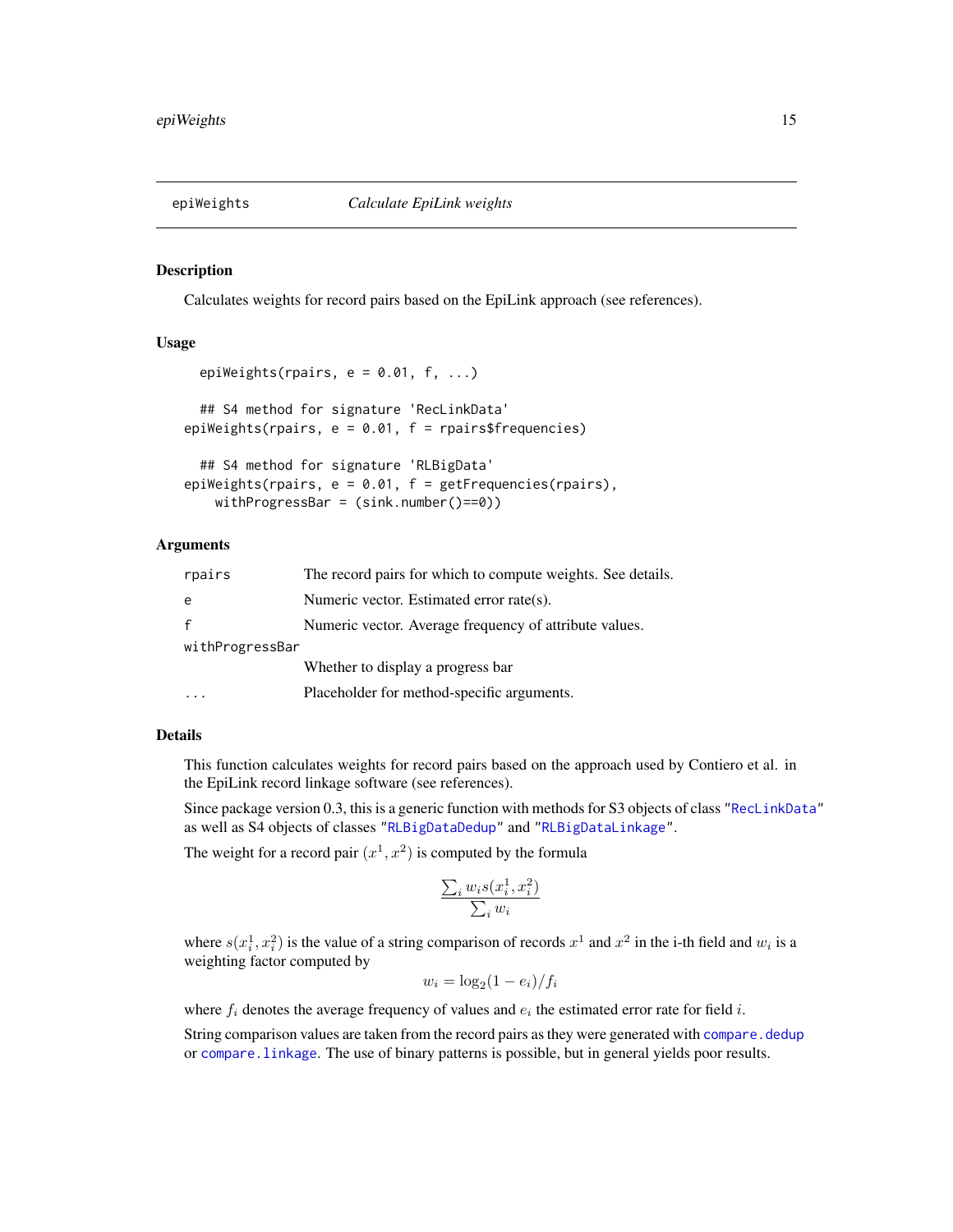## epiWeights *Calculate EpiLink weights*

### Description

Calculates weights for record pairs based on the EpiLink approach (see references).

### Usage

```
epiWeights(rpairs, e = 0.01, f, ...)

## S4 method for signature 'RecLinkData'
epiWeights(rpairs, e = 0.01, f = rpairs$frequencies)

## S4 method for signature 'RLBigData'
epiWeights(rpairs, e = 0.01, f = getFrequencies(rpairs),
   withProgressBar = (sink.number()==0))
```

### Arguments

| | |
|---|---|
| `rpairs` | The record pairs for which to compute weights. See details. |
| `e` | Numeric vector. Estimated error rate(s). |
| `f` | Numeric vector. Average frequency of attribute values. |
| `withProgressBar` | Whether to display a progress bar |
| `...` | Placeholder for method-specific arguments. |

### Details

This function calculates weights for record pairs based on the approach used by Contiero et al. in the EpiLink record linkage software (see references).

Since package version 0.3, this is a generic function with methods for S3 objects of class "RecLinkData" as well as S4 objects of classes "RLBigDataDedup" and "RLBigDataLinkage".

The weight for a record pair $(x^1, x^2)$ is computed by the formula

$$\frac{\sum_i w_i s(x_i^1, x_i^2)}{\sum_i w_i}$$

where $s(x_i^1, x_i^2)$ is the value of a string comparison of records $x^1$ and $x^2$ in the i-th field and $w_i$ is a weighting factor computed by

$$w_i = \log_2(1 - e_i)/f_i$$

where $f_i$ denotes the average frequency of values and $e_i$ the estimated error rate for field $i$.

String comparison values are taken from the record pairs as they were generated with `compare.dedup` or `compare.linkage`. The use of binary patterns is possible, but in general yields poor results.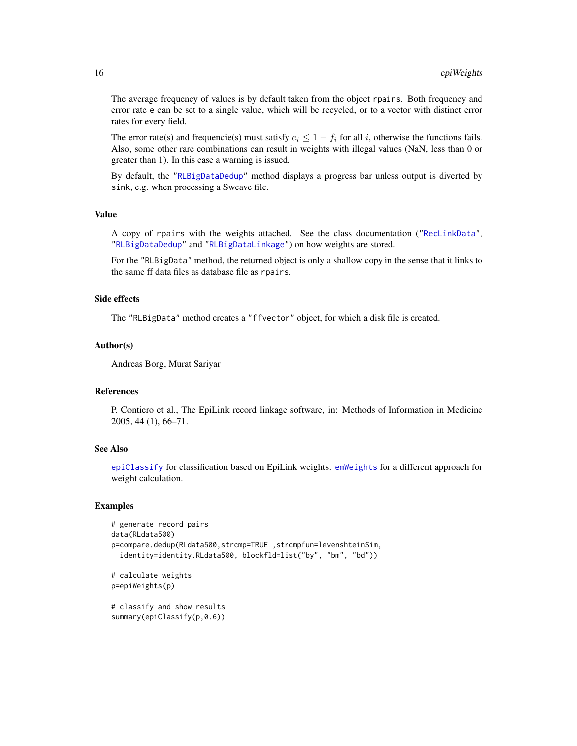The average frequency of values is by default taken from the object `rpairs`. Both frequency and error rate `e` can be set to a single value, which will be recycled, or to a vector with distinct error rates for every field.

The error rate(s) and frequencie(s) must satisfy $e_i \leq 1 - f_i$ for all $i$, otherwise the functions fails. Also, some other rare combinations can result in weights with illegal values (NaN, less than 0 or greater than 1). In this case a warning is issued.

By default, the "`RLBigDataDedup`" method displays a progress bar unless output is diverted by `sink`, e.g. when processing a Sweave file.

## Value

A copy of `rpairs` with the weights attached. See the class documentation ("`RecLinkData`", "`RLBigDataDedup`" and "`RLBigDataLinkage`") on how weights are stored.

For the "`RLBigData`" method, the returned object is only a shallow copy in the sense that it links to the same ff data files as database file as `rpairs`.

## Side effects

The "`RLBigData`" method creates a "`ffvector`" object, for which a disk file is created.

## Author(s)

Andreas Borg, Murat Sariyar

## References

P. Contiero et al., The EpiLink record linkage software, in: Methods of Information in Medicine 2005, 44 (1), 66–71.

## See Also

`epiClassify` for classification based on EpiLink weights. `emWeights` for a different approach for weight calculation.

## Examples

```
# generate record pairs
data(RLdata500)
p=compare.dedup(RLdata500,strcmp=TRUE ,strcmpfun=levenshteinSim,
  identity=identity.RLdata500, blockfld=list("by", "bm", "bd"))

# calculate weights
p=epiWeights(p)

# classify and show results
summary(epiClassify(p,0.6))
```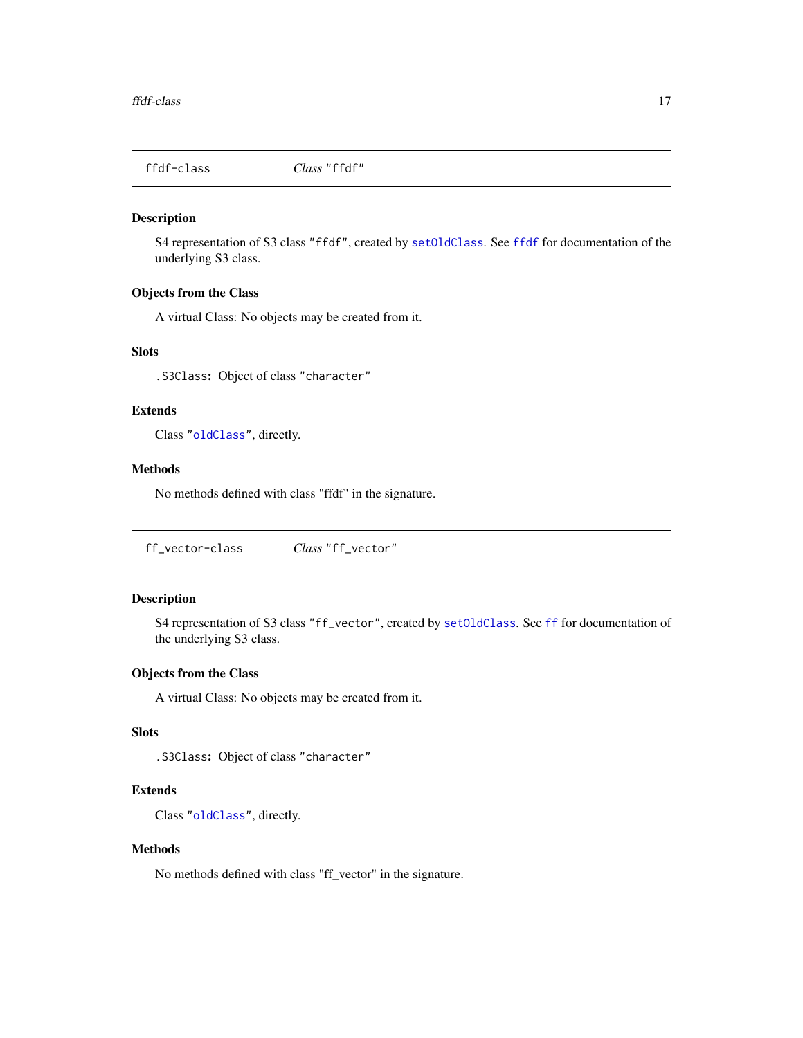## ffdf-class    *Class* "ffdf"

### Description

S4 representation of S3 class "ffdf", created by setOldClass. See ffdf for documentation of the underlying S3 class.

### Objects from the Class

A virtual Class: No objects may be created from it.

### Slots

.S3Class: Object of class "character"

### Extends

Class "oldClass", directly.

### Methods

No methods defined with class "ffdf" in the signature.

## ff_vector-class    *Class* "ff_vector"

### Description

S4 representation of S3 class "ff_vector", created by setOldClass. See ff for documentation of the underlying S3 class.

### Objects from the Class

A virtual Class: No objects may be created from it.

### Slots

.S3Class: Object of class "character"

### Extends

Class "oldClass", directly.

### Methods

No methods defined with class "ff_vector" in the signature.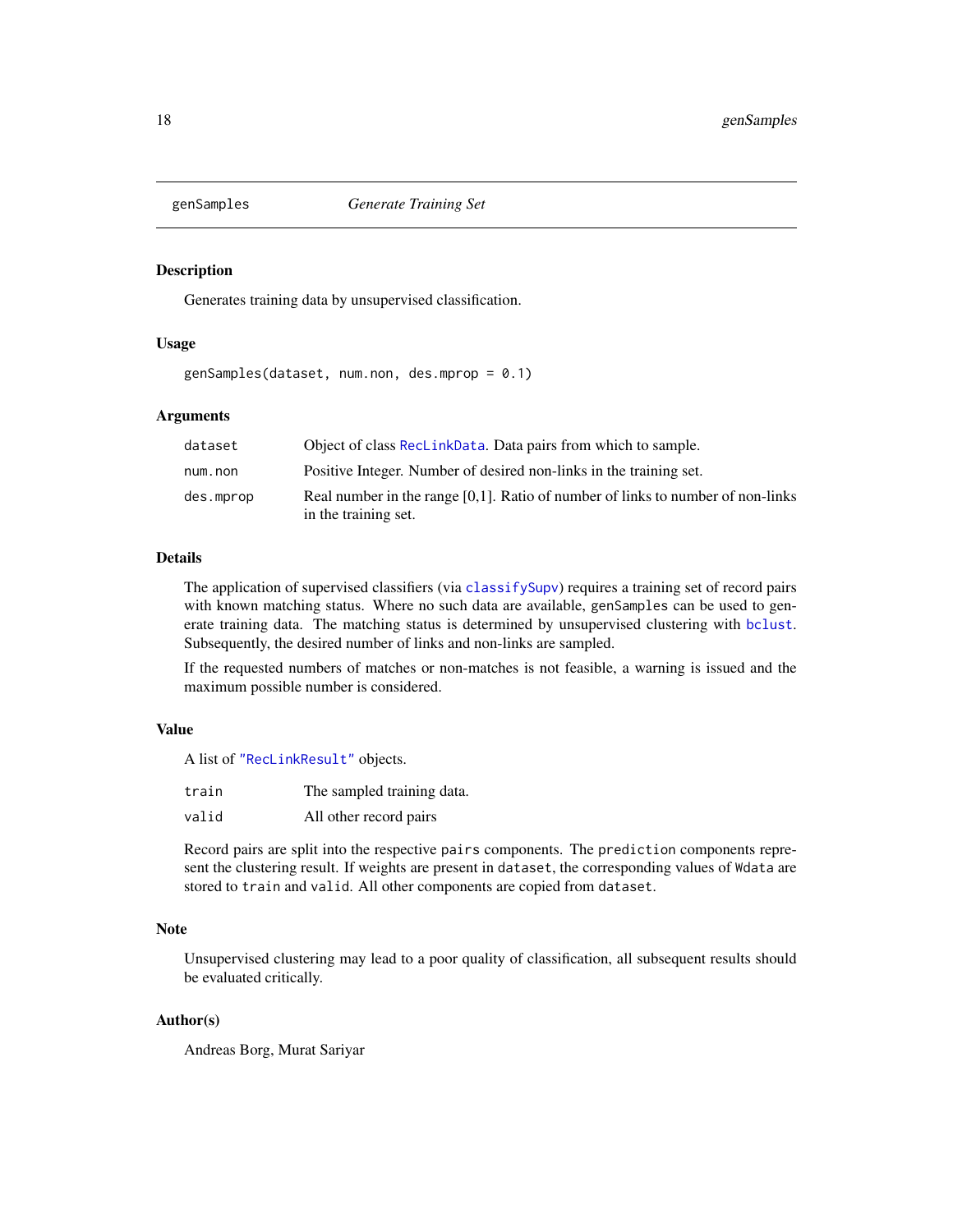## genSamples — *Generate Training Set*

### Description

Generates training data by unsupervised classification.

### Usage

```
genSamples(dataset, num.non, des.mprop = 0.1)
```

### Arguments

| | |
|---|---|
| `dataset` | Object of class `RecLinkData`. Data pairs from which to sample. |
| `num.non` | Positive Integer. Number of desired non-links in the training set. |
| `des.mprop` | Real number in the range [0,1]. Ratio of number of links to number of non-links in the training set. |

### Details

The application of supervised classifiers (via `classifySupv`) requires a training set of record pairs with known matching status. Where no such data are available, `genSamples` can be used to generate training data. The matching status is determined by unsupervised clustering with `bclust`. Subsequently, the desired number of links and non-links are sampled.

If the requested numbers of matches or non-matches is not feasible, a warning is issued and the maximum possible number is considered.

### Value

A list of `"RecLinkResult"` objects.

| | |
|---|---|
| `train` | The sampled training data. |
| `valid` | All other record pairs |

Record pairs are split into the respective `pairs` components. The `prediction` components represent the clustering result. If weights are present in `dataset`, the corresponding values of `Wdata` are stored to `train` and `valid`. All other components are copied from `dataset`.

### Note

Unsupervised clustering may lead to a poor quality of classification, all subsequent results should be evaluated critically.

### Author(s)

Andreas Borg, Murat Sariyar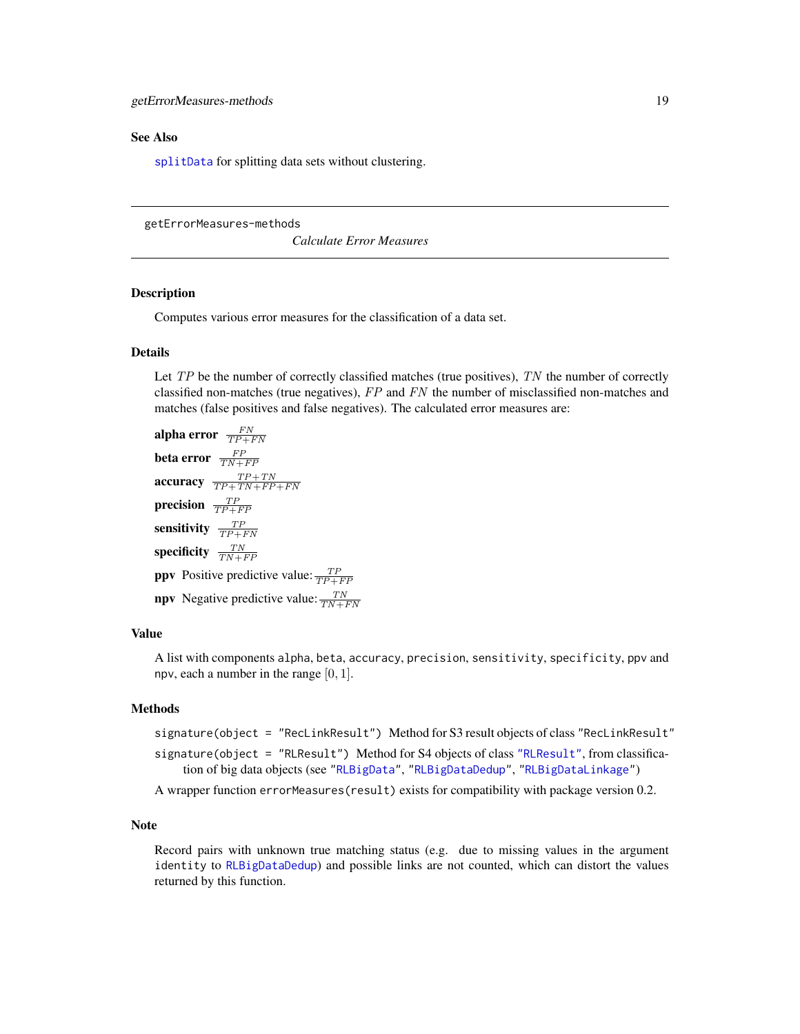## See Also

`splitData` for splitting data sets without clustering.

---

getErrorMeasures-methods *Calculate Error Measures*

---

### Description

Computes various error measures for the classification of a data set.

### Details

Let $TP$ be the number of correctly classified matches (true positives), $TN$ the number of correctly classified non-matches (true negatives), $FP$ and $FN$ the number of misclassified non-matches and matches (false positives and false negatives). The calculated error measures are:

**alpha error** $\frac{FN}{TP+FN}$

**beta error** $\frac{FP}{TN+FP}$

**accuracy** $\frac{TP+TN}{TP+TN+FP+FN}$

**precision** $\frac{TP}{TP+FP}$

**sensitivity** $\frac{TP}{TP+FN}$

**specificity** $\frac{TN}{TN+FP}$

**ppv** Positive predictive value: $\frac{TP}{TP+FP}$

**npv** Negative predictive value: $\frac{TN}{TN+FN}$

### Value

A list with components `alpha`, `beta`, `accuracy`, `precision`, `sensitivity`, `specificity`, `ppv` and `npv`, each a number in the range $[0, 1]$.

### Methods

`signature(object = "RecLinkResult")` Method for S3 result objects of class `"RecLinkResult"`

`signature(object = "RLResult")` Method for S4 objects of class `"RLResult"`, from classification of big data objects (see `"RLBigData"`, `"RLBigDataDedup"`, `"RLBigDataLinkage"`)

A wrapper function `errorMeasures(result)` exists for compatibility with package version 0.2.

### Note

Record pairs with unknown true matching status (e.g. due to missing values in the argument `identity` to `RLBigDataDedup`) and possible links are not counted, which can distort the values returned by this function.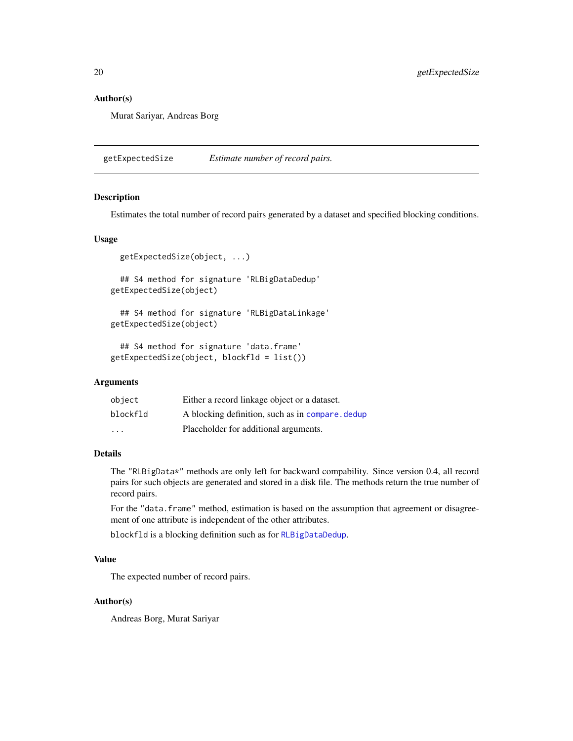### Author(s)

Murat Sariyar, Andreas Borg

## getExpectedSize *Estimate number of record pairs.*

### Description

Estimates the total number of record pairs generated by a dataset and specified blocking conditions.

### Usage

```
  getExpectedSize(object, ...)

  ## S4 method for signature 'RLBigDataDedup'
getExpectedSize(object)

  ## S4 method for signature 'RLBigDataLinkage'
getExpectedSize(object)

  ## S4 method for signature 'data.frame'
getExpectedSize(object, blockfld = list())
```

### Arguments

| | |
|---|---|
| `object` | Either a record linkage object or a dataset. |
| `blockfld` | A blocking definition, such as in `compare.dedup` |
| `...` | Placeholder for additional arguments. |

### Details

The "RLBigData*" methods are only left for backward compability. Since version 0.4, all record pairs for such objects are generated and stored in a disk file. The methods return the true number of record pairs.

For the "data.frame" method, estimation is based on the assumption that agreement or disagreement of one attribute is independent of the other attributes.

`blockfld` is a blocking definition such as for `RLBigDataDedup`.

### Value

The expected number of record pairs.

### Author(s)

Andreas Borg, Murat Sariyar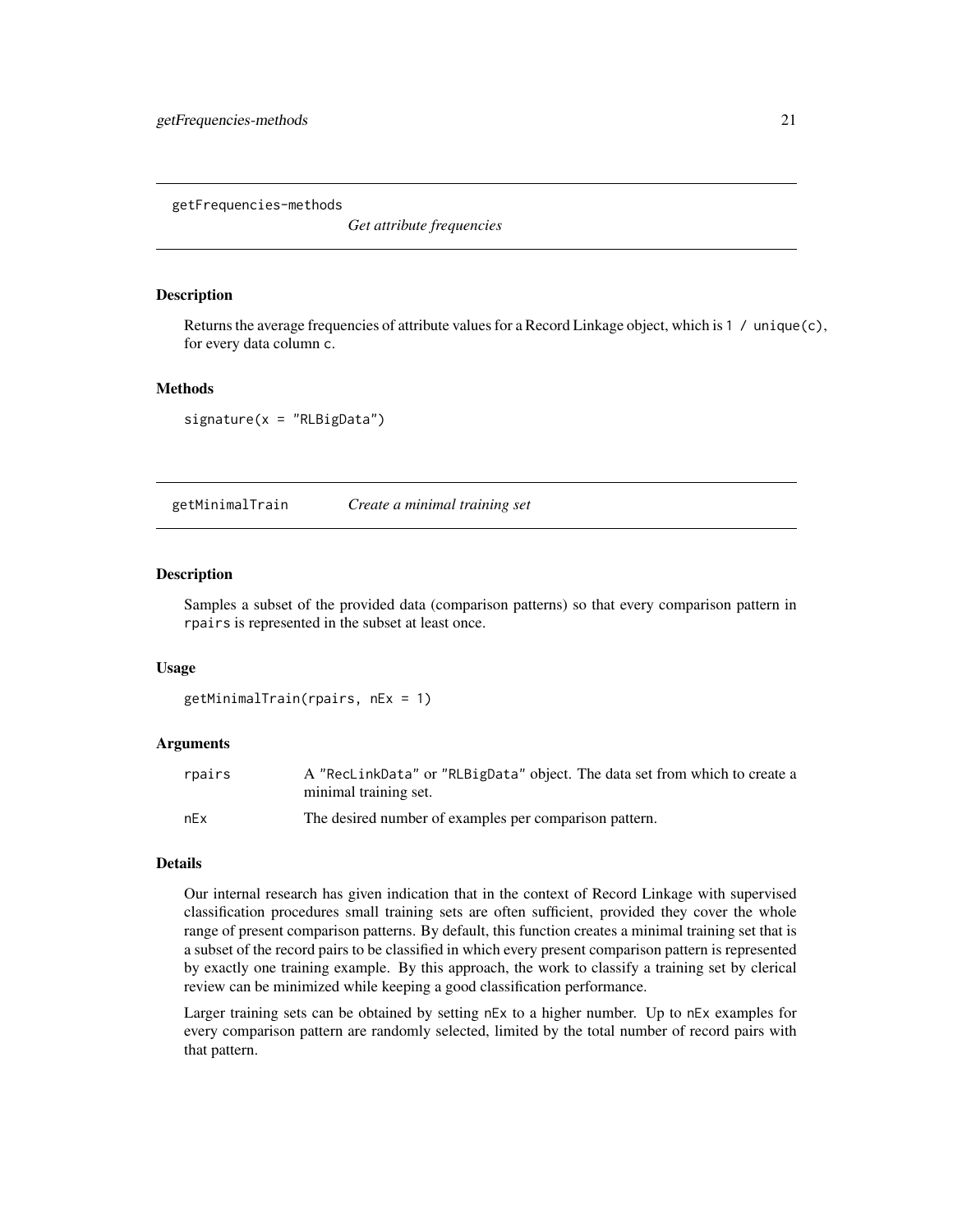## getFrequencies-methods

*Get attribute frequencies*

### Description

Returns the average frequencies of attribute values for a Record Linkage object, which is `1 / unique(c)`, for every data column `c`.

### Methods

```
signature(x = "RLBigData")
```

## getMinimalTrain

*Create a minimal training set*

### Description

Samples a subset of the provided data (comparison patterns) so that every comparison pattern in `rpairs` is represented in the subset at least once.

### Usage

```
getMinimalTrain(rpairs, nEx = 1)
```

### Arguments

| | |
|---|---|
| `rpairs` | A `"RecLinkData"` or `"RLBigData"` object. The data set from which to create a minimal training set. |
| `nEx` | The desired number of examples per comparison pattern. |

### Details

Our internal research has given indication that in the context of Record Linkage with supervised classification procedures small training sets are often sufficient, provided they cover the whole range of present comparison patterns. By default, this function creates a minimal training set that is a subset of the record pairs to be classified in which every present comparison pattern is represented by exactly one training example. By this approach, the work to classify a training set by clerical review can be minimized while keeping a good classification performance.

Larger training sets can be obtained by setting `nEx` to a higher number. Up to `nEx` examples for every comparison pattern are randomly selected, limited by the total number of record pairs with that pattern.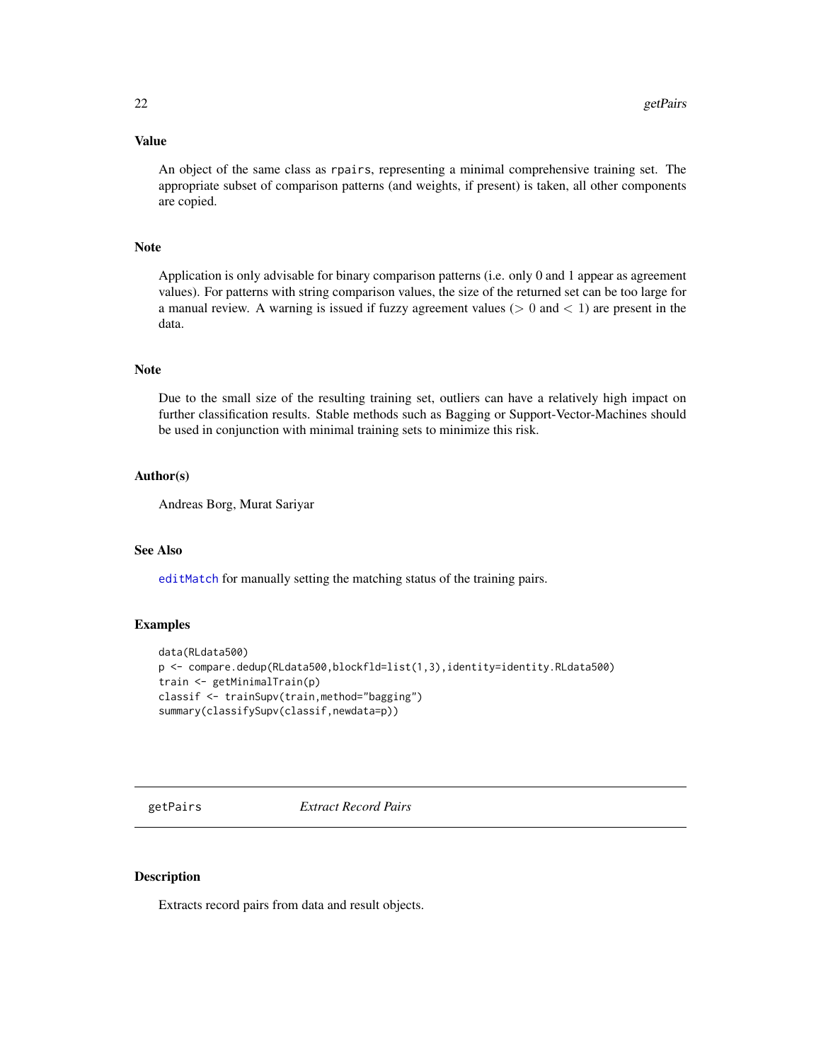### Value

An object of the same class as `rpairs`, representing a minimal comprehensive training set. The appropriate subset of comparison patterns (and weights, if present) is taken, all other components are copied.

### Note

Application is only advisable for binary comparison patterns (i.e. only 0 and 1 appear as agreement values). For patterns with string comparison values, the size of the returned set can be too large for a manual review. A warning is issued if fuzzy agreement values ($> 0$ and $< 1$) are present in the data.

### Note

Due to the small size of the resulting training set, outliers can have a relatively high impact on further classification results. Stable methods such as Bagging or Support-Vector-Machines should be used in conjunction with minimal training sets to minimize this risk.

### Author(s)

Andreas Borg, Murat Sariyar

### See Also

`editMatch` for manually setting the matching status of the training pairs.

### Examples

```
data(RLdata500)
p <- compare.dedup(RLdata500,blockfld=list(1,3),identity=identity.RLdata500)
train <- getMinimalTrain(p)
classif <- trainSupv(train,method="bagging")
summary(classifySupv(classif,newdata=p))
```

---

## getPairs — *Extract Record Pairs*

### Description

Extracts record pairs from data and result objects.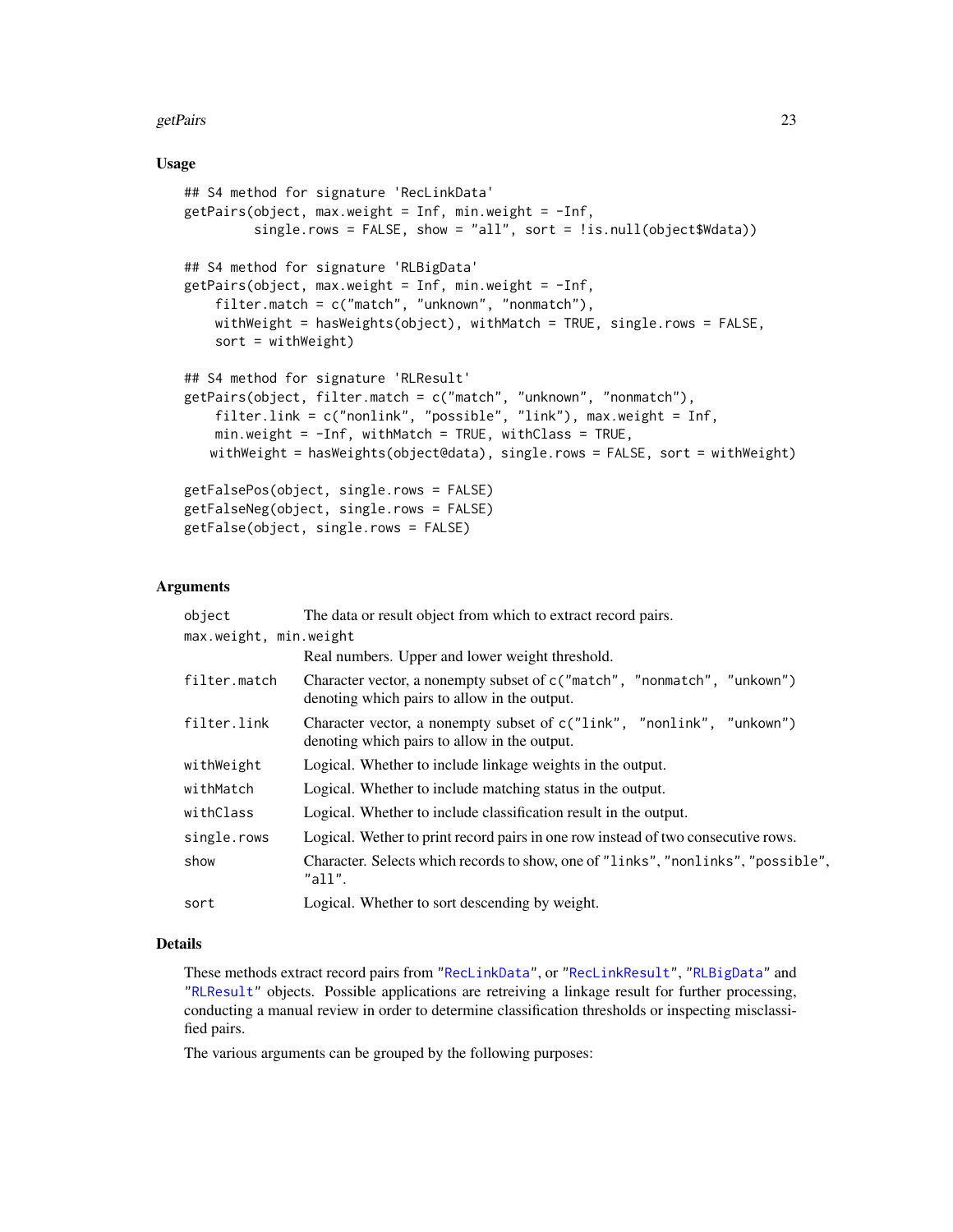## Usage

```
## S4 method for signature 'RecLinkData'
getPairs(object, max.weight = Inf, min.weight = -Inf,
        single.rows = FALSE, show = "all", sort = !is.null(object$Wdata))

## S4 method for signature 'RLBigData'
getPairs(object, max.weight = Inf, min.weight = -Inf,
    filter.match = c("match", "unknown", "nonmatch"),
    withWeight = hasWeights(object), withMatch = TRUE, single.rows = FALSE,
    sort = withWeight)

## S4 method for signature 'RLResult'
getPairs(object, filter.match = c("match", "unknown", "nonmatch"),
    filter.link = c("nonlink", "possible", "link"), max.weight = Inf,
    min.weight = -Inf, withMatch = TRUE, withClass = TRUE,
   withWeight = hasWeights(object@data), single.rows = FALSE, sort = withWeight)

getFalsePos(object, single.rows = FALSE)
getFalseNeg(object, single.rows = FALSE)
getFalse(object, single.rows = FALSE)
```

## Arguments

| | |
|---|---|
| `object` | The data or result object from which to extract record pairs. |
| `max.weight, min.weight` | Real numbers. Upper and lower weight threshold. |
| `filter.match` | Character vector, a nonempty subset of `c("match", "nonmatch", "unkown")` denoting which pairs to allow in the output. |
| `filter.link` | Character vector, a nonempty subset of `c("link", "nonlink", "unkown")` denoting which pairs to allow in the output. |
| `withWeight` | Logical. Whether to include linkage weights in the output. |
| `withMatch` | Logical. Whether to include matching status in the output. |
| `withClass` | Logical. Whether to include classification result in the output. |
| `single.rows` | Logical. Wether to print record pairs in one row instead of two consecutive rows. |
| `show` | Character. Selects which records to show, one of `"links"`, `"nonlinks"`, `"possible"`, `"all"`. |
| `sort` | Logical. Whether to sort descending by weight. |

## Details

These methods extract record pairs from "RecLinkData", or "RecLinkResult", "RLBigData" and "RLResult" objects. Possible applications are retreiving a linkage result for further processing, conducting a manual review in order to determine classification thresholds or inspecting misclassified pairs.

The various arguments can be grouped by the following purposes: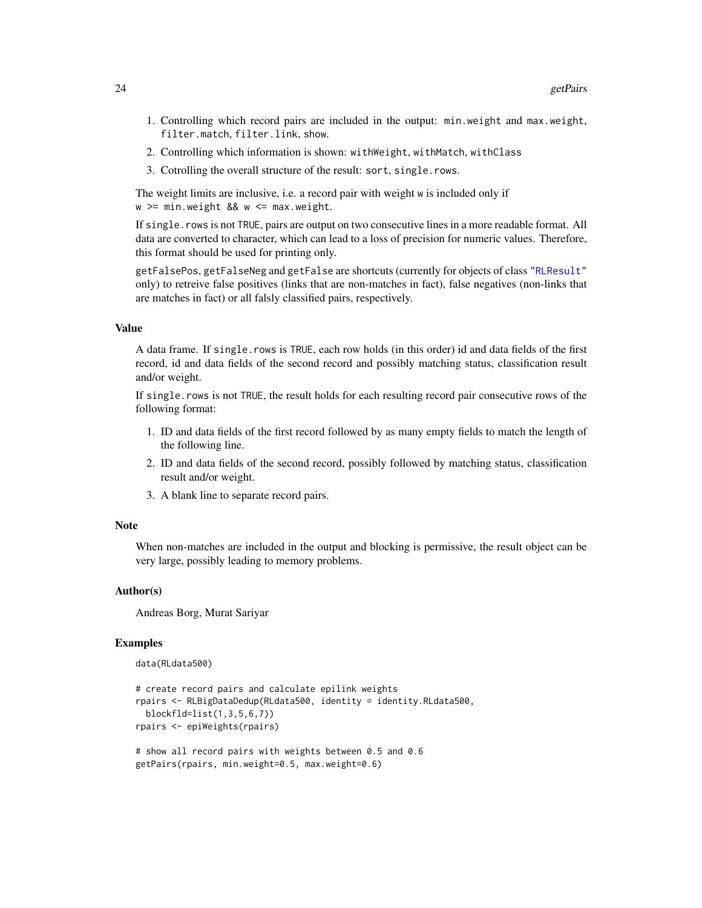1. Controlling which record pairs are included in the output: `min.weight` and `max.weight`, `filter.match`, `filter.link`, `show`.
2. Controlling which information is shown: `withWeight`, `withMatch`, `withClass`
3. Cotrolling the overall structure of the result: `sort`, `single.rows`.

The weight limits are inclusive, i.e. a record pair with weight `w` is included only if
`w >= min.weight && w <= max.weight`.

If `single.rows` is not `TRUE`, pairs are output on two consecutive lines in a more readable format. All data are converted to character, which can lead to a loss of precision for numeric values. Therefore, this format should be used for printing only.

`getFalsePos`, `getFalseNeg` and `getFalse` are shortcuts (currently for objects of class "`RLResult`" only) to retreive false positives (links that are non-matches in fact), false negatives (non-links that are matches in fact) or all falsly classified pairs, respectively.

## Value

A data frame. If `single.rows` is `TRUE`, each row holds (in this order) id and data fields of the first record, id and data fields of the second record and possibly matching status, classification result and/or weight.

If `single.rows` is not `TRUE`, the result holds for each resulting record pair consecutive rows of the following format:

1. ID and data fields of the first record followed by as many empty fields to match the length of the following line.
2. ID and data fields of the second record, possibly followed by matching status, classification result and/or weight.
3. A blank line to separate record pairs.

## Note

When non-matches are included in the output and blocking is permissive, the result object can be very large, possibly leading to memory problems.

## Author(s)

Andreas Borg, Murat Sariyar

## Examples

```
data(RLdata500)

# create record pairs and calculate epilink weights
rpairs <- RLBigDataDedup(RLdata500, identity = identity.RLdata500,
  blockfld=list(1,3,5,6,7))
rpairs <- epiWeights(rpairs)

# show all record pairs with weights between 0.5 and 0.6
getPairs(rpairs, min.weight=0.5, max.weight=0.6)
```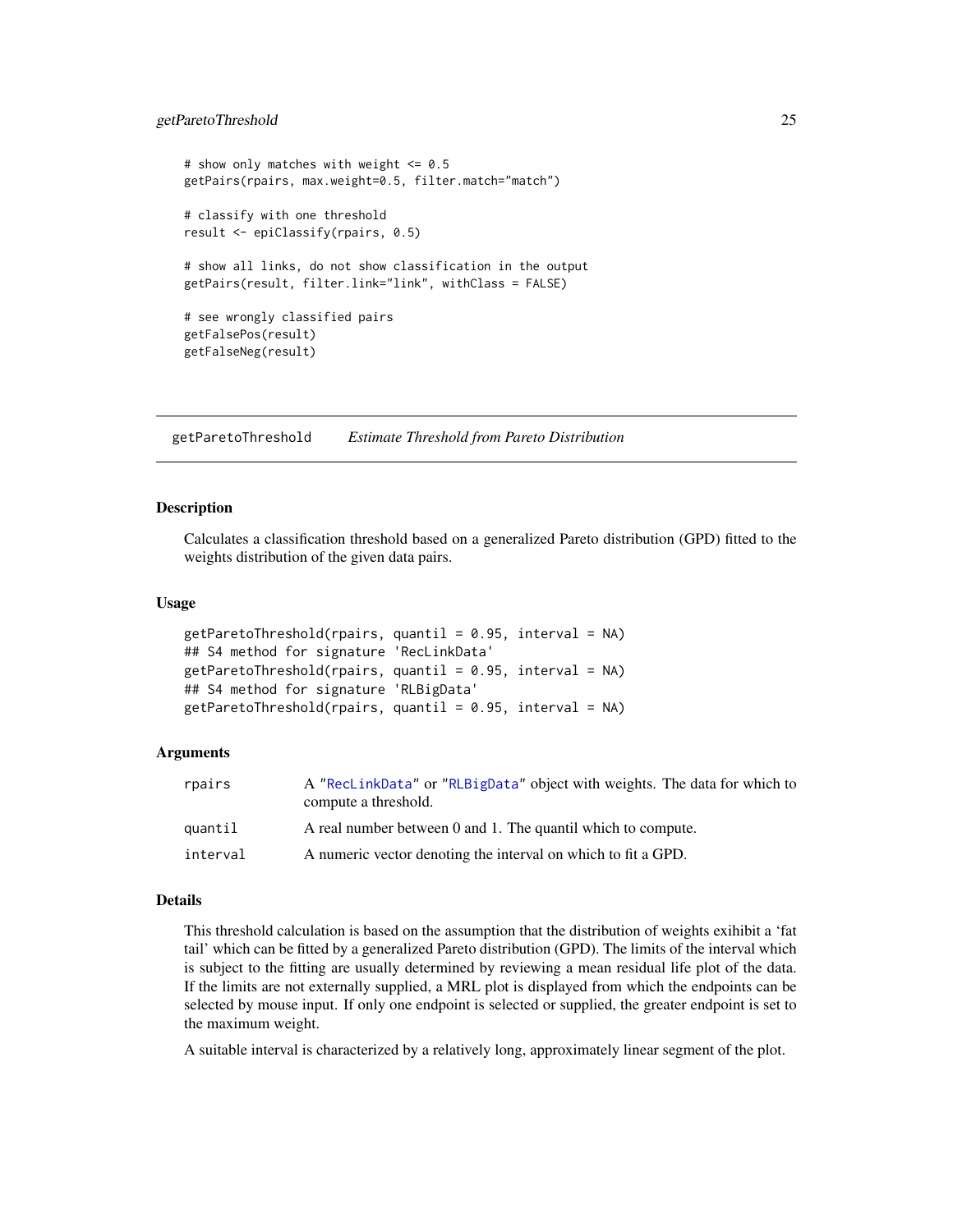```
# show only matches with weight <= 0.5
getPairs(rpairs, max.weight=0.5, filter.match="match")

# classify with one threshold
result <- epiClassify(rpairs, 0.5)

# show all links, do not show classification in the output
getPairs(result, filter.link="link", withClass = FALSE)

# see wrongly classified pairs
getFalsePos(result)
getFalseNeg(result)
```

---

## getParetoThreshold *Estimate Threshold from Pareto Distribution*

---

### Description

Calculates a classification threshold based on a generalized Pareto distribution (GPD) fitted to the weights distribution of the given data pairs.

### Usage

```
getParetoThreshold(rpairs, quantil = 0.95, interval = NA)
## S4 method for signature 'RecLinkData'
getParetoThreshold(rpairs, quantil = 0.95, interval = NA)
## S4 method for signature 'RLBigData'
getParetoThreshold(rpairs, quantil = 0.95, interval = NA)
```

### Arguments

| | |
|---|---|
| `rpairs` | A "`RecLinkData`" or "`RLBigData`" object with weights. The data for which to compute a threshold. |
| `quantil` | A real number between 0 and 1. The quantil which to compute. |
| `interval` | A numeric vector denoting the interval on which to fit a GPD. |

### Details

This threshold calculation is based on the assumption that the distribution of weights exihibit a 'fat tail' which can be fitted by a generalized Pareto distribution (GPD). The limits of the interval which is subject to the fitting are usually determined by reviewing a mean residual life plot of the data. If the limits are not externally supplied, a MRL plot is displayed from which the endpoints can be selected by mouse input. If only one endpoint is selected or supplied, the greater endpoint is set to the maximum weight.

A suitable interval is characterized by a relatively long, approximately linear segment of the plot.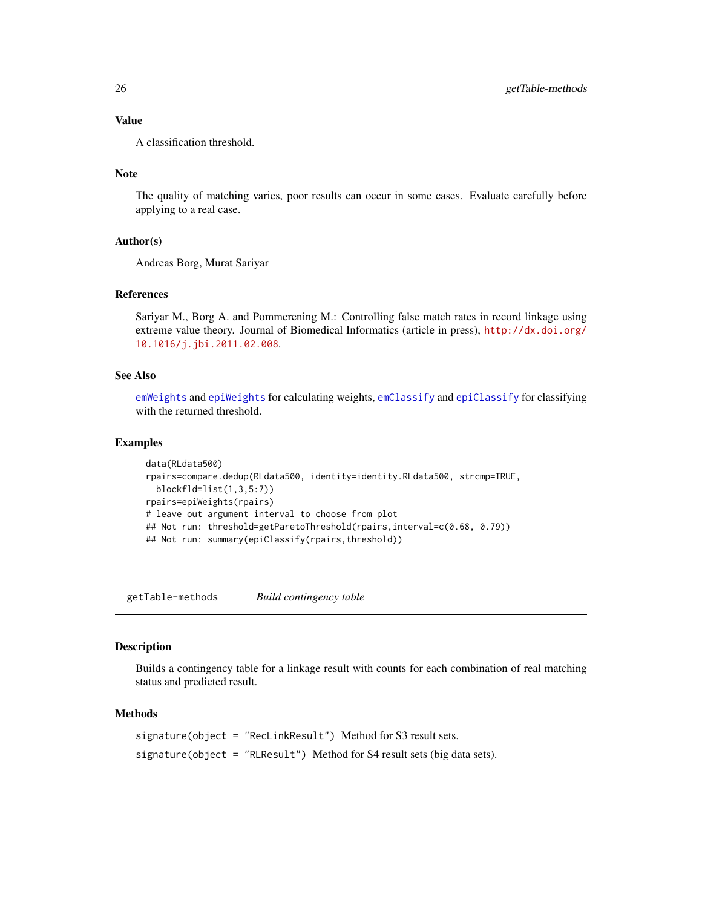### Value

A classification threshold.

### Note

The quality of matching varies, poor results can occur in some cases. Evaluate carefully before applying to a real case.

### Author(s)

Andreas Borg, Murat Sariyar

### References

Sariyar M., Borg A. and Pommerening M.: Controlling false match rates in record linkage using extreme value theory. Journal of Biomedical Informatics (article in press), http://dx.doi.org/10.1016/j.jbi.2011.02.008.

### See Also

emWeights and epiWeights for calculating weights, emClassify and epiClassify for classifying with the returned threshold.

### Examples

```
data(RLdata500)
rpairs=compare.dedup(RLdata500, identity=identity.RLdata500, strcmp=TRUE,
  blockfld=list(1,3,5:7))
rpairs=epiWeights(rpairs)
# leave out argument interval to choose from plot
## Not run: threshold=getParetoThreshold(rpairs,interval=c(0.68, 0.79))
## Not run: summary(epiClassify(rpairs,threshold))
```

---

## getTable-methods &nbsp;&nbsp;&nbsp; *Build contingency table*

### Description

Builds a contingency table for a linkage result with counts for each combination of real matching status and predicted result.

### Methods

`signature(object = "RecLinkResult")` Method for S3 result sets.

`signature(object = "RLResult")` Method for S4 result sets (big data sets).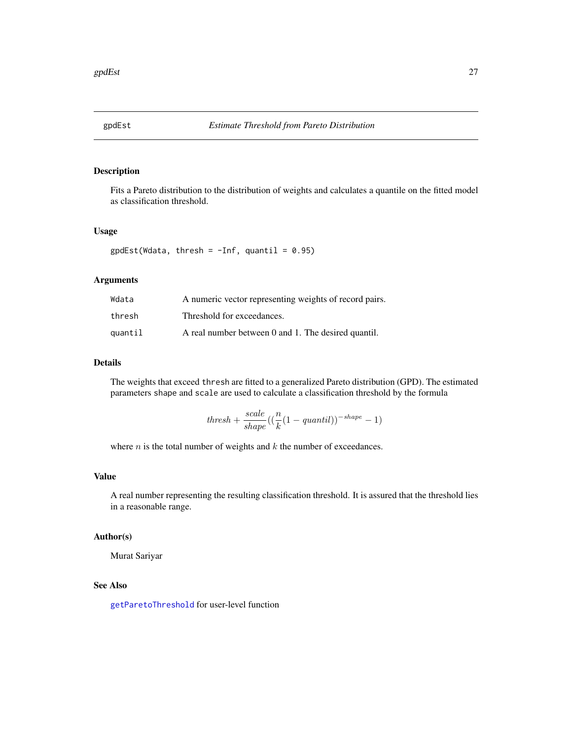## gpdEst — *Estimate Threshold from Pareto Distribution*

### Description

Fits a Pareto distribution to the distribution of weights and calculates a quantile on the fitted model as classification threshold.

### Usage

```
gpdEst(Wdata, thresh = -Inf, quantil = 0.95)
```

### Arguments

| | |
|---|---|
| `Wdata` | A numeric vector representing weights of record pairs. |
| `thresh` | Threshold for exceedances. |
| `quantil` | A real number between 0 and 1. The desired quantil. |

### Details

The weights that exceed `thresh` are fitted to a generalized Pareto distribution (GPD). The estimated parameters `shape` and `scale` are used to calculate a classification threshold by the formula

$$thresh + \frac{scale}{shape}((\frac{n}{k}(1 - quantil))^{-shape} - 1)$$

where $n$ is the total number of weights and $k$ the number of exceedances.

### Value

A real number representing the resulting classification threshold. It is assured that the threshold lies in a reasonable range.

### Author(s)

Murat Sariyar

### See Also

`getParetoThreshold` for user-level function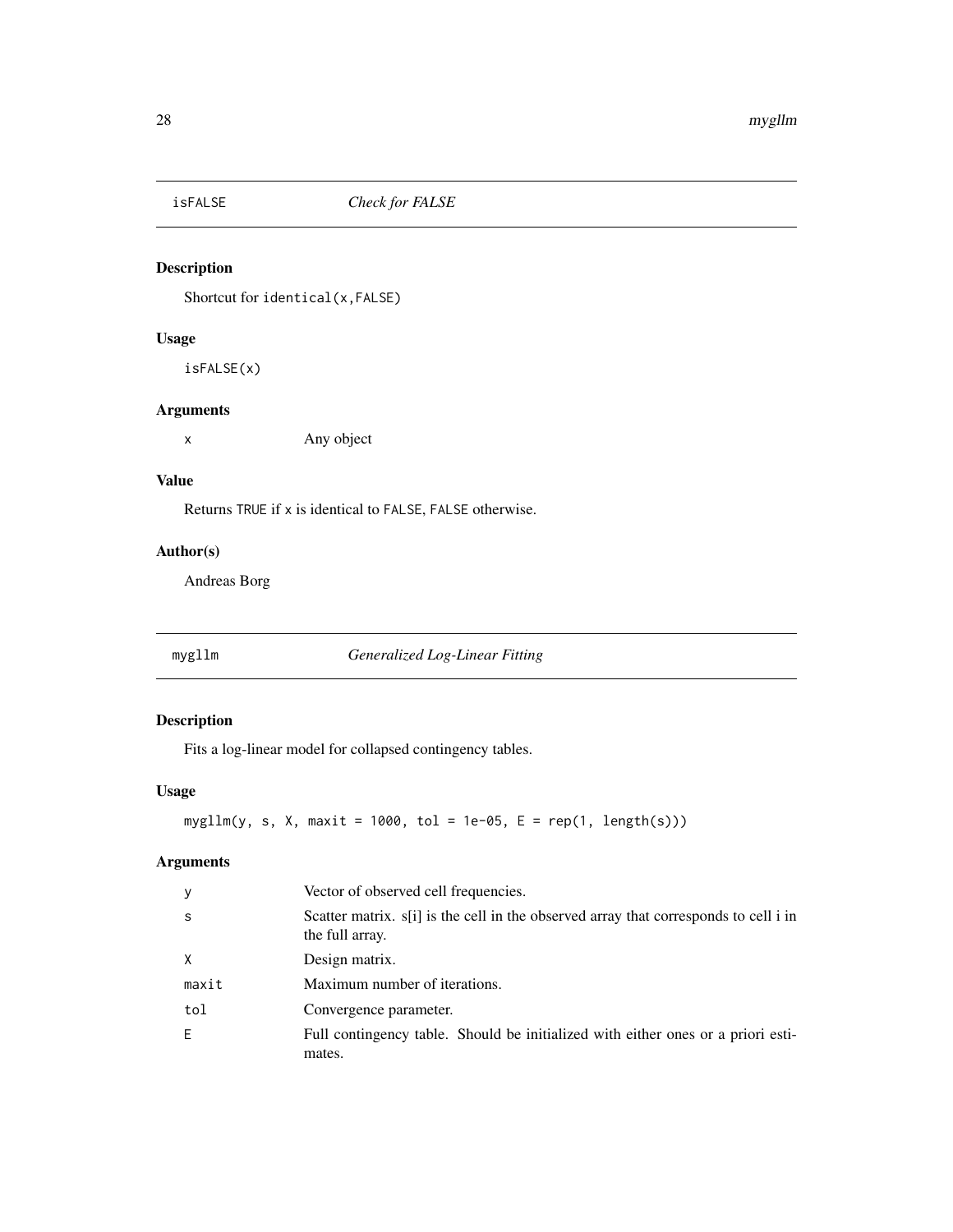## isFALSE *Check for FALSE*

### Description

Shortcut for `identical(x,FALSE)`

### Usage

```
isFALSE(x)
```

### Arguments

| | |
|---|---|
| x | Any object |

### Value

Returns `TRUE` if `x` is identical to `FALSE`, `FALSE` otherwise.

### Author(s)

Andreas Borg

## mygllm *Generalized Log-Linear Fitting*

### Description

Fits a log-linear model for collapsed contingency tables.

### Usage

```
mygllm(y, s, X, maxit = 1000, tol = 1e-05, E = rep(1, length(s)))
```

### Arguments

| | |
|---|---|
| y | Vector of observed cell frequencies. |
| s | Scatter matrix. s[i] is the cell in the observed array that corresponds to cell i in the full array. |
| X | Design matrix. |
| maxit | Maximum number of iterations. |
| tol | Convergence parameter. |
| E | Full contingency table. Should be initialized with either ones or a priori estimates. |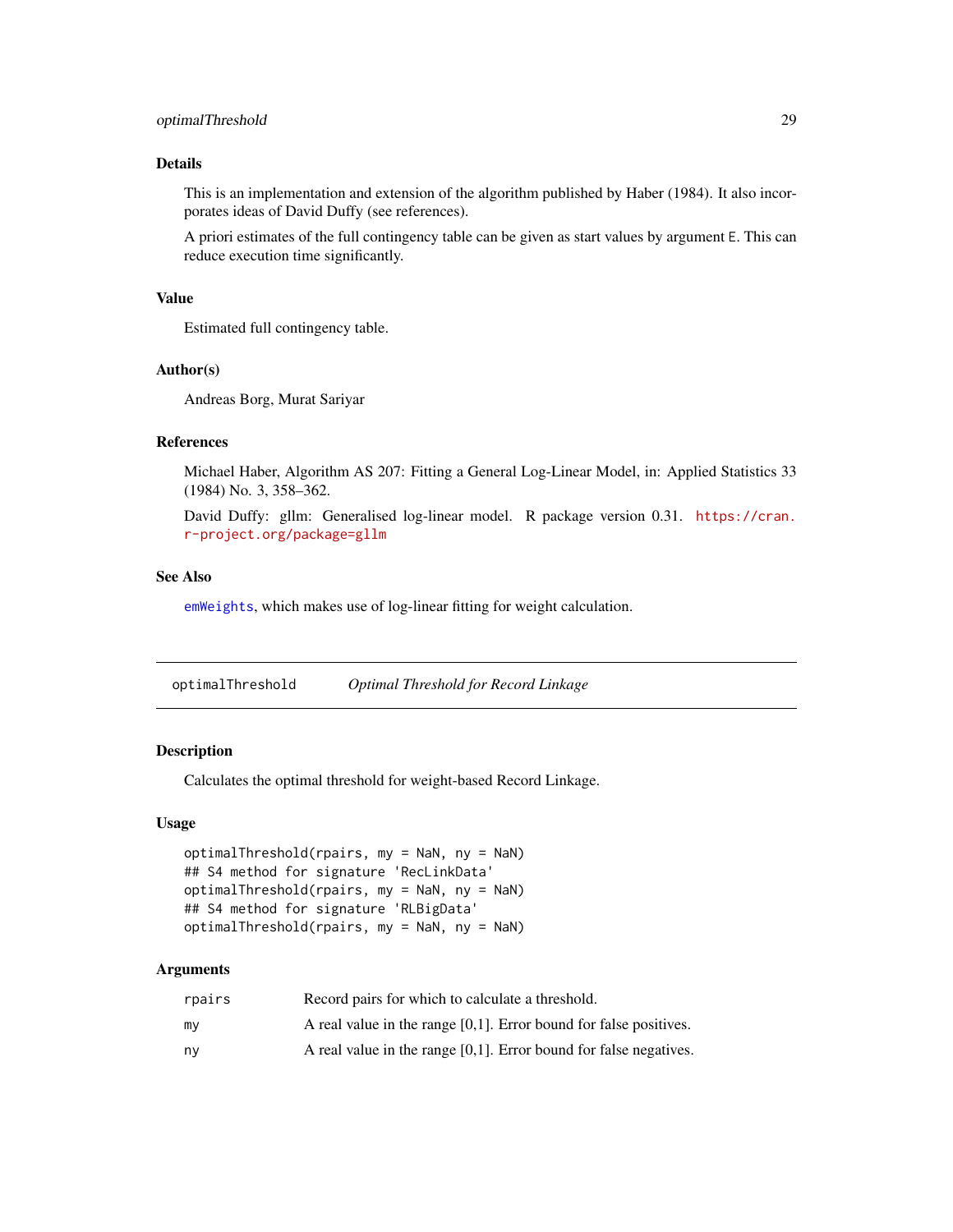### Details

This is an implementation and extension of the algorithm published by Haber (1984). It also incorporates ideas of David Duffy (see references).

A priori estimates of the full contingency table can be given as start values by argument `E`. This can reduce execution time significantly.

### Value

Estimated full contingency table.

### Author(s)

Andreas Borg, Murat Sariyar

### References

Michael Haber, Algorithm AS 207: Fitting a General Log-Linear Model, in: Applied Statistics 33 (1984) No. 3, 358–362.

David Duffy: gllm: Generalised log-linear model. R package version 0.31. https://cran.r-project.org/package=gllm

### See Also

`emWeights`, which makes use of log-linear fitting for weight calculation.

---

## optimalThreshold &nbsp;&nbsp;&nbsp; *Optimal Threshold for Record Linkage*

---

### Description

Calculates the optimal threshold for weight-based Record Linkage.

### Usage

```
optimalThreshold(rpairs, my = NaN, ny = NaN)
## S4 method for signature 'RecLinkData'
optimalThreshold(rpairs, my = NaN, ny = NaN)
## S4 method for signature 'RLBigData'
optimalThreshold(rpairs, my = NaN, ny = NaN)
```

### Arguments

| | |
|---|---|
| `rpairs` | Record pairs for which to calculate a threshold. |
| `my` | A real value in the range [0,1]. Error bound for false positives. |
| `ny` | A real value in the range [0,1]. Error bound for false negatives. |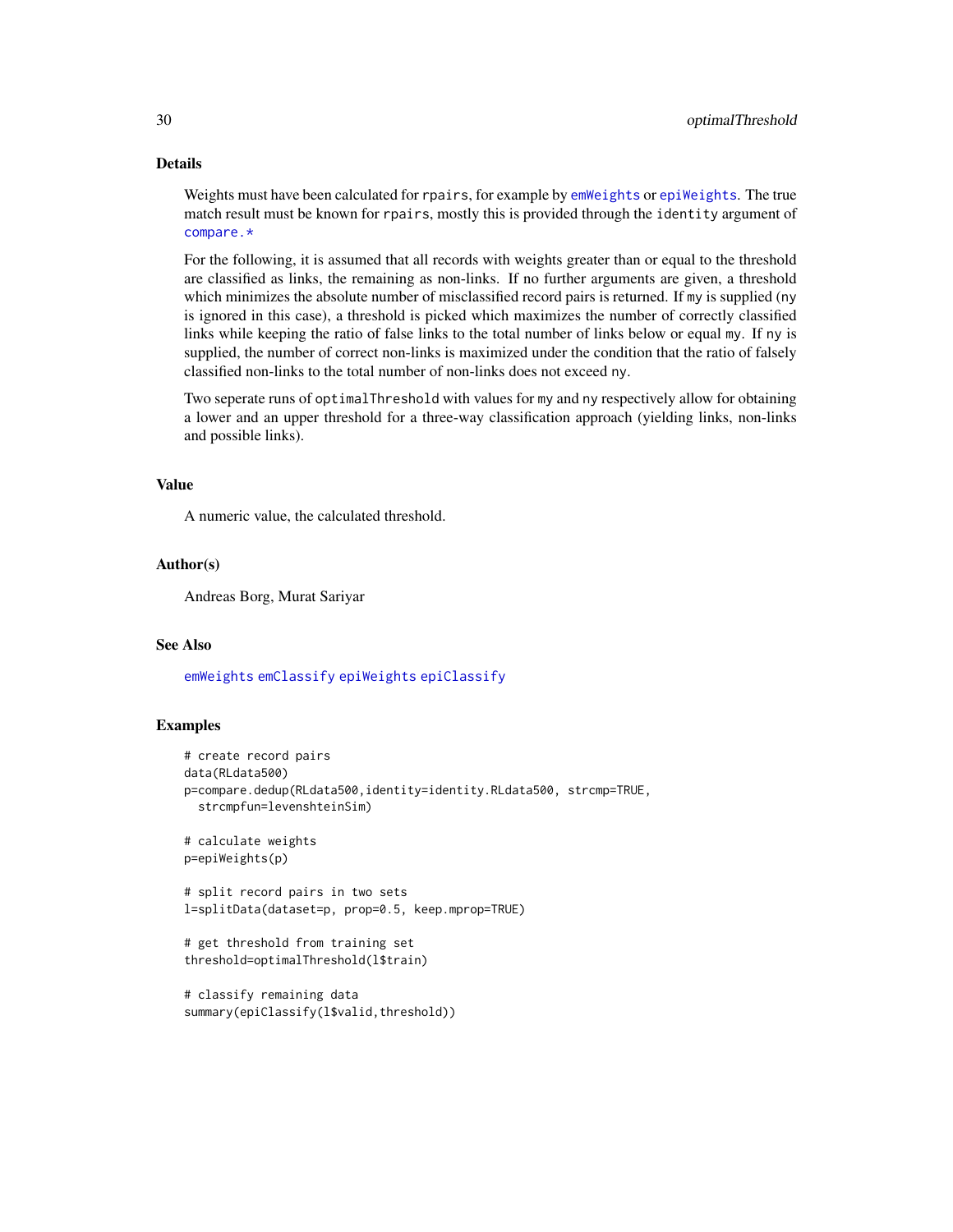## Details

Weights must have been calculated for `rpairs`, for example by `emWeights` or `epiWeights`. The true match result must be known for `rpairs`, mostly this is provided through the `identity` argument of `compare.*`

For the following, it is assumed that all records with weights greater than or equal to the threshold are classified as links, the remaining as non-links. If no further arguments are given, a threshold which minimizes the absolute number of misclassified record pairs is returned. If `my` is supplied (`ny` is ignored in this case), a threshold is picked which maximizes the number of correctly classified links while keeping the ratio of false links to the total number of links below or equal `my`. If `ny` is supplied, the number of correct non-links is maximized under the condition that the ratio of falsely classified non-links to the total number of non-links does not exceed `ny`.

Two seperate runs of `optimalThreshold` with values for `my` and `ny` respectively allow for obtaining a lower and an upper threshold for a three-way classification approach (yielding links, non-links and possible links).

## Value

A numeric value, the calculated threshold.

## Author(s)

Andreas Borg, Murat Sariyar

## See Also

`emWeights` `emClassify` `epiWeights` `epiClassify`

## Examples

```
# create record pairs
data(RLdata500)
p=compare.dedup(RLdata500,identity=identity.RLdata500, strcmp=TRUE,
  strcmpfun=levenshteinSim)

# calculate weights
p=epiWeights(p)

# split record pairs in two sets
l=splitData(dataset=p, prop=0.5, keep.mprop=TRUE)

# get threshold from training set
threshold=optimalThreshold(l$train)

# classify remaining data
summary(epiClassify(l$valid,threshold))
```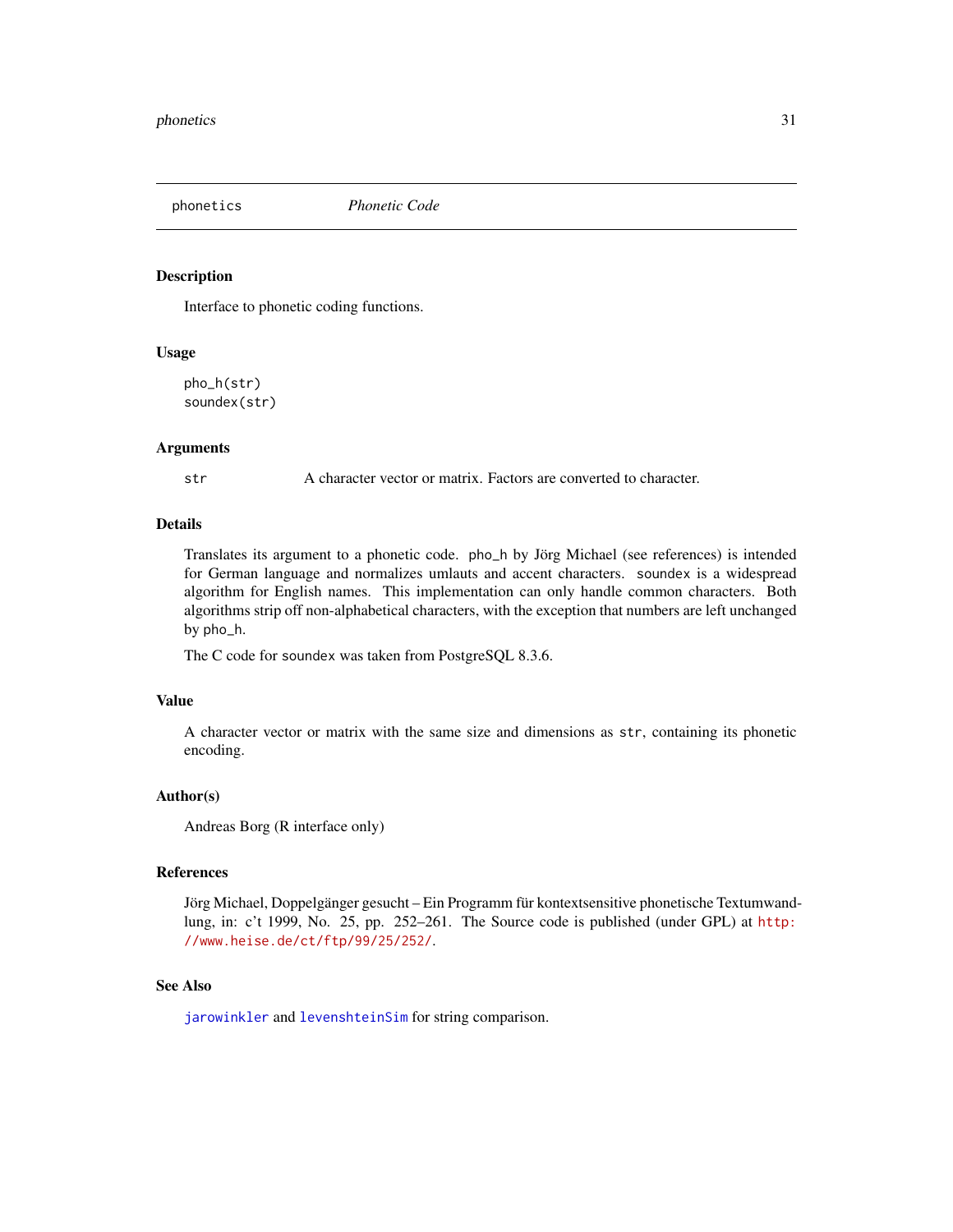## phetics

phonetics *Phonetic Code*

### Description

Interface to phonetic coding functions.

### Usage

```
pho_h(str)
soundex(str)
```

### Arguments

| | |
|---|---|
| str | A character vector or matrix. Factors are converted to character. |

### Details

Translates its argument to a phonetic code. `pho_h` by Jörg Michael (see references) is intended for German language and normalizes umlauts and accent characters. `soundex` is a widespread algorithm for English names. This implementation can only handle common characters. Both algorithms strip off non-alphabetical characters, with the exception that numbers are left unchanged by `pho_h`.

The C code for `soundex` was taken from PostgreSQL 8.3.6.

### Value

A character vector or matrix with the same size and dimensions as `str`, containing its phonetic encoding.

### Author(s)

Andreas Borg (R interface only)

### References

Jörg Michael, Doppelgänger gesucht – Ein Programm für kontextsensitive phonetische Textumwandlung, in: c't 1999, No. 25, pp. 252–261. The Source code is published (under GPL) at http://www.heise.de/ct/ftp/99/25/252/.

### See Also

`jarowinkler` and `levenshteinSim` for string comparison.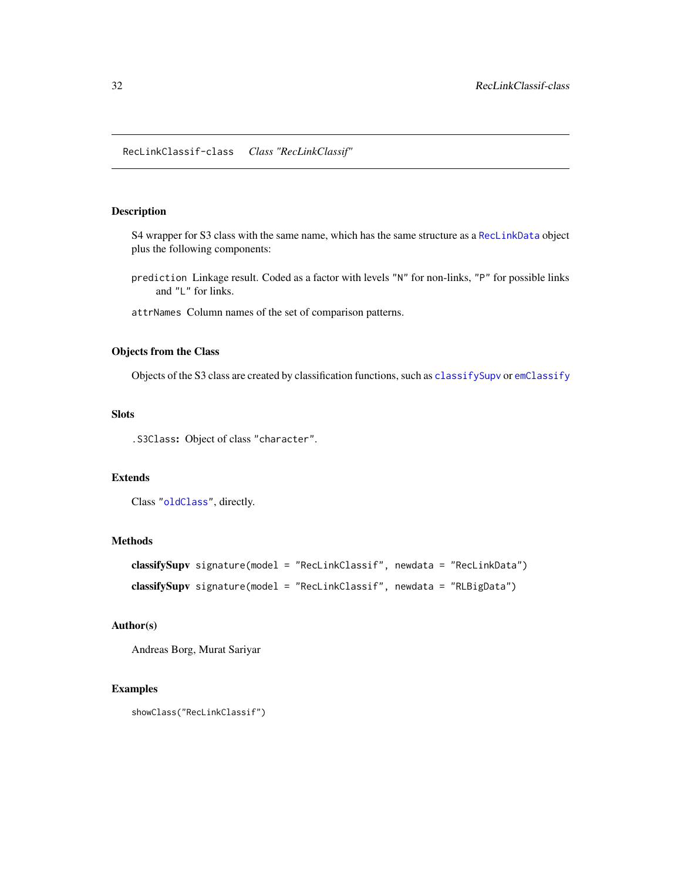RecLinkClassif-class    *Class "RecLinkClassif"*

## Description

S4 wrapper for S3 class with the same name, which has the same structure as a `RecLinkData` object plus the following components:

`prediction` Linkage result. Coded as a factor with levels `"N"` for non-links, `"P"` for possible links and `"L"` for links.

`attrNames` Column names of the set of comparison patterns.

## Objects from the Class

Objects of the S3 class are created by classification functions, such as `classifySupv` or `emClassify`

## Slots

`.S3Class`**:** Object of class `"character"`.

## Extends

Class `"oldClass"`, directly.

## Methods

**classifySupv** `signature(model = "RecLinkClassif", newdata = "RecLinkData")`

**classifySupv** `signature(model = "RecLinkClassif", newdata = "RLBigData")`

## Author(s)

Andreas Borg, Murat Sariyar

## Examples

```
showClass("RecLinkClassif")
```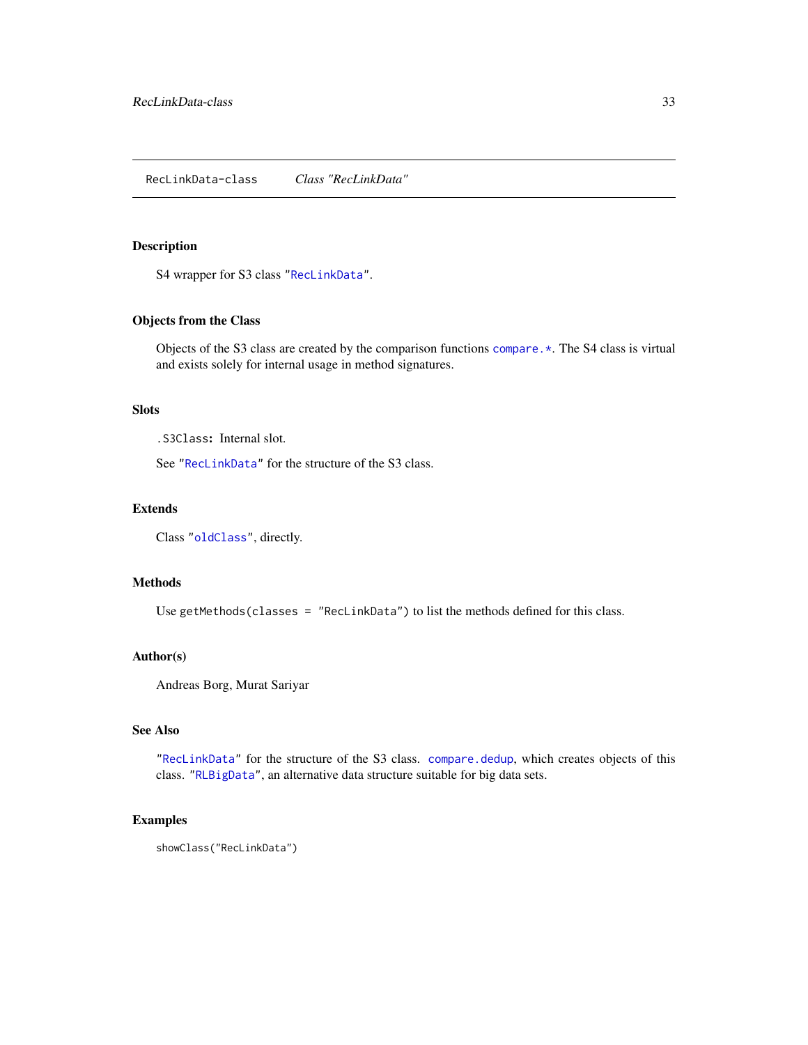RecLinkData-class    *Class "RecLinkData"*

## Description

S4 wrapper for S3 class "`RecLinkData`".

## Objects from the Class

Objects of the S3 class are created by the comparison functions `compare.*`. The S4 class is virtual and exists solely for internal usage in method signatures.

## Slots

`.S3Class`**:** Internal slot.

See "`RecLinkData`" for the structure of the S3 class.

## Extends

Class "`oldClass`", directly.

## Methods

Use `getMethods(classes = "RecLinkData")` to list the methods defined for this class.

## Author(s)

Andreas Borg, Murat Sariyar

## See Also

"`RecLinkData`" for the structure of the S3 class. `compare.dedup`, which creates objects of this class. "`RLBigData`", an alternative data structure suitable for big data sets.

## Examples

```
showClass("RecLinkData")
```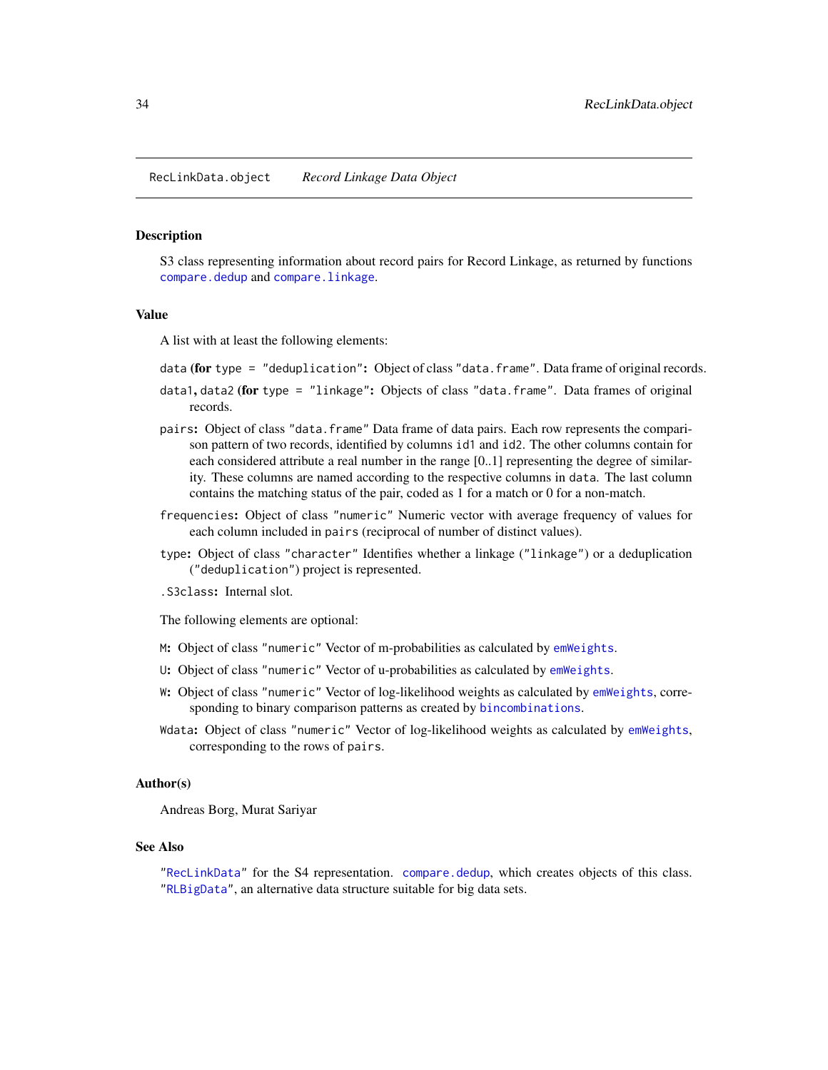RecLinkData.object    *Record Linkage Data Object*

## Description

S3 class representing information about record pairs for Record Linkage, as returned by functions `compare.dedup` and `compare.linkage`.

## Value

A list with at least the following elements:

- `data` **(for** `type = "deduplication"`**:** Object of class `"data.frame"`. Data frame of original records.
- `data1`**,** `data2` **(for** `type = "linkage"`**:** Objects of class `"data.frame"`. Data frames of original records.
- `pairs`**:** Object of class `"data.frame"` Data frame of data pairs. Each row represents the comparison pattern of two records, identified by columns `id1` and `id2`. The other columns contain for each considered attribute a real number in the range [0..1] representing the degree of similarity. These columns are named according to the respective columns in `data`. The last column contains the matching status of the pair, coded as 1 for a match or 0 for a non-match.
- `frequencies`**:** Object of class `"numeric"` Numeric vector with average frequency of values for each column included in `pairs` (reciprocal of number of distinct values).
- `type`**:** Object of class `"character"` Identifies whether a linkage (`"linkage"`) or a deduplication (`"deduplication"`) project is represented.
- `.S3class`**:** Internal slot.

The following elements are optional:

- `M`**:** Object of class `"numeric"` Vector of m-probabilities as calculated by `emWeights`.
- `U`**:** Object of class `"numeric"` Vector of u-probabilities as calculated by `emWeights`.
- `W`**:** Object of class `"numeric"` Vector of log-likelihood weights as calculated by `emWeights`, corresponding to binary comparison patterns as created by `bincombinations`.
- `Wdata`**:** Object of class `"numeric"` Vector of log-likelihood weights as calculated by `emWeights`, corresponding to the rows of `pairs`.

## Author(s)

Andreas Borg, Murat Sariyar

## See Also

`"RecLinkData"` for the S4 representation. `compare.dedup`, which creates objects of this class. `"RLBigData"`, an alternative data structure suitable for big data sets.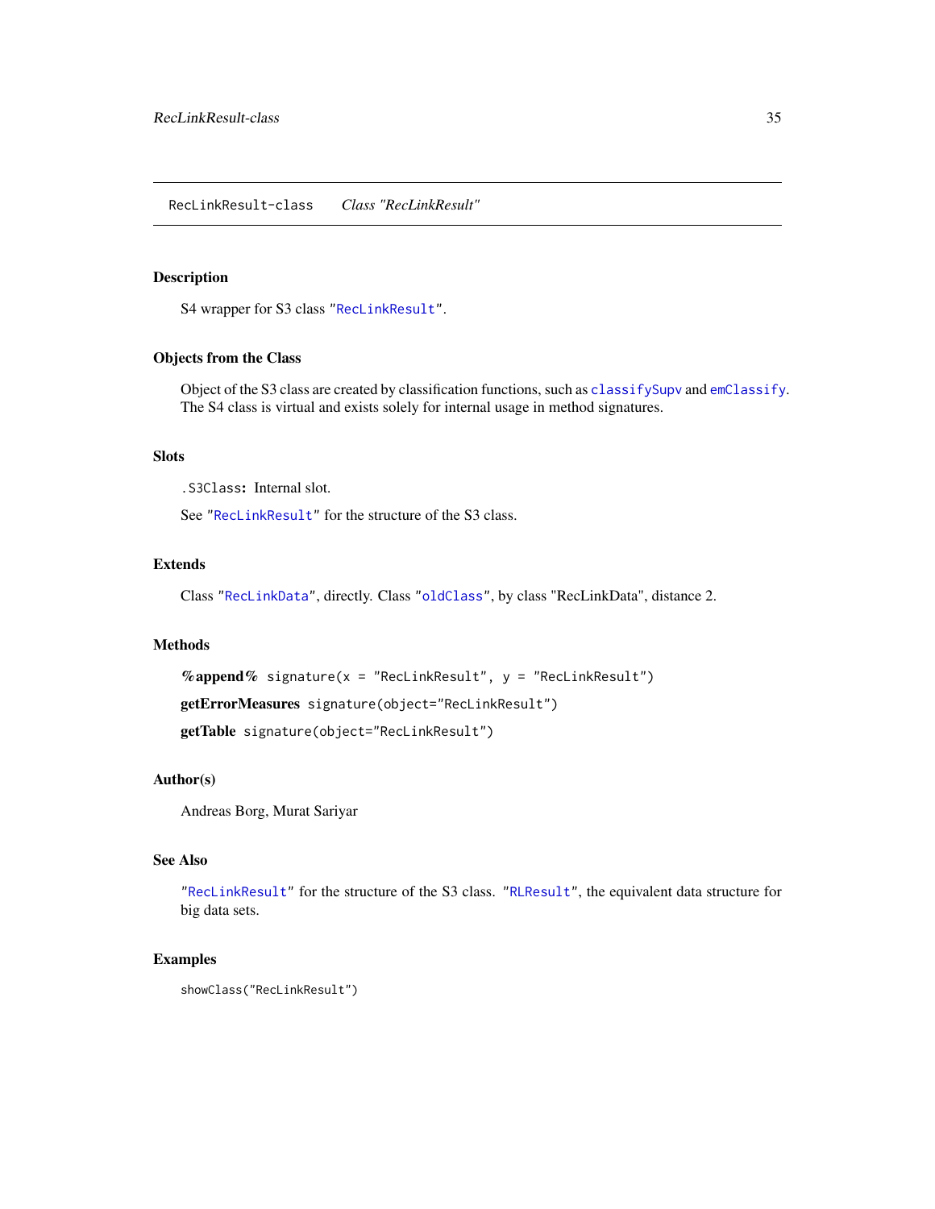RecLinkResult-class    *Class "RecLinkResult"*

## Description

S4 wrapper for S3 class "RecLinkResult".

## Objects from the Class

Object of the S3 class are created by classification functions, such as classifySupv and emClassify. The S4 class is virtual and exists solely for internal usage in method signatures.

## Slots

`.S3Class`: Internal slot.

See "RecLinkResult" for the structure of the S3 class.

## Extends

Class "RecLinkData", directly. Class "oldClass", by class "RecLinkData", distance 2.

## Methods

**%append%** `signature(x = "RecLinkResult", y = "RecLinkResult")`

**getErrorMeasures** `signature(object="RecLinkResult")`

**getTable** `signature(object="RecLinkResult")`

## Author(s)

Andreas Borg, Murat Sariyar

## See Also

"RecLinkResult" for the structure of the S3 class. "RLResult", the equivalent data structure for big data sets.

## Examples

```
showClass("RecLinkResult")
```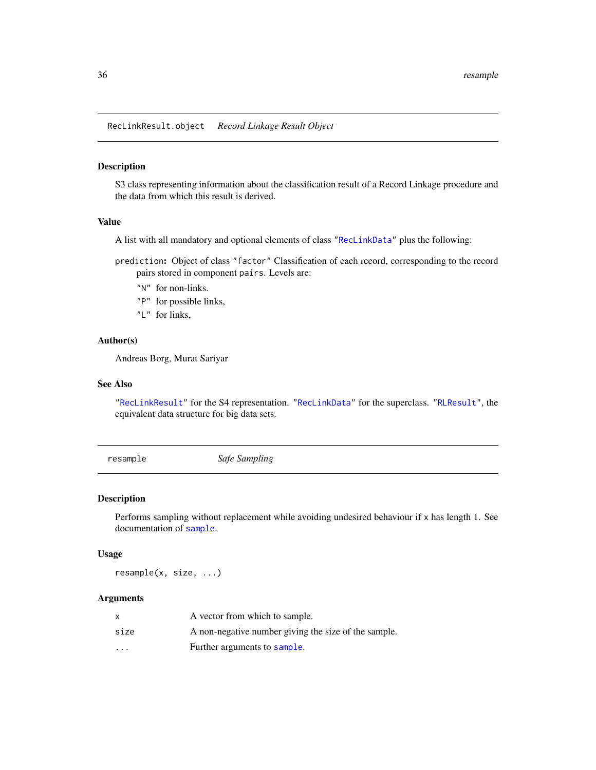## RecLinkResult.object *Record Linkage Result Object*

### Description

S3 class representing information about the classification result of a Record Linkage procedure and the data from which this result is derived.

### Value

A list with all mandatory and optional elements of class "RecLinkData" plus the following:

`prediction`: Object of class "factor" Classification of each record, corresponding to the record pairs stored in component `pairs`. Levels are:

- "N" for non-links.
- "P" for possible links,
- "L" for links,

### Author(s)

Andreas Borg, Murat Sariyar

### See Also

"RecLinkResult" for the S4 representation. "RecLinkData" for the superclass. "RLResult", the equivalent data structure for big data sets.

## resample *Safe Sampling*

### Description

Performs sampling without replacement while avoiding undesired behaviour if `x` has length 1. See documentation of `sample`.

### Usage

```
resample(x, size, ...)
```

### Arguments

| | |
|---|---|
| `x` | A vector from which to sample. |
| `size` | A non-negative number giving the size of the sample. |
| `...` | Further arguments to `sample`. |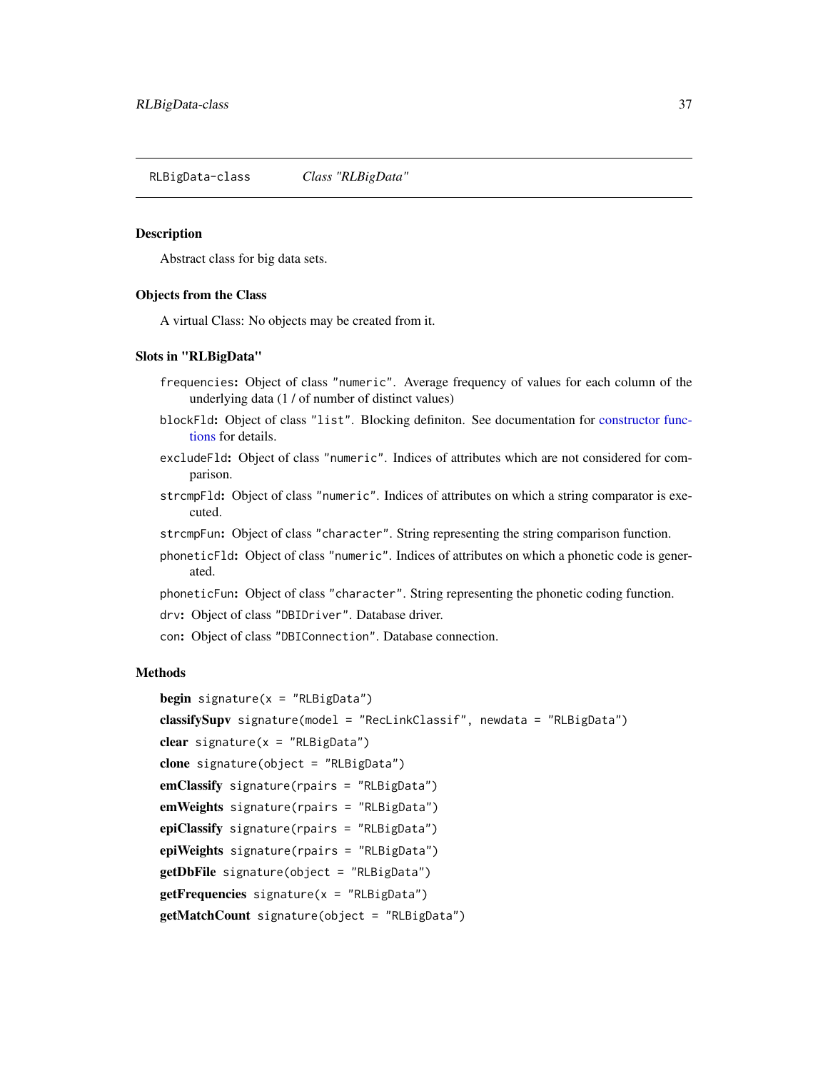RLBigData-class    *Class "RLBigData"*

### Description

Abstract class for big data sets.

### Objects from the Class

A virtual Class: No objects may be created from it.

### Slots in "RLBigData"

`frequencies`**:** Object of class `"numeric"`. Average frequency of values for each column of the underlying data (1 / of number of distinct values)

`blockFld`**:** Object of class `"list"`. Blocking definiton. See documentation for constructor functions for details.

`excludeFld`**:** Object of class `"numeric"`. Indices of attributes which are not considered for comparison.

`strcmpFld`**:** Object of class `"numeric"`. Indices of attributes on which a string comparator is executed.

`strcmpFun`**:** Object of class `"character"`. String representing the string comparison function.

`phoneticFld`**:** Object of class `"numeric"`. Indices of attributes on which a phonetic code is generated.

`phoneticFun`**:** Object of class `"character"`. String representing the phonetic coding function.

`drv`**:** Object of class `"DBIDriver"`. Database driver.

`con`**:** Object of class `"DBIConnection"`. Database connection.

### Methods

**begin** `signature(x = "RLBigData")`

**classifySupv** `signature(model = "RecLinkClassif", newdata = "RLBigData")`

**clear** `signature(x = "RLBigData")`

**clone** `signature(object = "RLBigData")`

**emClassify** `signature(rpairs = "RLBigData")`

**emWeights** `signature(rpairs = "RLBigData")`

**epiClassify** `signature(rpairs = "RLBigData")`

**epiWeights** `signature(rpairs = "RLBigData")`

**getDbFile** `signature(object = "RLBigData")`

**getFrequencies** `signature(x = "RLBigData")`

**getMatchCount** `signature(object = "RLBigData")`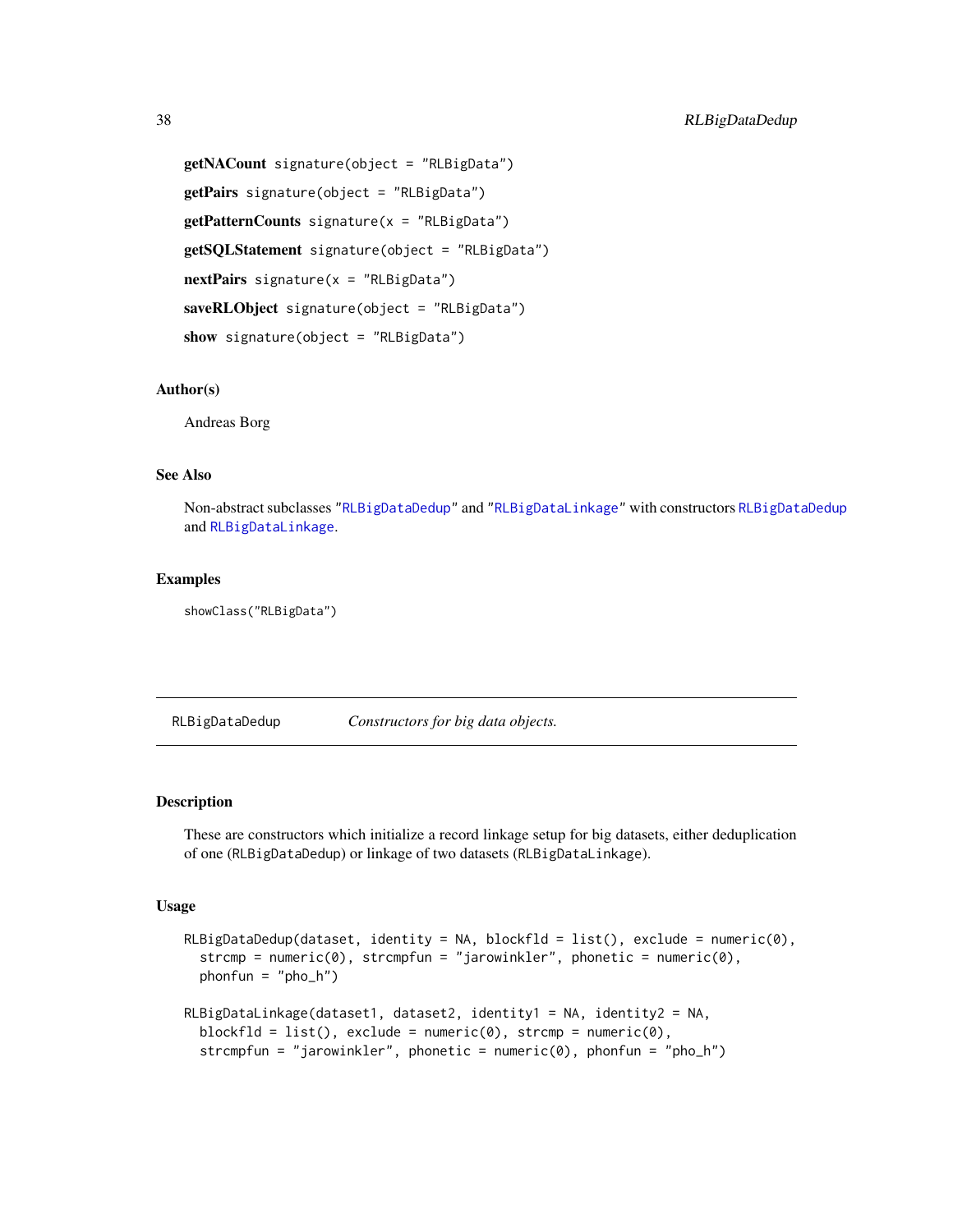**getNACount** `signature(object = "RLBigData")`

**getPairs** `signature(object = "RLBigData")`

**getPatternCounts** `signature(x = "RLBigData")`

**getSQLStatement** `signature(object = "RLBigData")`

**nextPairs** `signature(x = "RLBigData")`

**saveRLObject** `signature(object = "RLBigData")`

**show** `signature(object = "RLBigData")`

### Author(s)

Andreas Borg

### See Also

Non-abstract subclasses "`RLBigDataDedup`" and "`RLBigDataLinkage`" with constructors `RLBigDataDedup` and `RLBigDataLinkage`.

### Examples

```
showClass("RLBigData")
```

---

## RLBigDataDedup *Constructors for big data objects.*

---

### Description

These are constructors which initialize a record linkage setup for big datasets, either deduplication of one (`RLBigDataDedup`) or linkage of two datasets (`RLBigDataLinkage`).

### Usage

```
RLBigDataDedup(dataset, identity = NA, blockfld = list(), exclude = numeric(0),
  strcmp = numeric(0), strcmpfun = "jarowinkler", phonetic = numeric(0),
  phonfun = "pho_h")

RLBigDataLinkage(dataset1, dataset2, identity1 = NA, identity2 = NA,
  blockfld = list(), exclude = numeric(0), strcmp = numeric(0),
  strcmpfun = "jarowinkler", phonetic = numeric(0), phonfun = "pho_h")
```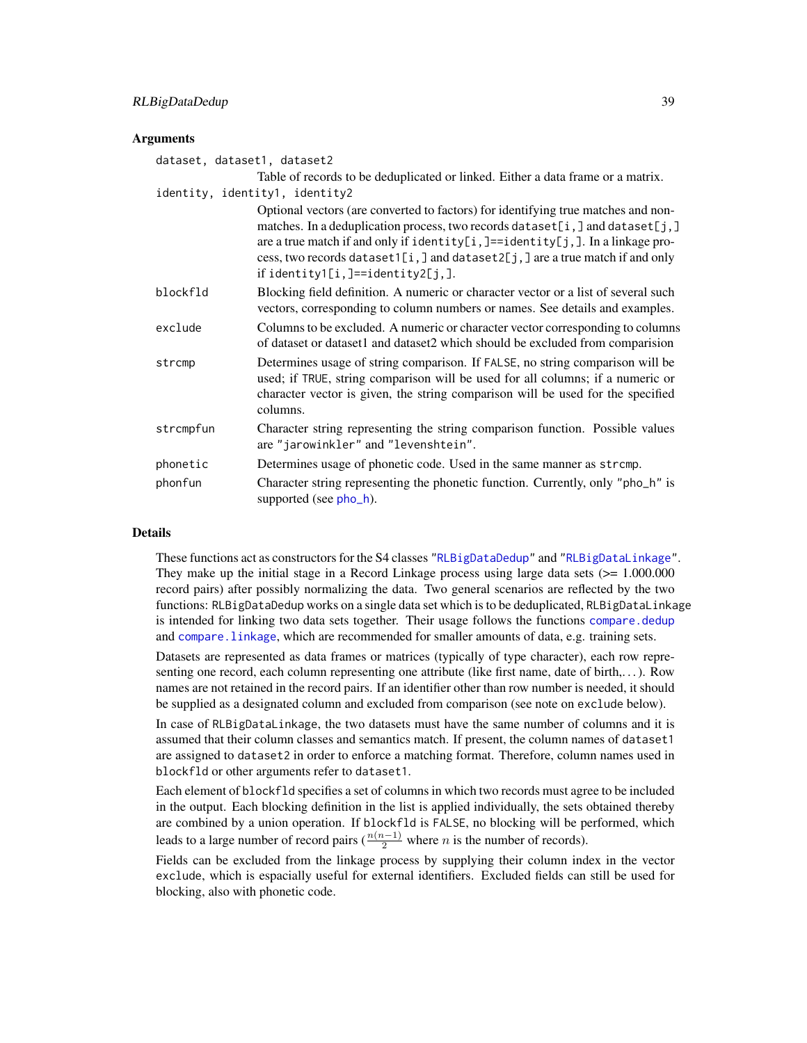### Arguments

**dataset, dataset1, dataset2**
: Table of records to be deduplicated or linked. Either a data frame or a matrix.

**identity, identity1, identity2**
: Optional vectors (are converted to factors) for identifying true matches and non-matches. In a deduplication process, two records `dataset[i,]` and `dataset[j,]` are a true match if and only if `identity[i,]==identity[j,]`. In a linkage process, two records `dataset1[i,]` and `dataset2[j,]` are a true match if and only if `identity1[i,]==identity2[j,]`.

**blockfld**
: Blocking field definition. A numeric or character vector or a list of several such vectors, corresponding to column numbers or names. See details and examples.

**exclude**
: Columns to be excluded. A numeric or character vector corresponding to columns of dataset or dataset1 and dataset2 which should be excluded from comparision

**strcmp**
: Determines usage of string comparison. If `FALSE`, no string comparison will be used; if `TRUE`, string comparison will be used for all columns; if a numeric or character vector is given, the string comparison will be used for the specified columns.

**strcmpfun**
: Character string representing the string comparison function. Possible values are `"jarowinkler"` and `"levenshtein"`.

**phonetic**
: Determines usage of phonetic code. Used in the same manner as `strcmp`.

**phonfun**
: Character string representing the phonetic function. Currently, only `"pho_h"` is supported (see `pho_h`).

### Details

These functions act as constructors for the S4 classes `"RLBigDataDedup"` and `"RLBigDataLinkage"`. They make up the initial stage in a Record Linkage process using large data sets (>= 1.000.000 record pairs) after possibly normalizing the data. Two general scenarios are reflected by the two functions: `RLBigDataDedup` works on a single data set which is to be deduplicated, `RLBigDataLinkage` is intended for linking two data sets together. Their usage follows the functions `compare.dedup` and `compare.linkage`, which are recommended for smaller amounts of data, e.g. training sets.

Datasets are represented as data frames or matrices (typically of type character), each row representing one record, each column representing one attribute (like first name, date of birth,...). Row names are not retained in the record pairs. If an identifier other than row number is needed, it should be supplied as a designated column and excluded from comparison (see note on `exclude` below).

In case of `RLBigDataLinkage`, the two datasets must have the same number of columns and it is assumed that their column classes and semantics match. If present, the column names of `dataset1` are assigned to `dataset2` in order to enforce a matching format. Therefore, column names used in `blockfld` or other arguments refer to `dataset1`.

Each element of `blockfld` specifies a set of columns in which two records must agree to be included in the output. Each blocking definition in the list is applied individually, the sets obtained thereby are combined by a union operation. If `blockfld` is `FALSE`, no blocking will be performed, which leads to a large number of record pairs ($\frac{n(n-1)}{2}$ where $n$ is the number of records).

Fields can be excluded from the linkage process by supplying their column index in the vector `exclude`, which is espacially useful for external identifiers. Excluded fields can still be used for blocking, also with phonetic code.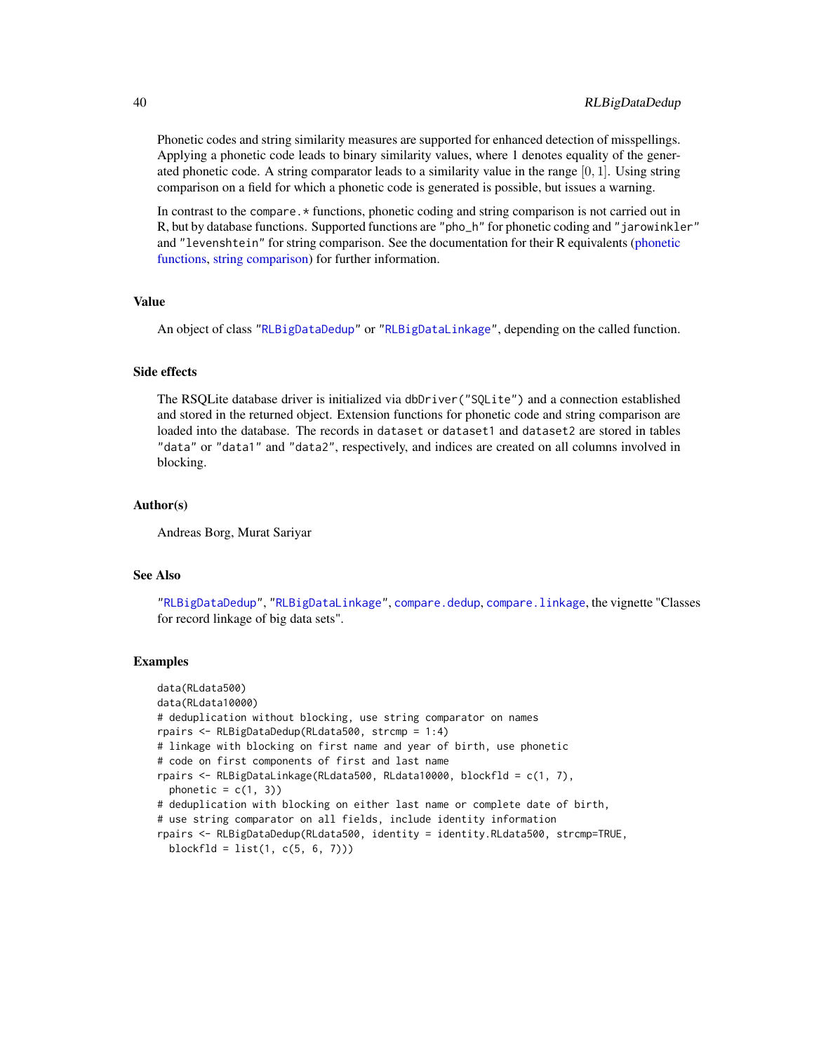Phonetic codes and string similarity measures are supported for enhanced detection of misspellings. Applying a phonetic code leads to binary similarity values, where 1 denotes equality of the generated phonetic code. A string comparator leads to a similarity value in the range $[0, 1]$. Using string comparison on a field for which a phonetic code is generated is possible, but issues a warning.

In contrast to the `compare.*` functions, phonetic coding and string comparison is not carried out in R, but by database functions. Supported functions are `"pho_h"` for phonetic coding and `"jarowinkler"` and `"levenshtein"` for string comparison. See the documentation for their R equivalents (phonetic functions, string comparison) for further information.

### Value

An object of class `"RLBigDataDedup"` or `"RLBigDataLinkage"`, depending on the called function.

### Side effects

The RSQLite database driver is initialized via `dbDriver("SQLite")` and a connection established and stored in the returned object. Extension functions for phonetic code and string comparison are loaded into the database. The records in `dataset` or `dataset1` and `dataset2` are stored in tables `"data"` or `"data1"` and `"data2"`, respectively, and indices are created on all columns involved in blocking.

### Author(s)

Andreas Borg, Murat Sariyar

### See Also

`"RLBigDataDedup"`, `"RLBigDataLinkage"`, `compare.dedup`, `compare.linkage`, the vignette "Classes for record linkage of big data sets".

### Examples

```
data(RLdata500)
data(RLdata10000)
# deduplication without blocking, use string comparator on names
rpairs <- RLBigDataDedup(RLdata500, strcmp = 1:4)
# linkage with blocking on first name and year of birth, use phonetic
# code on first components of first and last name
rpairs <- RLBigDataLinkage(RLdata500, RLdata10000, blockfld = c(1, 7),
  phonetic = c(1, 3))
# deduplication with blocking on either last name or complete date of birth,
# use string comparator on all fields, include identity information
rpairs <- RLBigDataDedup(RLdata500, identity = identity.RLdata500, strcmp=TRUE,
  blockfld = list(1, c(5, 6, 7)))
```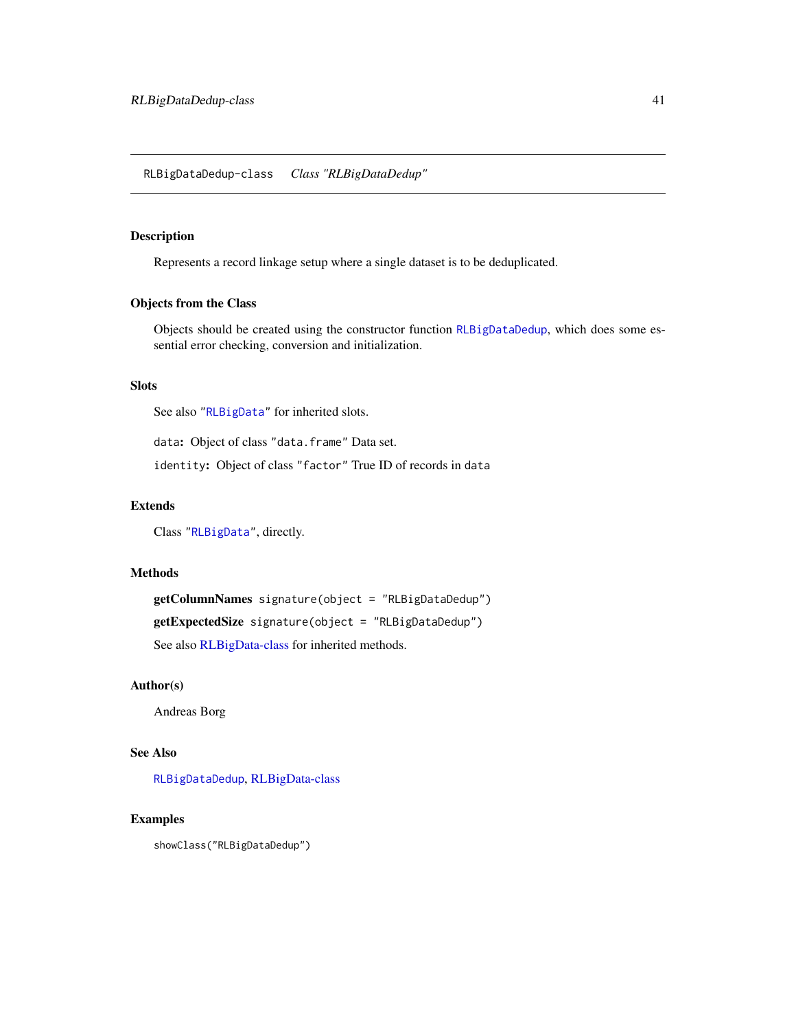## RLBigDataDedup-class *Class "RLBigDataDedup"*

### Description

Represents a record linkage setup where a single dataset is to be deduplicated.

### Objects from the Class

Objects should be created using the constructor function `RLBigDataDedup`, which does some essential error checking, conversion and initialization.

### Slots

See also "`RLBigData`" for inherited slots.

`data`: Object of class `"data.frame"` Data set.

`identity`: Object of class `"factor"` True ID of records in `data`

### Extends

Class "`RLBigData`", directly.

### Methods

**getColumnNames** `signature(object = "RLBigDataDedup")`

**getExpectedSize** `signature(object = "RLBigDataDedup")`

See also RLBigData-class for inherited methods.

### Author(s)

Andreas Borg

### See Also

`RLBigDataDedup`, RLBigData-class

### Examples

```
showClass("RLBigDataDedup")
```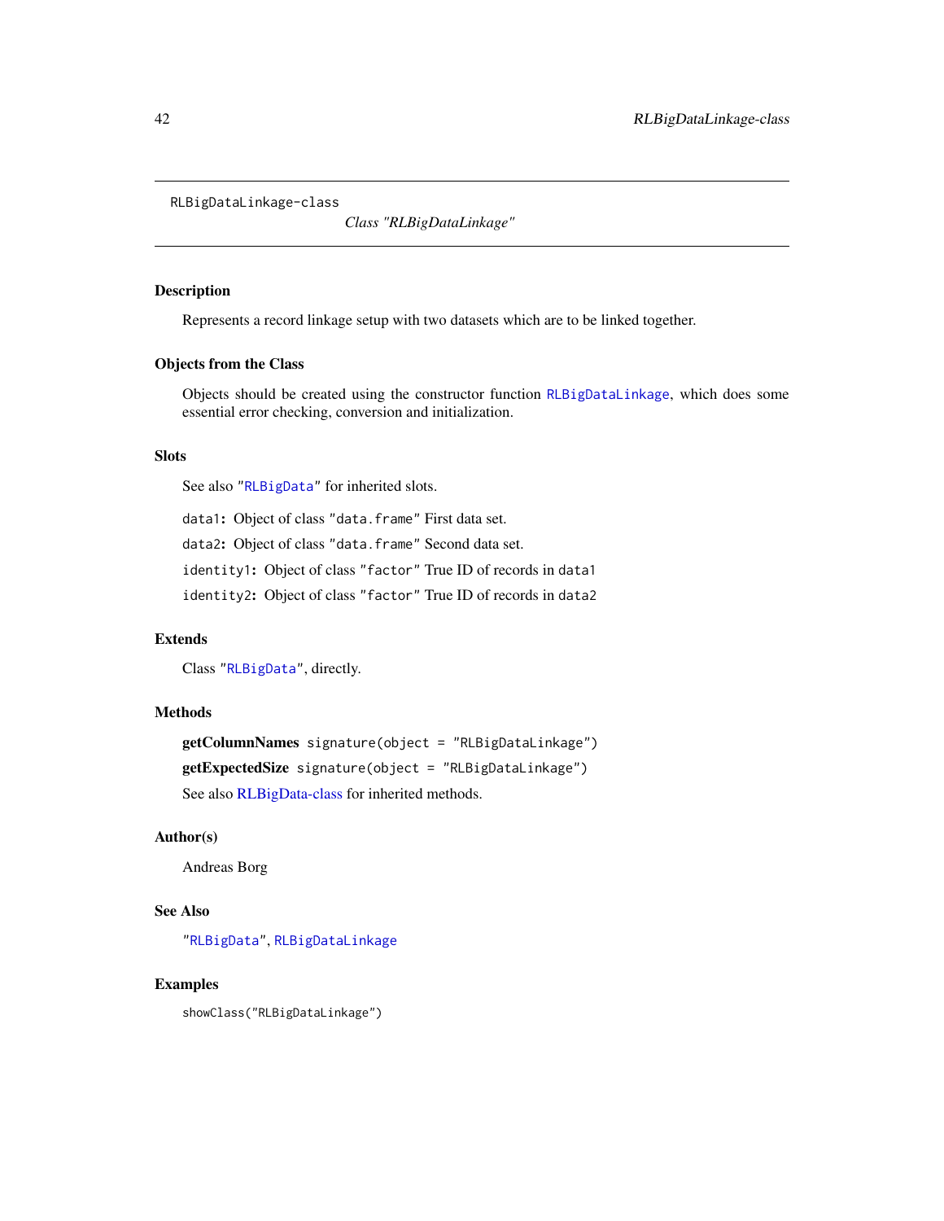RLBigDataLinkage-class

*Class "RLBigDataLinkage"*

## Description

Represents a record linkage setup with two datasets which are to be linked together.

## Objects from the Class

Objects should be created using the constructor function `RLBigDataLinkage`, which does some essential error checking, conversion and initialization.

## Slots

See also "`RLBigData`" for inherited slots.

`data1`**:** Object of class `"data.frame"` First data set.

`data2`**:** Object of class `"data.frame"` Second data set.

`identity1`**:** Object of class `"factor"` True ID of records in `data1`

`identity2`**:** Object of class `"factor"` True ID of records in `data2`

## Extends

Class "`RLBigData`", directly.

## Methods

**getColumnNames** `signature(object = "RLBigDataLinkage")`

**getExpectedSize** `signature(object = "RLBigDataLinkage")`

See also RLBigData-class for inherited methods.

## Author(s)

Andreas Borg

## See Also

"`RLBigData`", `RLBigDataLinkage`

## Examples

```
showClass("RLBigDataLinkage")
```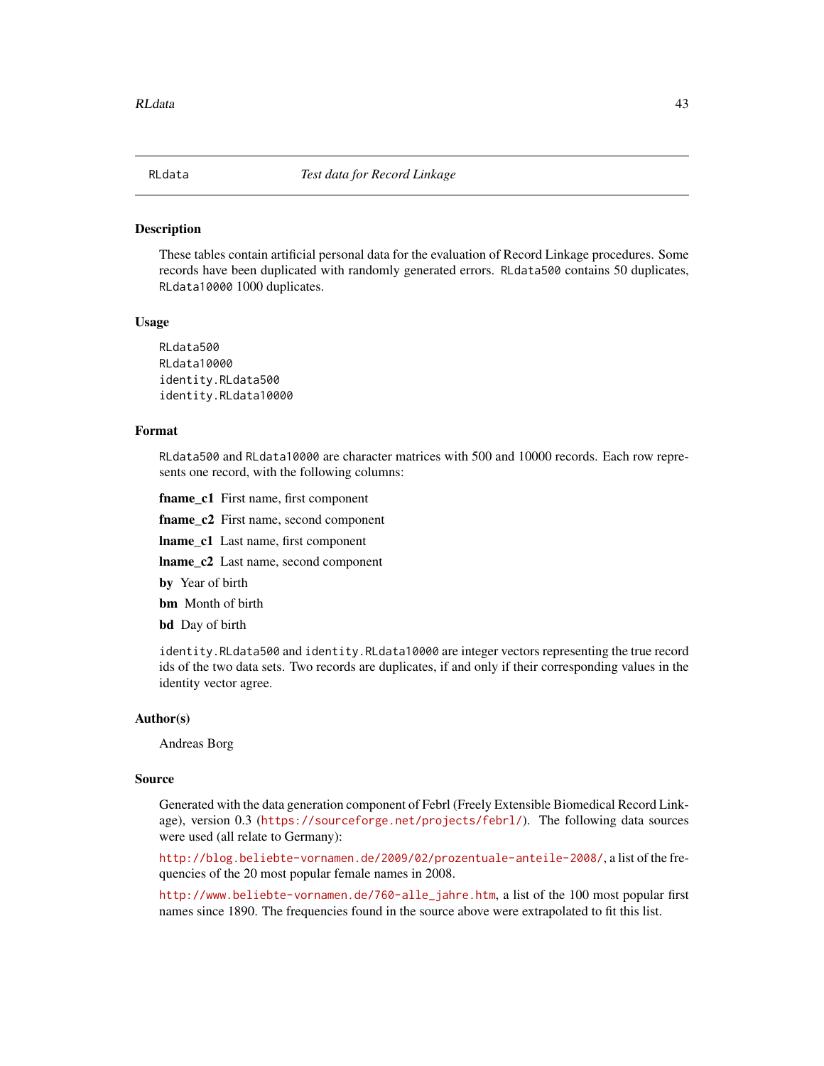## RLdata *Test data for Record Linkage*

### Description

These tables contain artificial personal data for the evaluation of Record Linkage procedures. Some records have been duplicated with randomly generated errors. `RLdata500` contains 50 duplicates, `RLdata10000` 1000 duplicates.

### Usage

```
RLdata500
RLdata10000
identity.RLdata500
identity.RLdata10000
```

### Format

`RLdata500` and `RLdata10000` are character matrices with 500 and 10000 records. Each row represents one record, with the following columns:

**fname_c1** First name, first component

**fname_c2** First name, second component

**lname_c1** Last name, first component

**lname_c2** Last name, second component

**by** Year of birth

**bm** Month of birth

**bd** Day of birth

`identity.RLdata500` and `identity.RLdata10000` are integer vectors representing the true record ids of the two data sets. Two records are duplicates, if and only if their corresponding values in the identity vector agree.

### Author(s)

Andreas Borg

### Source

Generated with the data generation component of Febrl (Freely Extensible Biomedical Record Linkage), version 0.3 (https://sourceforge.net/projects/febrl/). The following data sources were used (all relate to Germany):

http://blog.beliebte-vornamen.de/2009/02/prozentuale-anteile-2008/, a list of the frequencies of the 20 most popular female names in 2008.

http://www.beliebte-vornamen.de/760-alle_jahre.htm, a list of the 100 most popular first names since 1890. The frequencies found in the source above were extrapolated to fit this list.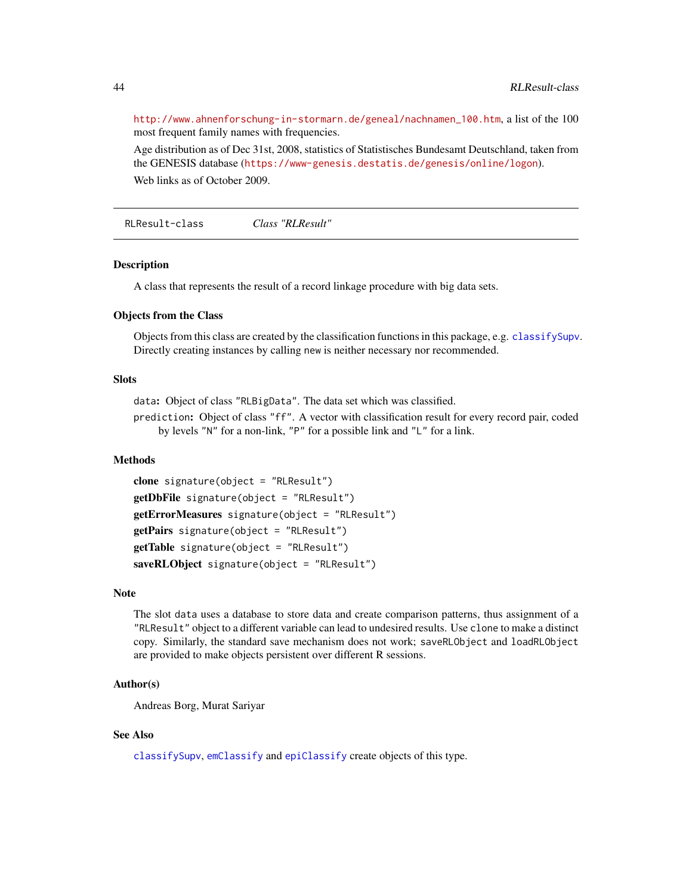http://www.ahnenforschung-in-stormarn.de/geneal/nachnamen_100.htm, a list of the 100 most frequent family names with frequencies.

Age distribution as of Dec 31st, 2008, statistics of Statistisches Bundesamt Deutschland, taken from the GENESIS database (https://www-genesis.destatis.de/genesis/online/logon).

Web links as of October 2009.

---

## RLResult-class — *Class "RLResult"*

### Description

A class that represents the result of a record linkage procedure with big data sets.

### Objects from the Class

Objects from this class are created by the classification functions in this package, e.g. `classifySupv`. Directly creating instances by calling `new` is neither necessary nor recommended.

### Slots

`data`: Object of class `"RLBigData"`. The data set which was classified.

`prediction`: Object of class `"ff"`. A vector with classification result for every record pair, coded by levels `"N"` for a non-link, `"P"` for a possible link and `"L"` for a link.

### Methods

**clone** `signature(object = "RLResult")`

**getDbFile** `signature(object = "RLResult")`

**getErrorMeasures** `signature(object = "RLResult")`

**getPairs** `signature(object = "RLResult")`

**getTable** `signature(object = "RLResult")`

**saveRLObject** `signature(object = "RLResult")`

### Note

The slot `data` uses a database to store data and create comparison patterns, thus assignment of a `"RLResult"` object to a different variable can lead to undesired results. Use `clone` to make a distinct copy. Similarly, the standard save mechanism does not work; `saveRLObject` and `loadRLObject` are provided to make objects persistent over different R sessions.

### Author(s)

Andreas Borg, Murat Sariyar

### See Also

`classifySupv`, `emClassify` and `epiClassify` create objects of this type.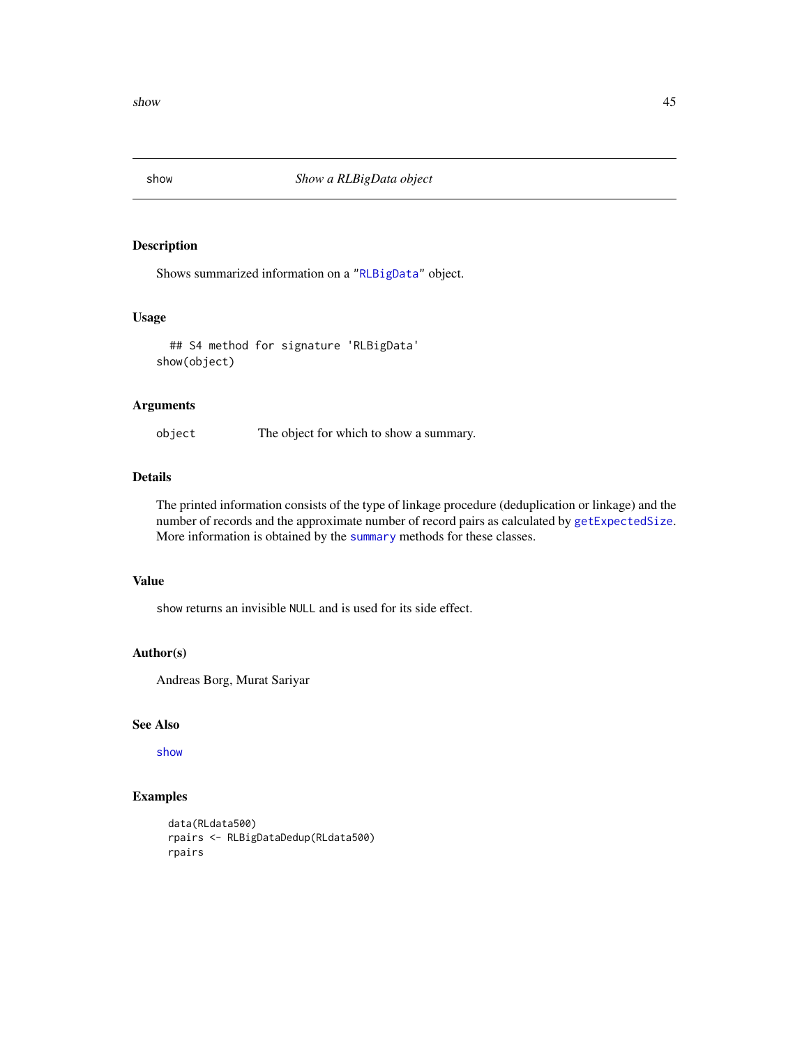# show — *Show a RLBigData object*

## Description

Shows summarized information on a "RLBigData" object.

## Usage

```
## S4 method for signature 'RLBigData'
show(object)
```

## Arguments

| | |
|---|---|
| object | The object for which to show a summary. |

## Details

The printed information consists of the type of linkage procedure (deduplication or linkage) and the number of records and the approximate number of record pairs as calculated by getExpectedSize. More information is obtained by the summary methods for these classes.

## Value

show returns an invisible NULL and is used for its side effect.

## Author(s)

Andreas Borg, Murat Sariyar

## See Also

show

## Examples

```
data(RLdata500)
rpairs <- RLBigDataDedup(RLdata500)
rpairs
```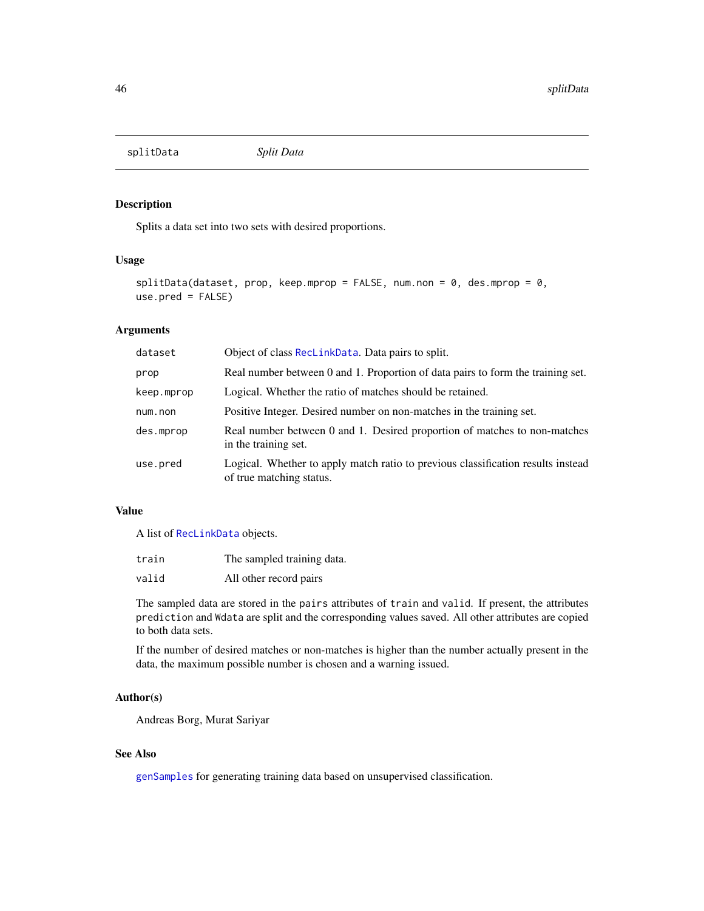## splitData *Split Data*

### Description

Splits a data set into two sets with desired proportions.

### Usage

```
splitData(dataset, prop, keep.mprop = FALSE, num.non = 0, des.mprop = 0,
use.pred = FALSE)
```

### Arguments

| | |
|---|---|
| `dataset` | Object of class `RecLinkData`. Data pairs to split. |
| `prop` | Real number between 0 and 1. Proportion of data pairs to form the training set. |
| `keep.mprop` | Logical. Whether the ratio of matches should be retained. |
| `num.non` | Positive Integer. Desired number on non-matches in the training set. |
| `des.mprop` | Real number between 0 and 1. Desired proportion of matches to non-matches in the training set. |
| `use.pred` | Logical. Whether to apply match ratio to previous classification results instead of true matching status. |

### Value

A list of `RecLinkData` objects.

| | |
|---|---|
| `train` | The sampled training data. |
| `valid` | All other record pairs |

The sampled data are stored in the `pairs` attributes of `train` and `valid`. If present, the attributes `prediction` and `Wdata` are split and the corresponding values saved. All other attributes are copied to both data sets.

If the number of desired matches or non-matches is higher than the number actually present in the data, the maximum possible number is chosen and a warning issued.

### Author(s)

Andreas Borg, Murat Sariyar

### See Also

`genSamples` for generating training data based on unsupervised classification.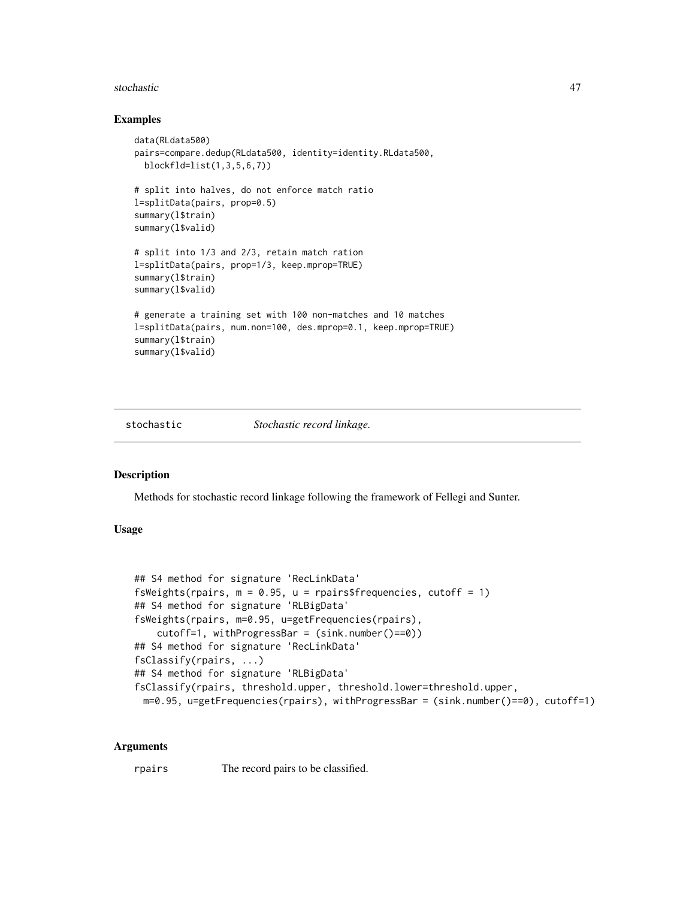## Examples

```
data(RLdata500)
pairs=compare.dedup(RLdata500, identity=identity.RLdata500,
  blockfld=list(1,3,5,6,7))

# split into halves, do not enforce match ratio
l=splitData(pairs, prop=0.5)
summary(l$train)
summary(l$valid)

# split into 1/3 and 2/3, retain match ration
l=splitData(pairs, prop=1/3, keep.mprop=TRUE)
summary(l$train)
summary(l$valid)

# generate a training set with 100 non-matches and 10 matches
l=splitData(pairs, num.non=100, des.mprop=0.1, keep.mprop=TRUE)
summary(l$train)
summary(l$valid)
```

---

stochastic *Stochastic record linkage.*

---

## Description

Methods for stochastic record linkage following the framework of Fellegi and Sunter.

## Usage

```
## S4 method for signature 'RecLinkData'
fsWeights(rpairs, m = 0.95, u = rpairs$frequencies, cutoff = 1)
## S4 method for signature 'RLBigData'
fsWeights(rpairs, m=0.95, u=getFrequencies(rpairs),
    cutoff=1, withProgressBar = (sink.number()==0))
## S4 method for signature 'RecLinkData'
fsClassify(rpairs, ...)
## S4 method for signature 'RLBigData'
fsClassify(rpairs, threshold.upper, threshold.lower=threshold.upper,
  m=0.95, u=getFrequencies(rpairs), withProgressBar = (sink.number()==0), cutoff=1)
```

## Arguments

rpairs The record pairs to be classified.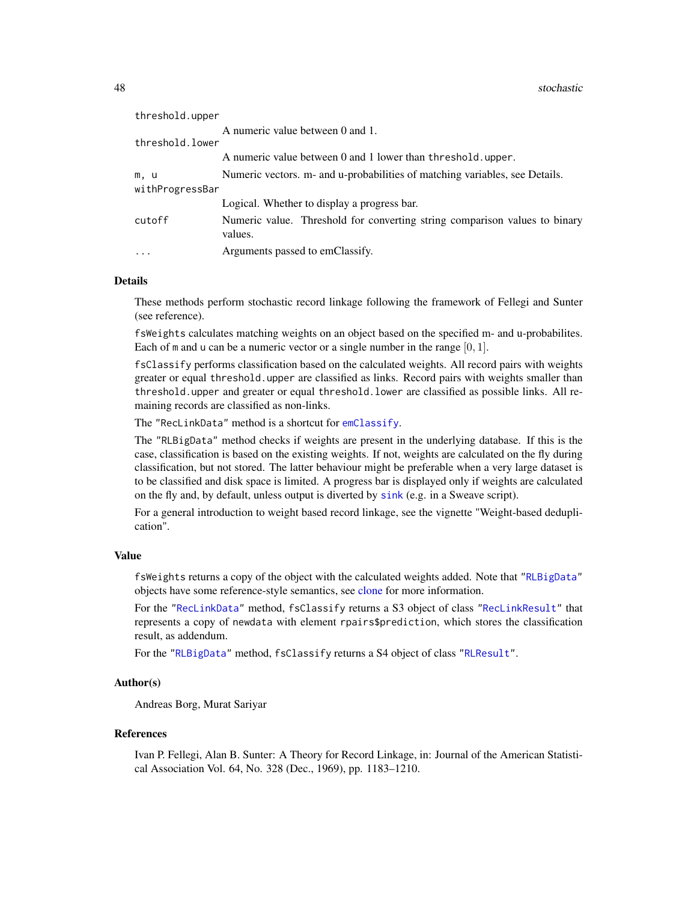threshold.upper
: A numeric value between 0 and 1.

threshold.lower
: A numeric value between 0 and 1 lower than threshold.upper.

m, u
: Numeric vectors. m- and u-probabilities of matching variables, see Details.

withProgressBar
: Logical. Whether to display a progress bar.

cutoff
: Numeric value. Threshold for converting string comparison values to binary values.

...
: Arguments passed to emClassify.

### Details

These methods perform stochastic record linkage following the framework of Fellegi and Sunter (see reference).

fsWeights calculates matching weights on an object based on the specified m- and u-probabilites. Each of m and u can be a numeric vector or a single number in the range $[0, 1]$.

fsClassify performs classification based on the calculated weights. All record pairs with weights greater or equal threshold.upper are classified as links. Record pairs with weights smaller than threshold.upper and greater or equal threshold.lower are classified as possible links. All remaining records are classified as non-links.

The "RecLinkData" method is a shortcut for emClassify.

The "RLBigData" method checks if weights are present in the underlying database. If this is the case, classification is based on the existing weights. If not, weights are calculated on the fly during classification, but not stored. The latter behaviour might be preferable when a very large dataset is to be classified and disk space is limited. A progress bar is displayed only if weights are calculated on the fly and, by default, unless output is diverted by sink (e.g. in a Sweave script).

For a general introduction to weight based record linkage, see the vignette "Weight-based deduplication".

### Value

fsWeights returns a copy of the object with the calculated weights added. Note that "RLBigData" objects have some reference-style semantics, see clone for more information.

For the "RecLinkData" method, fsClassify returns a S3 object of class "RecLinkResult" that represents a copy of newdata with element rpairs$prediction, which stores the classification result, as addendum.

For the "RLBigData" method, fsClassify returns a S4 object of class "RLResult".

### Author(s)

Andreas Borg, Murat Sariyar

### References

Ivan P. Fellegi, Alan B. Sunter: A Theory for Record Linkage, in: Journal of the American Statistical Association Vol. 64, No. 328 (Dec., 1969), pp. 1183–1210.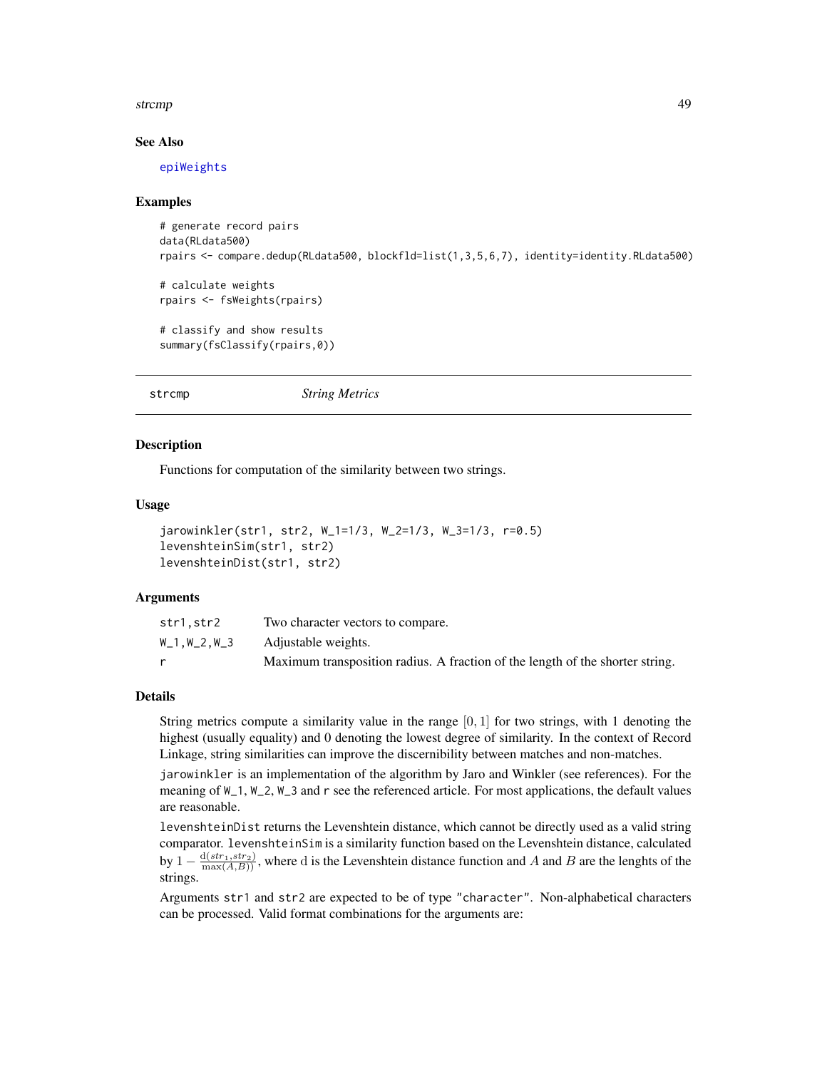### See Also

epiWeights

### Examples

```
# generate record pairs
data(RLdata500)
rpairs <- compare.dedup(RLdata500, blockfld=list(1,3,5,6,7), identity=identity.RLdata500)

# calculate weights
rpairs <- fsWeights(rpairs)

# classify and show results
summary(fsClassify(rpairs,0))
```

---

## strcmp — *String Metrics*

### Description

Functions for computation of the similarity between two strings.

### Usage

```
jarowinkler(str1, str2, W_1=1/3, W_2=1/3, W_3=1/3, r=0.5)
levenshteinSim(str1, str2)
levenshteinDist(str1, str2)
```

### Arguments

| | |
|---|---|
| str1,str2 | Two character vectors to compare. |
| W_1,W_2,W_3 | Adjustable weights. |
| r | Maximum transposition radius. A fraction of the length of the shorter string. |

### Details

String metrics compute a similarity value in the range $[0, 1]$ for two strings, with 1 denoting the highest (usually equality) and 0 denoting the lowest degree of similarity. In the context of Record Linkage, string similarities can improve the discernibility between matches and non-matches.

`jarowinkler` is an implementation of the algorithm by Jaro and Winkler (see references). For the meaning of `W_1`, `W_2`, `W_3` and `r` see the referenced article. For most applications, the default values are reasonable.

`levenshteinDist` returns the Levenshtein distance, which cannot be directly used as a valid string comparator. `levenshteinSim` is a similarity function based on the Levenshtein distance, calculated by $1 - \frac{\mathrm{d}(str_1, str_2)}{\max(A,B))}$, where d is the Levenshtein distance function and $A$ and $B$ are the lenghts of the strings.

Arguments `str1` and `str2` are expected to be of type `"character"`. Non-alphabetical characters can be processed. Valid format combinations for the arguments are: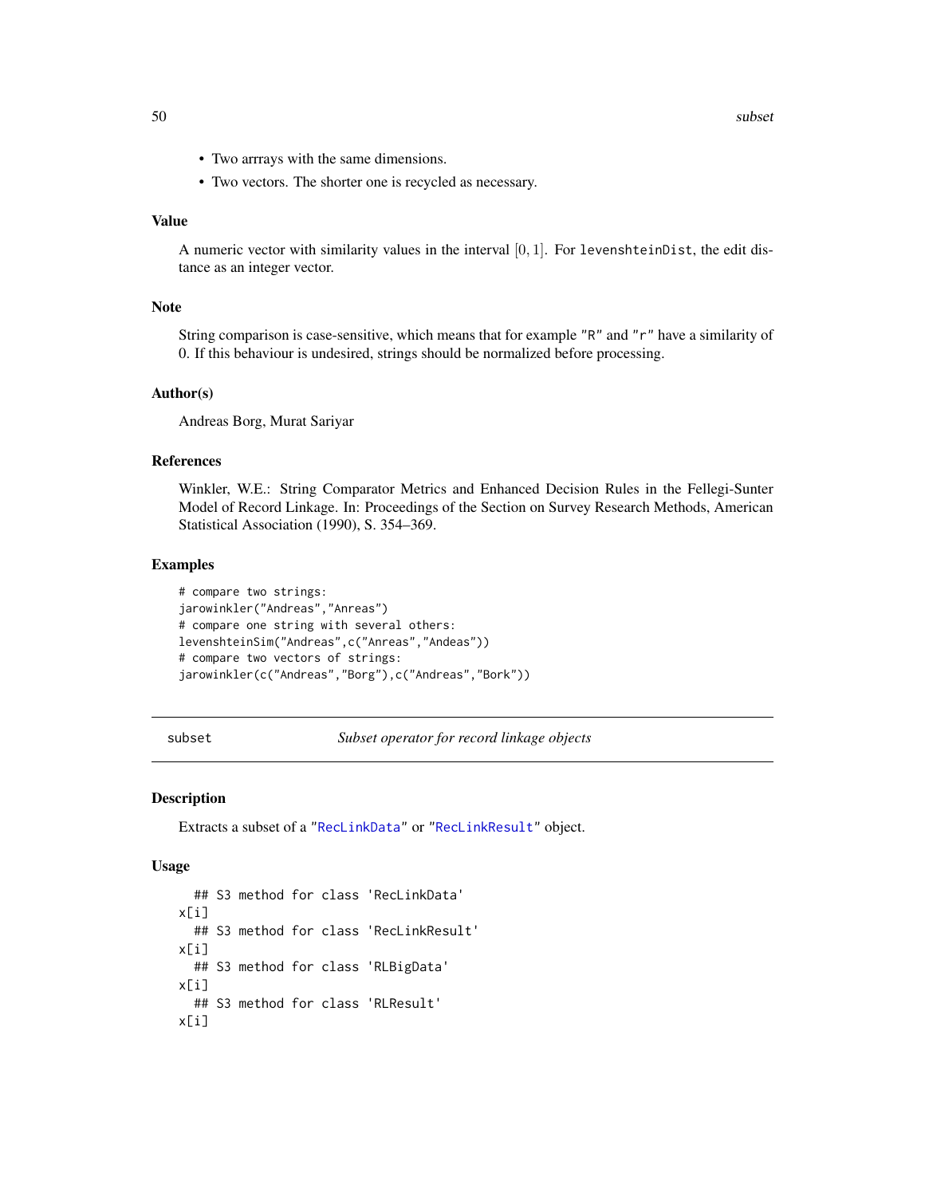- Two arrrays with the same dimensions.
- Two vectors. The shorter one is recycled as necessary.

### Value

A numeric vector with similarity values in the interval $[0, 1]$. For `levenshteinDist`, the edit distance as an integer vector.

### Note

String comparison is case-sensitive, which means that for example "R" and "r" have a similarity of 0. If this behaviour is undesired, strings should be normalized before processing.

### Author(s)

Andreas Borg, Murat Sariyar

### References

Winkler, W.E.: String Comparator Metrics and Enhanced Decision Rules in the Fellegi-Sunter Model of Record Linkage. In: Proceedings of the Section on Survey Research Methods, American Statistical Association (1990), S. 354–369.

### Examples

```
# compare two strings:
jarowinkler("Andreas","Anreas")
# compare one string with several others:
levenshteinSim("Andreas",c("Anreas","Andeas"))
# compare two vectors of strings:
jarowinkler(c("Andreas","Borg"),c("Andreas","Bork"))
```

---

## subset — *Subset operator for record linkage objects*

### Description

Extracts a subset of a "RecLinkData" or "RecLinkResult" object.

### Usage

```
  ## S3 method for class 'RecLinkData'
x[i]
  ## S3 method for class 'RecLinkResult'
x[i]
  ## S3 method for class 'RLBigData'
x[i]
  ## S3 method for class 'RLResult'
x[i]
```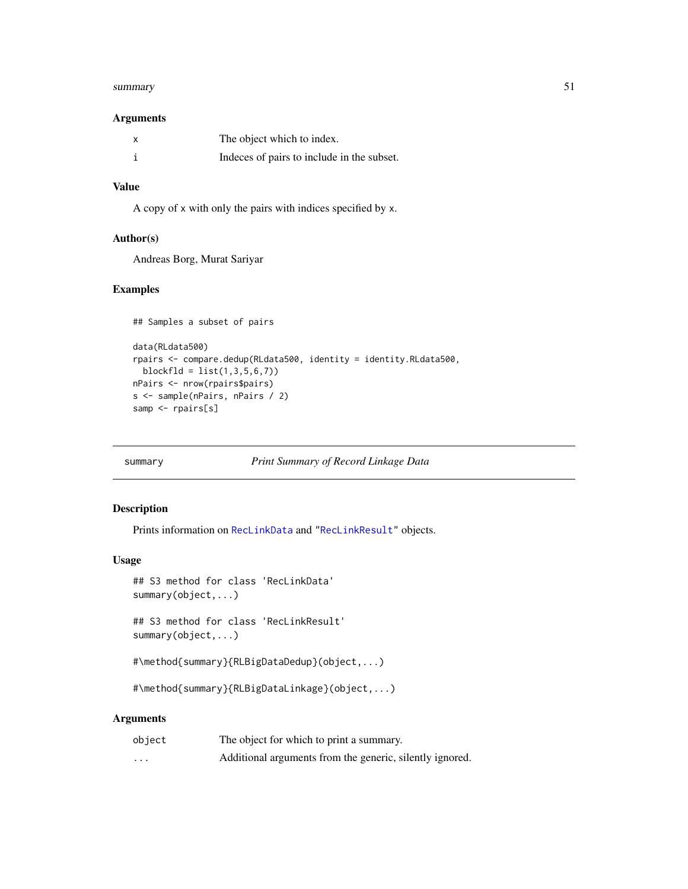### Arguments

| | |
|---|---|
| x | The object which to index. |
| i | Indeces of pairs to include in the subset. |

### Value

A copy of x with only the pairs with indices specified by x.

### Author(s)

Andreas Borg, Murat Sariyar

### Examples

```
## Samples a subset of pairs

data(RLdata500)
rpairs <- compare.dedup(RLdata500, identity = identity.RLdata500,
  blockfld = list(1,3,5,6,7))
nPairs <- nrow(rpairs$pairs)
s <- sample(nPairs, nPairs / 2)
samp <- rpairs[s]
```

---

## summary *Print Summary of Record Linkage Data*

### Description

Prints information on RecLinkData and "RecLinkResult" objects.

### Usage

```
## S3 method for class 'RecLinkData'
summary(object,...)

## S3 method for class 'RecLinkResult'
summary(object,...)

#\method{summary}{RLBigDataDedup}(object,...)

#\method{summary}{RLBigDataLinkage}(object,...)
```

### Arguments

| | |
|---|---|
| object | The object for which to print a summary. |
| ... | Additional arguments from the generic, silently ignored. |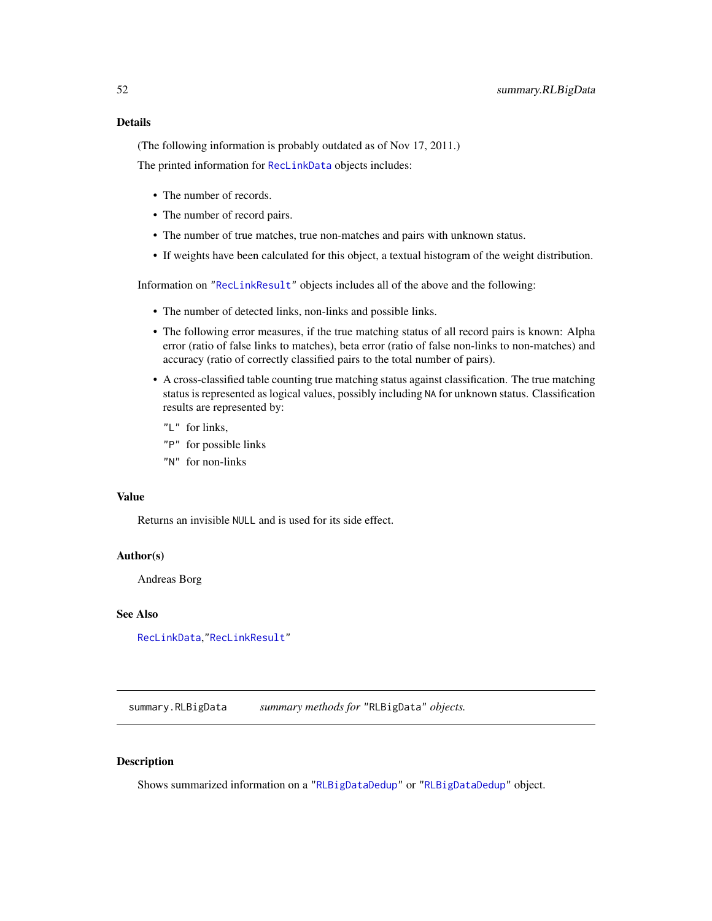### Details

(The following information is probably outdated as of Nov 17, 2011.)

The printed information for `RecLinkData` objects includes:

- The number of records.
- The number of record pairs.
- The number of true matches, true non-matches and pairs with unknown status.
- If weights have been calculated for this object, a textual histogram of the weight distribution.

Information on `"RecLinkResult"` objects includes all of the above and the following:

- The number of detected links, non-links and possible links.
- The following error measures, if the true matching status of all record pairs is known: Alpha error (ratio of false links to matches), beta error (ratio of false non-links to non-matches) and accuracy (ratio of correctly classified pairs to the total number of pairs).
- A cross-classified table counting true matching status against classification. The true matching status is represented as logical values, possibly including `NA` for unknown status. Classification results are represented by:

  `"L"` for links,

  `"P"` for possible links

  `"N"` for non-links

### Value

Returns an invisible `NULL` and is used for its side effect.

### Author(s)

Andreas Borg

### See Also

`RecLinkData`,`"RecLinkResult"`

---

## summary.RLBigData — *summary methods for* `"RLBigData"` *objects.*

### Description

Shows summarized information on a `"RLBigDataDedup"` or `"RLBigDataDedup"` object.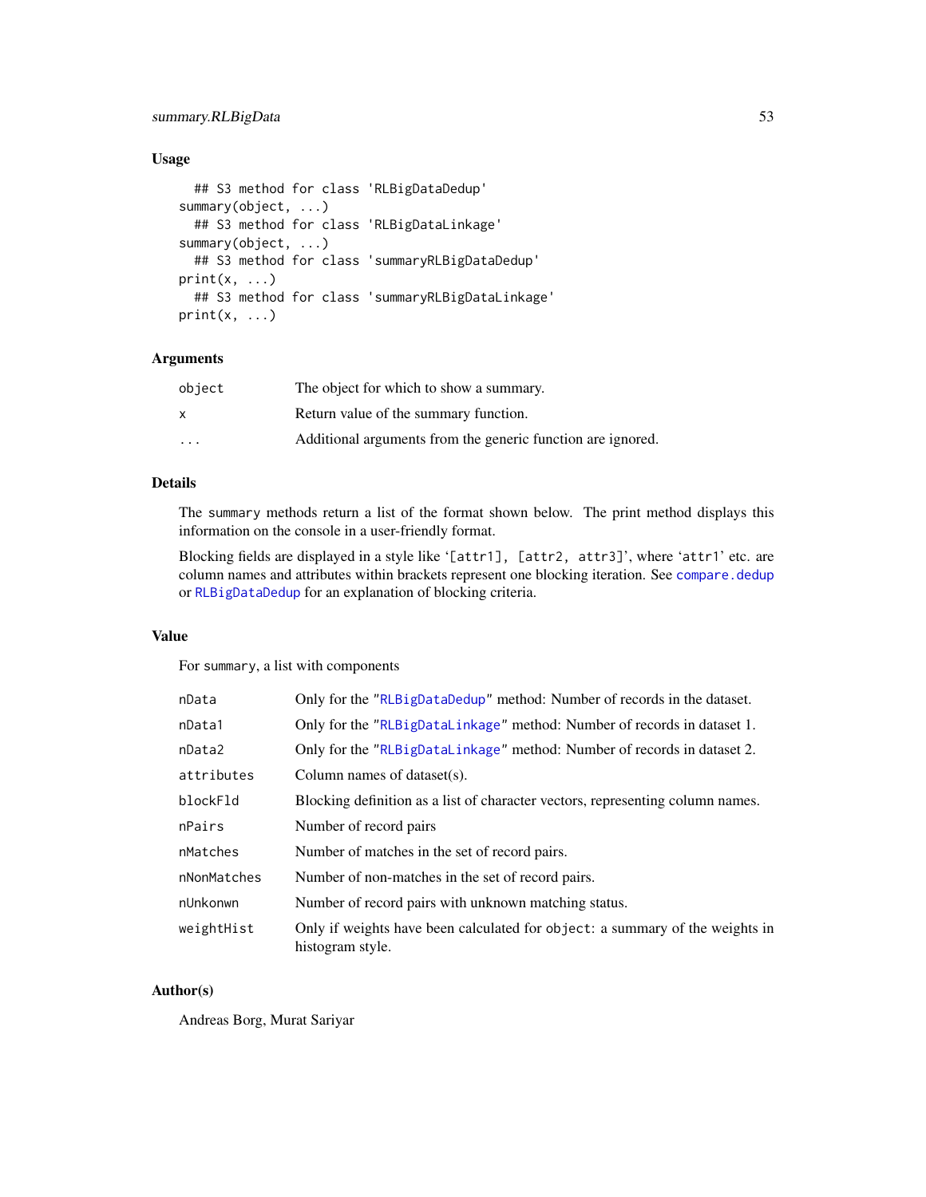## Usage

```
## S3 method for class 'RLBigDataDedup'
summary(object, ...)
## S3 method for class 'RLBigDataLinkage'
summary(object, ...)
## S3 method for class 'summaryRLBigDataDedup'
print(x, ...)
## S3 method for class 'summaryRLBigDataLinkage'
print(x, ...)
```

## Arguments

| | |
|---|---|
| object | The object for which to show a summary. |
| x | Return value of the summary function. |
| ... | Additional arguments from the generic function are ignored. |

## Details

The summary methods return a list of the format shown below. The print method displays this information on the console in a user-friendly format.

Blocking fields are displayed in a style like '[attr1], [attr2, attr3]', where 'attr1' etc. are column names and attributes within brackets represent one blocking iteration. See compare.dedup or RLBigDataDedup for an explanation of blocking criteria.

## Value

For summary, a list with components

| | |
|---|---|
| nData | Only for the "RLBigDataDedup" method: Number of records in the dataset. |
| nData1 | Only for the "RLBigDataLinkage" method: Number of records in dataset 1. |
| nData2 | Only for the "RLBigDataLinkage" method: Number of records in dataset 2. |
| attributes | Column names of dataset(s). |
| blockFld | Blocking definition as a list of character vectors, representing column names. |
| nPairs | Number of record pairs |
| nMatches | Number of matches in the set of record pairs. |
| nNonMatches | Number of non-matches in the set of record pairs. |
| nUnkonwn | Number of record pairs with unknown matching status. |
| weightHist | Only if weights have been calculated for object: a summary of the weights in histogram style. |

## Author(s)

Andreas Borg, Murat Sariyar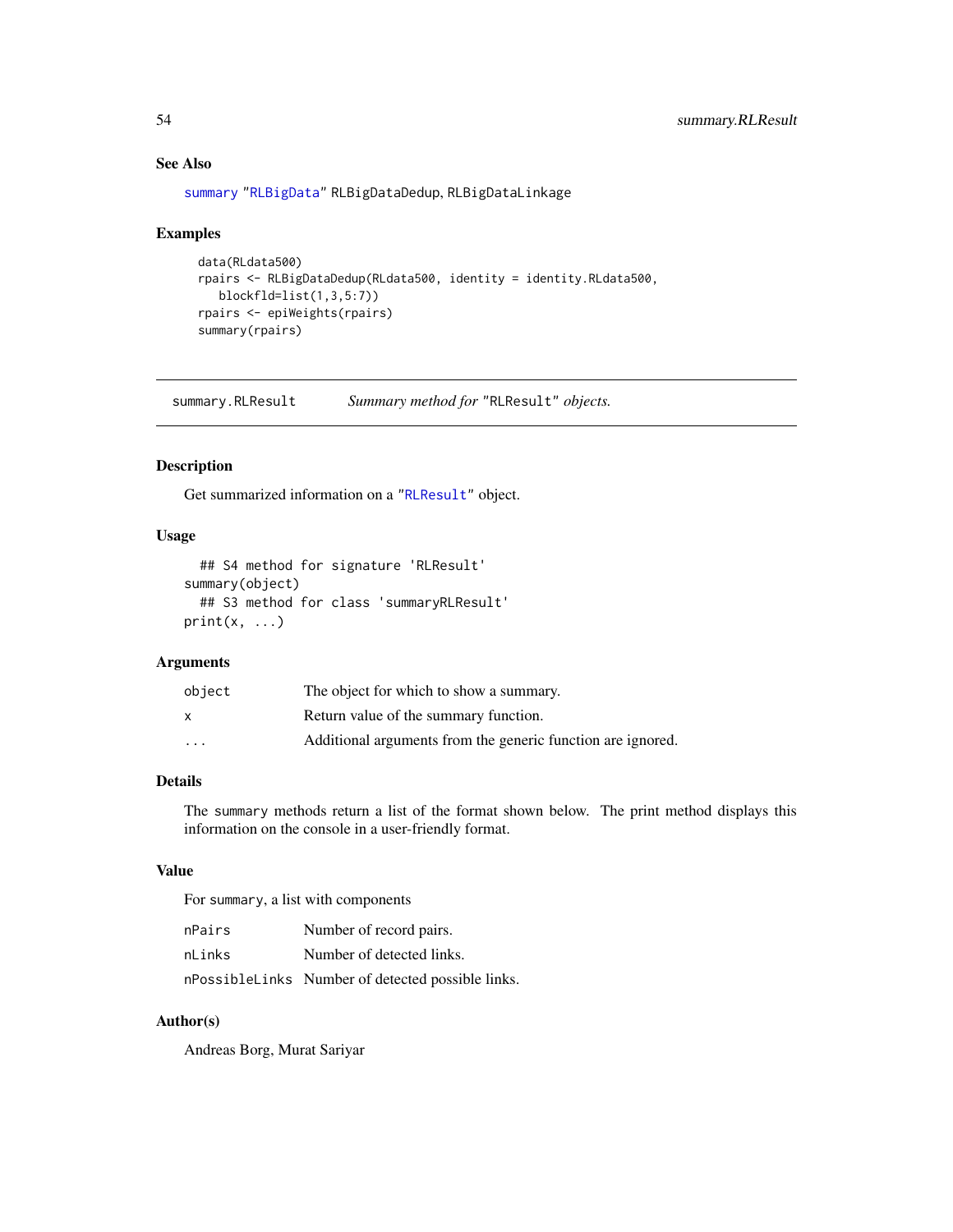### See Also

summary "RLBigData" RLBigDataDedup, RLBigDataLinkage

### Examples

```
data(RLdata500)
rpairs <- RLBigDataDedup(RLdata500, identity = identity.RLdata500,
   blockfld=list(1,3,5:7))
rpairs <- epiWeights(rpairs)
summary(rpairs)
```

---

## summary.RLResult — *Summary method for* "RLResult" *objects.*

---

### Description

Get summarized information on a "RLResult" object.

### Usage

```
## S4 method for signature 'RLResult'
summary(object)
## S3 method for class 'summaryRLResult'
print(x, ...)
```

### Arguments

| | |
|---|---|
| object | The object for which to show a summary. |
| x | Return value of the summary function. |
| ... | Additional arguments from the generic function are ignored. |

### Details

The summary methods return a list of the format shown below. The print method displays this information on the console in a user-friendly format.

### Value

For summary, a list with components

| | |
|---|---|
| nPairs | Number of record pairs. |
| nLinks | Number of detected links. |
| nPossibleLinks | Number of detected possible links. |

### Author(s)

Andreas Borg, Murat Sariyar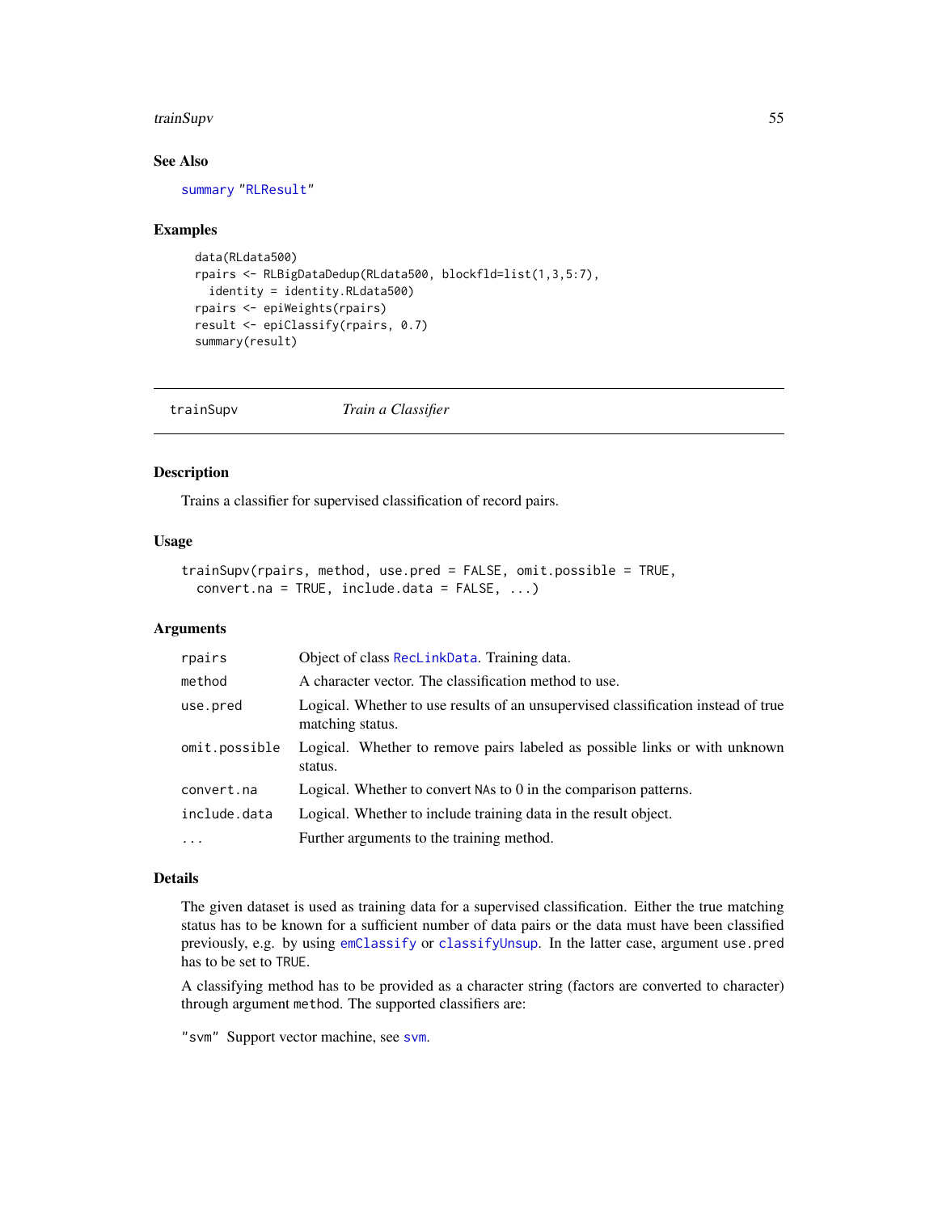### See Also

summary "RLResult"

### Examples

```
data(RLdata500)
rpairs <- RLBigDataDedup(RLdata500, blockfld=list(1,3,5:7),
  identity = identity.RLdata500)
rpairs <- epiWeights(rpairs)
result <- epiClassify(rpairs, 0.7)
summary(result)
```

---

## trainSupv — *Train a Classifier*

---

### Description

Trains a classifier for supervised classification of record pairs.

### Usage

```
trainSupv(rpairs, method, use.pred = FALSE, omit.possible = TRUE,
  convert.na = TRUE, include.data = FALSE, ...)
```

### Arguments

| | |
|---|---|
| `rpairs` | Object of class RecLinkData. Training data. |
| `method` | A character vector. The classification method to use. |
| `use.pred` | Logical. Whether to use results of an unsupervised classification instead of true matching status. |
| `omit.possible` | Logical. Whether to remove pairs labeled as possible links or with unknown status. |
| `convert.na` | Logical. Whether to convert NAs to 0 in the comparison patterns. |
| `include.data` | Logical. Whether to include training data in the result object. |
| `...` | Further arguments to the training method. |

### Details

The given dataset is used as training data for a supervised classification. Either the true matching status has to be known for a sufficient number of data pairs or the data must have been classified previously, e.g. by using `emClassify` or `classifyUnsup`. In the latter case, argument `use.pred` has to be set to `TRUE`.

A classifying method has to be provided as a character string (factors are converted to character) through argument `method`. The supported classifiers are:

`"svm"` Support vector machine, see `svm`.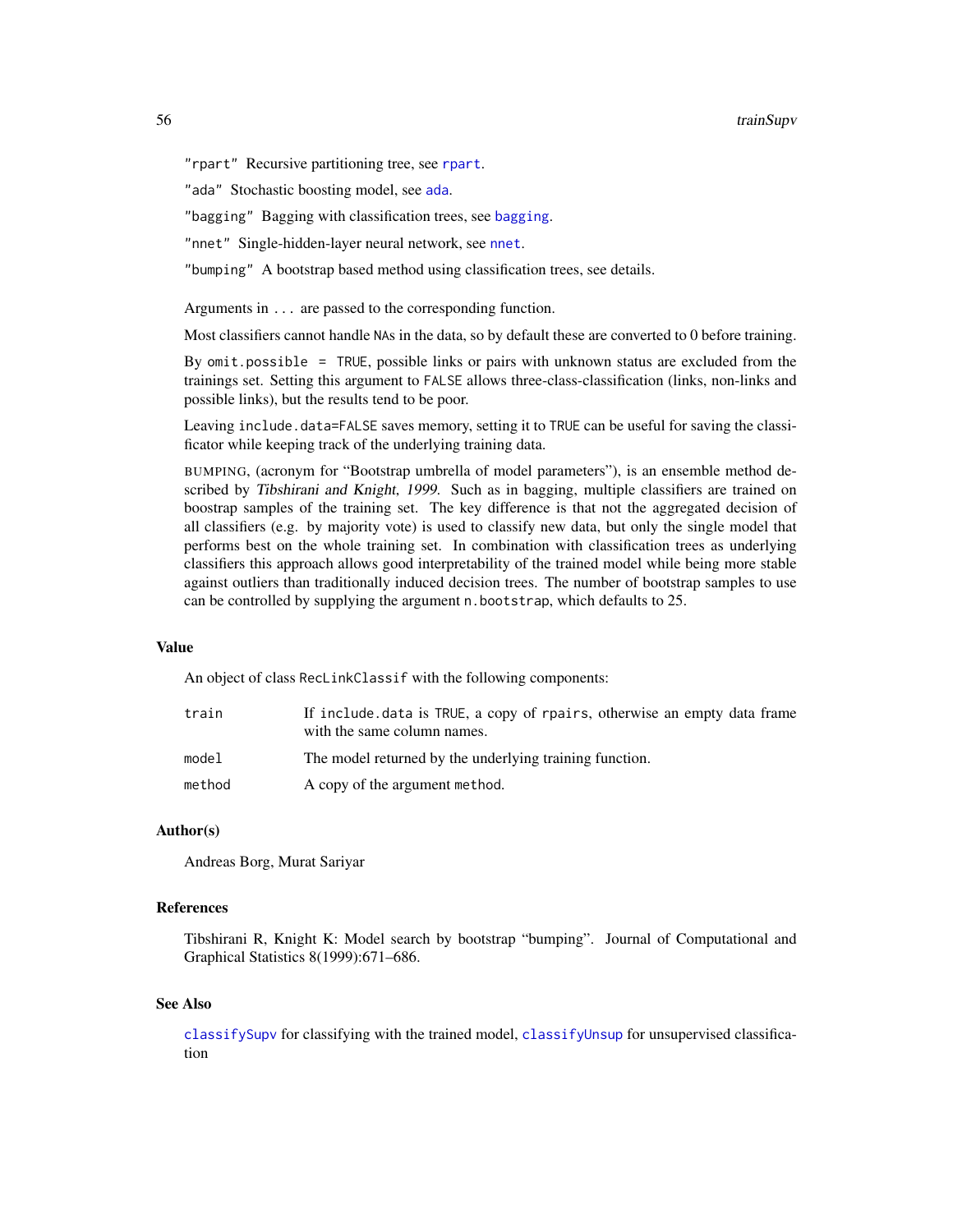"rpart" Recursive partitioning tree, see rpart.

"ada" Stochastic boosting model, see ada.

"bagging" Bagging with classification trees, see bagging.

"nnet" Single-hidden-layer neural network, see nnet.

"bumping" A bootstrap based method using classification trees, see details.

Arguments in ... are passed to the corresponding function.

Most classifiers cannot handle NAs in the data, so by default these are converted to 0 before training.

By omit.possible = TRUE, possible links or pairs with unknown status are excluded from the trainings set. Setting this argument to FALSE allows three-class-classification (links, non-links and possible links), but the results tend to be poor.

Leaving include.data=FALSE saves memory, setting it to TRUE can be useful for saving the classificator while keeping track of the underlying training data.

BUMPING, (acronym for "Bootstrap umbrella of model parameters"), is an ensemble method described by *Tibshirani and Knight, 1999*. Such as in bagging, multiple classifiers are trained on boostrap samples of the training set. The key difference is that not the aggregated decision of all classifiers (e.g. by majority vote) is used to classify new data, but only the single model that performs best on the whole training set. In combination with classification trees as underlying classifiers this approach allows good interpretability of the trained model while being more stable against outliers than traditionally induced decision trees. The number of bootstrap samples to use can be controlled by supplying the argument n.bootstrap, which defaults to 25.

### Value

An object of class RecLinkClassif with the following components:

| | |
|---|---|
| train | If include.data is TRUE, a copy of rpairs, otherwise an empty data frame with the same column names. |
| model | The model returned by the underlying training function. |
| method | A copy of the argument method. |

### Author(s)

Andreas Borg, Murat Sariyar

### References

Tibshirani R, Knight K: Model search by bootstrap "bumping". Journal of Computational and Graphical Statistics 8(1999):671–686.

### See Also

classifySupv for classifying with the trained model, classifyUnsup for unsupervised classification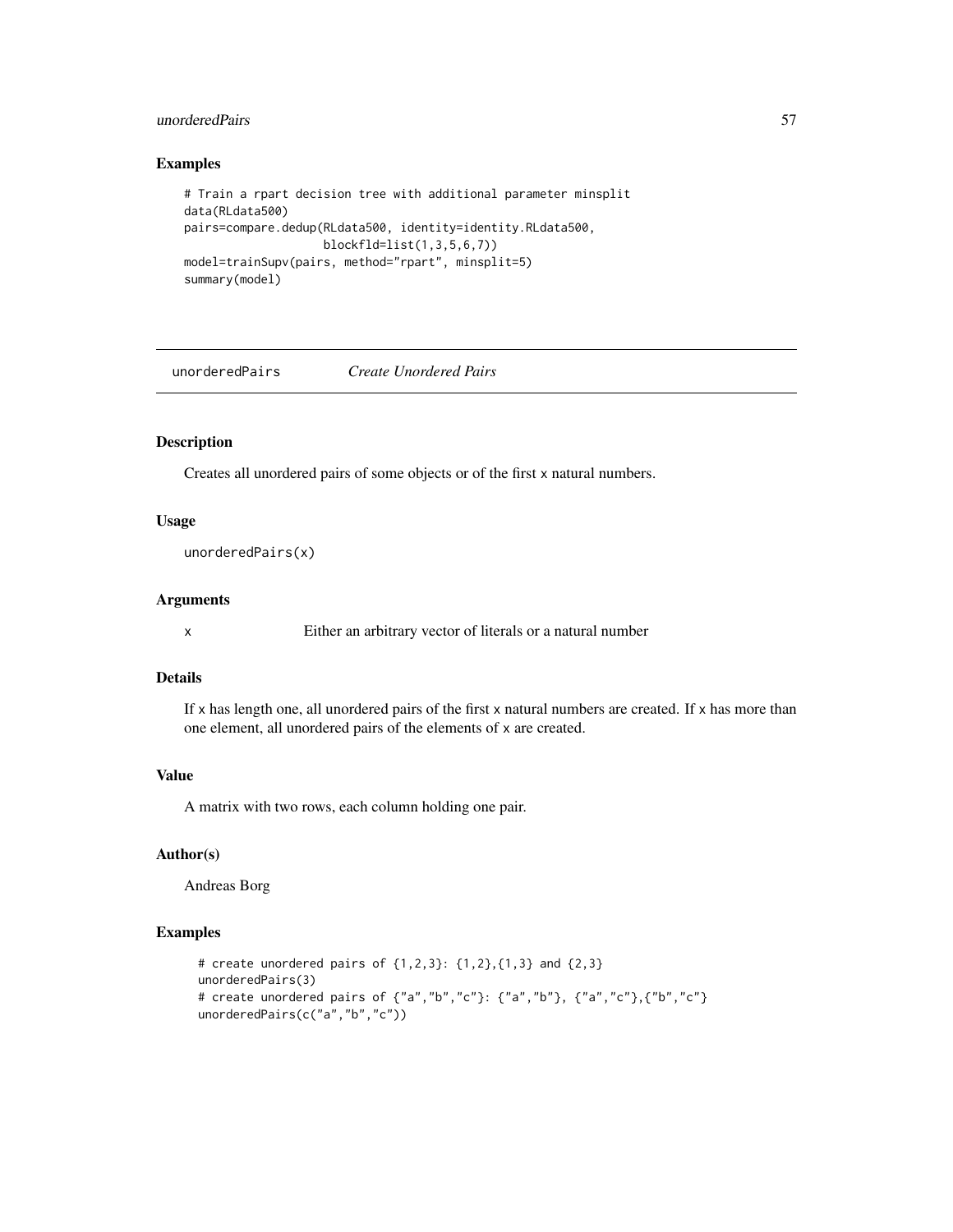### Examples

```
# Train a rpart decision tree with additional parameter minsplit
data(RLdata500)
pairs=compare.dedup(RLdata500, identity=identity.RLdata500,
                    blockfld=list(1,3,5,6,7))
model=trainSupv(pairs, method="rpart", minsplit=5)
summary(model)
```

---

## unorderedPairs *Create Unordered Pairs*

---

### Description

Creates all unordered pairs of some objects or of the first x natural numbers.

### Usage

```
unorderedPairs(x)
```

### Arguments

x Either an arbitrary vector of literals or a natural number

### Details

If x has length one, all unordered pairs of the first x natural numbers are created. If x has more than one element, all unordered pairs of the elements of x are created.

### Value

A matrix with two rows, each column holding one pair.

### Author(s)

Andreas Borg

### Examples

```
# create unordered pairs of {1,2,3}: {1,2},{1,3} and {2,3}
unorderedPairs(3)
# create unordered pairs of {"a","b","c"}: {"a","b"}, {"a","c"},{"b","c"}
unorderedPairs(c("a","b","c"))
```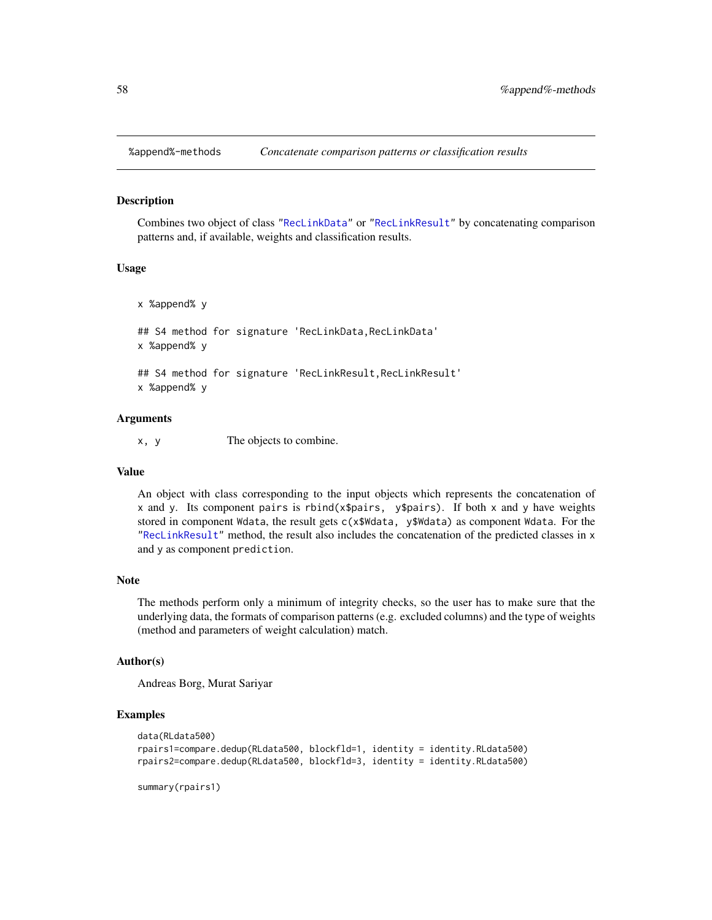`%append%-methods` *Concatenate comparison patterns or classification results*

## Description

Combines two object of class "RecLinkData" or "RecLinkResult" by concatenating comparison patterns and, if available, weights and classification results.

## Usage

```
x %append% y

## S4 method for signature 'RecLinkData,RecLinkData'
x %append% y

## S4 method for signature 'RecLinkResult,RecLinkResult'
x %append% y
```

## Arguments

| | |
|---|---|
| `x, y` | The objects to combine. |

## Value

An object with class corresponding to the input objects which represents the concatenation of `x` and `y`. Its component `pairs` is `rbind(x$pairs, y$pairs)`. If both `x` and `y` have weights stored in component `Wdata`, the result gets `c(x$Wdata, y$Wdata)` as component `Wdata`. For the "RecLinkResult" method, the result also includes the concatenation of the predicted classes in `x` and `y` as component `prediction`.

## Note

The methods perform only a minimum of integrity checks, so the user has to make sure that the underlying data, the formats of comparison patterns (e.g. excluded columns) and the type of weights (method and parameters of weight calculation) match.

## Author(s)

Andreas Borg, Murat Sariyar

## Examples

```
data(RLdata500)
rpairs1=compare.dedup(RLdata500, blockfld=1, identity = identity.RLdata500)
rpairs2=compare.dedup(RLdata500, blockfld=3, identity = identity.RLdata500)

summary(rpairs1)
```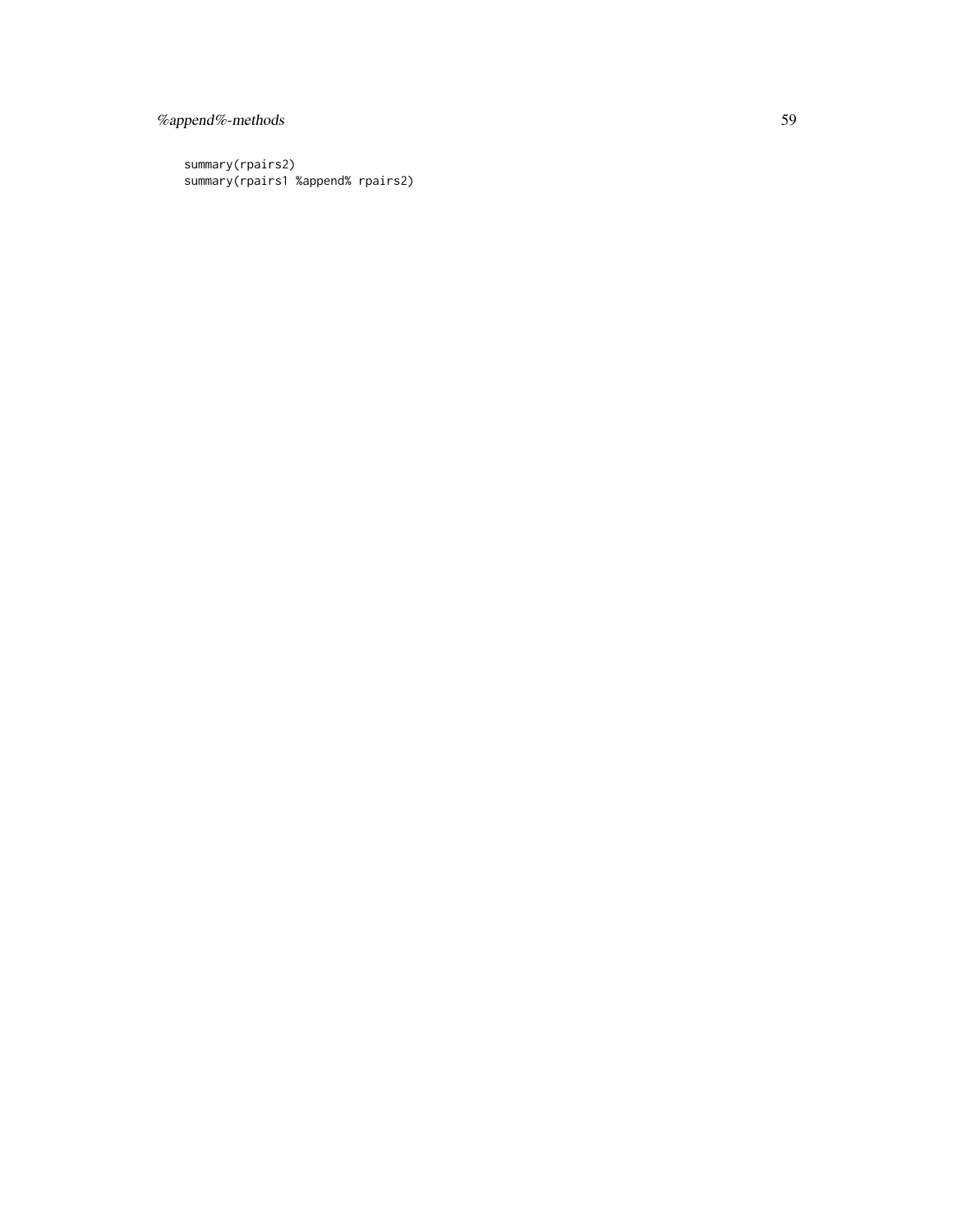```
summary(rpairs2)
summary(rpairs1 %append% rpairs2)
```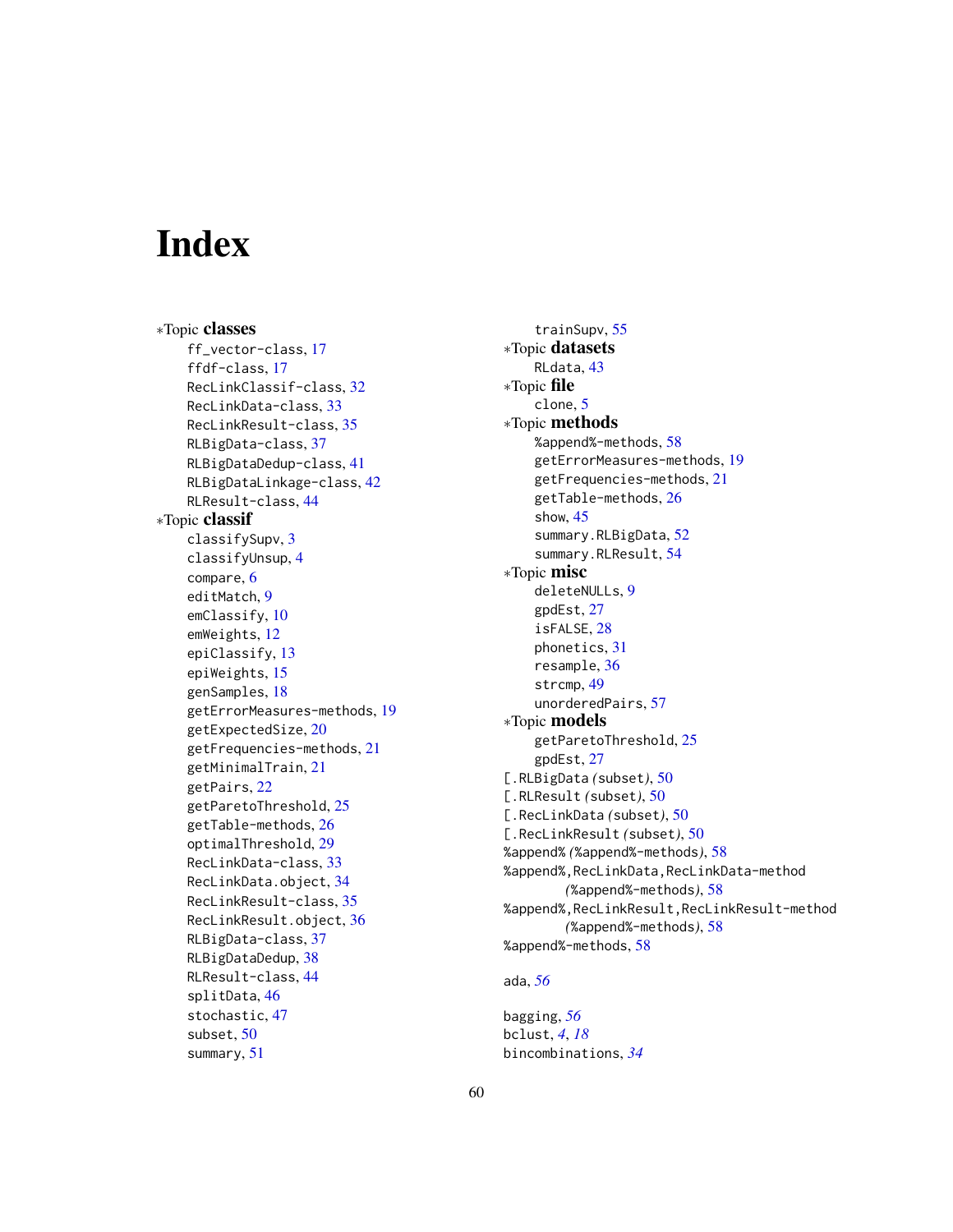# Index

∗Topic **classes**
- ff_vector-class, 17
- ffdf-class, 17
- RecLinkClassif-class, 32
- RecLinkData-class, 33
- RecLinkResult-class, 35
- RLBigData-class, 37
- RLBigDataDedup-class, 41
- RLBigDataLinkage-class, 42
- RLResult-class, 44

∗Topic **classif**
- classifySupv, 3
- classifyUnsup, 4
- compare, 6
- editMatch, 9
- emClassify, 10
- emWeights, 12
- epiClassify, 13
- epiWeights, 15
- genSamples, 18
- getErrorMeasures-methods, 19
- getExpectedSize, 20
- getFrequencies-methods, 21
- getMinimalTrain, 21
- getPairs, 22
- getParetoThreshold, 25
- getTable-methods, 26
- optimalThreshold, 29
- RecLinkData-class, 33
- RecLinkData.object, 34
- RecLinkResult-class, 35
- RecLinkResult.object, 36
- RLBigData-class, 37
- RLBigDataDedup, 38
- RLResult-class, 44
- splitData, 46
- stochastic, 47
- subset, 50
- summary, 51
- trainSupv, 55

∗Topic **datasets**
- RLdata, 43

∗Topic **file**
- clone, 5

∗Topic **methods**
- %append%-methods, 58
- getErrorMeasures-methods, 19
- getFrequencies-methods, 21
- getTable-methods, 26
- show, 45
- summary.RLBigData, 52
- summary.RLResult, 54

∗Topic **misc**
- deleteNULLs, 9
- gpdEst, 27
- isFALSE, 28
- phonetics, 31
- resample, 36
- strcmp, 49
- unorderedPairs, 57

∗Topic **models**
- getParetoThreshold, 25
- gpdEst, 27

[.RLBigData *(subset)*, 50
[.RLResult *(subset)*, 50
[.RecLinkData *(subset)*, 50
[.RecLinkResult *(subset)*, 50
%append% *(%append%-methods)*, 58
%append%,RecLinkData,RecLinkData-method *(%append%-methods)*, 58
%append%,RecLinkResult,RecLinkResult-method *(%append%-methods)*, 58
%append%-methods, 58

ada, *56*

bagging, *56*
bclust, *4*, *18*
bincombinations, *34*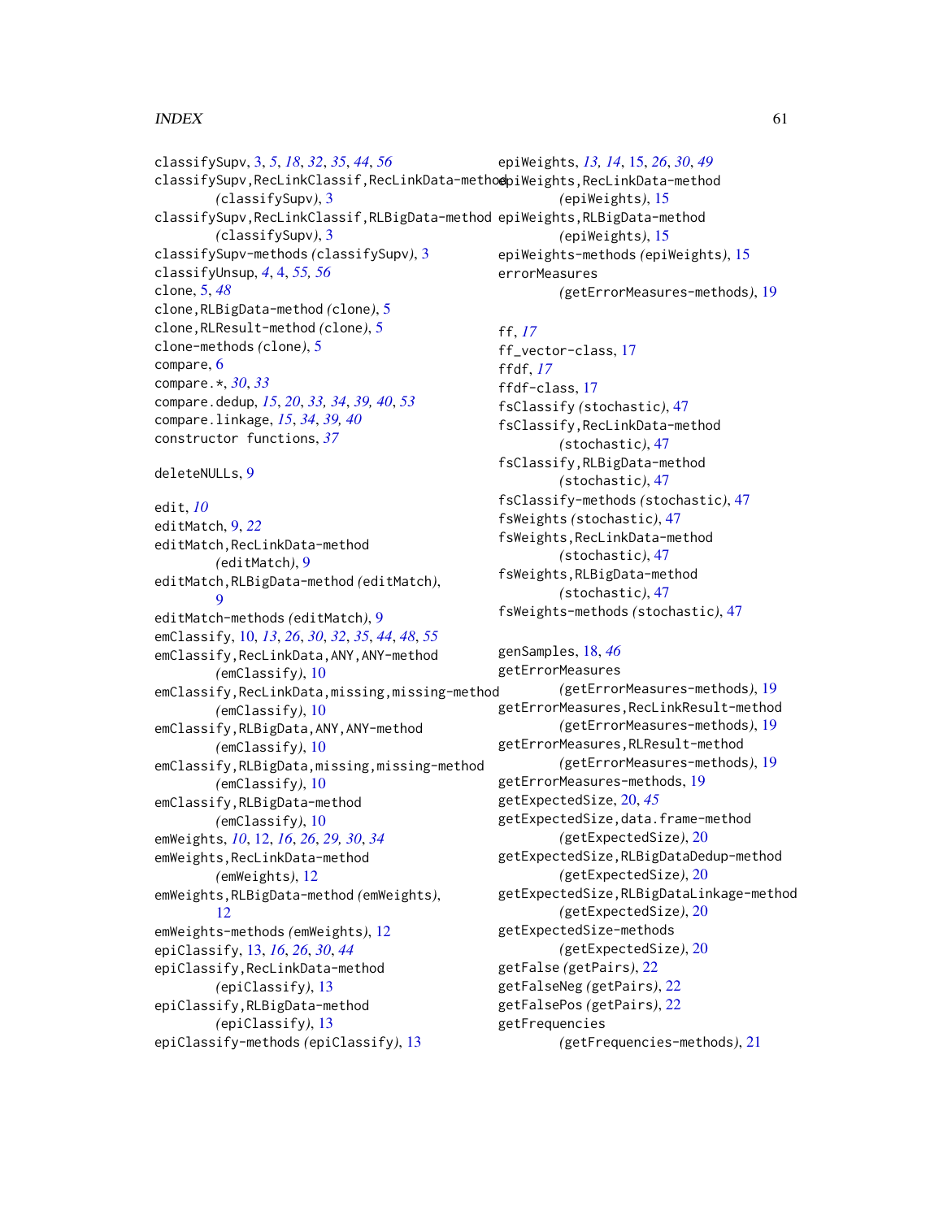classifySupv, 3, *5*, *18*, *32*, *35*, *44*, *56*
classifySupv,RecLinkClassif,RecLinkData-method *(classifySupv)*, 3
classifySupv,RecLinkClassif,RLBigData-method *(classifySupv)*, 3
classifySupv-methods *(classifySupv)*, 3
classifyUnsup, *4*, 4, *55*, *56*
clone, 5, *48*
clone,RLBigData-method *(clone)*, 5
clone,RLResult-method *(clone)*, 5
clone-methods *(clone)*, 5
compare, 6
compare.*, *30*, *33*
compare.dedup, *15*, *20*, *33*, *34*, *39*, *40*, *53*
compare.linkage, *15*, *34*, *39*, *40*
constructor functions, *37*

deleteNULLs, 9

edit, *10*
editMatch, 9, *22*
editMatch,RecLinkData-method *(editMatch)*, 9
editMatch,RLBigData-method *(editMatch)*, 9
editMatch-methods *(editMatch)*, 9
emClassify, 10, *13*, *26*, *30*, *32*, *35*, *44*, *48*, *55*
emClassify,RecLinkData,ANY,ANY-method *(emClassify)*, 10
emClassify,RecLinkData,missing,missing-method *(emClassify)*, 10
emClassify,RLBigData,ANY,ANY-method *(emClassify)*, 10
emClassify,RLBigData,missing,missing-method *(emClassify)*, 10
emClassify,RLBigData-method *(emClassify)*, 10
emWeights, *10*, 12, *16*, *26*, *29*, *30*, *34*
emWeights,RecLinkData-method *(emWeights)*, 12
emWeights,RLBigData-method *(emWeights)*, 12
emWeights-methods *(emWeights)*, 12
epiClassify, 13, *16*, *26*, *30*, *44*
epiClassify,RecLinkData-method *(epiClassify)*, 13
epiClassify,RLBigData-method *(epiClassify)*, 13
epiClassify-methods *(epiClassify)*, 13
epiWeights, *13*, *14*, 15, *26*, *30*, *49*
epiWeights,RecLinkData-method *(epiWeights)*, 15
epiWeights,RLBigData-method *(epiWeights)*, 15
epiWeights-methods *(epiWeights)*, 15
errorMeasures *(getErrorMeasures-methods)*, 19

ff, *17*
ff_vector-class, 17
ffdf, *17*
ffdf-class, 17
fsClassify *(stochastic)*, 47
fsClassify,RecLinkData-method *(stochastic)*, 47
fsClassify,RLBigData-method *(stochastic)*, 47
fsClassify-methods *(stochastic)*, 47
fsWeights *(stochastic)*, 47
fsWeights,RecLinkData-method *(stochastic)*, 47
fsWeights,RLBigData-method *(stochastic)*, 47
fsWeights-methods *(stochastic)*, 47

genSamples, 18, *46*
getErrorMeasures *(getErrorMeasures-methods)*, 19
getErrorMeasures,RecLinkResult-method *(getErrorMeasures-methods)*, 19
getErrorMeasures,RLResult-method *(getErrorMeasures-methods)*, 19
getErrorMeasures-methods, 19
getExpectedSize, 20, *45*
getExpectedSize,data.frame-method *(getExpectedSize)*, 20
getExpectedSize,RLBigDataDedup-method *(getExpectedSize)*, 20
getExpectedSize,RLBigDataLinkage-method *(getExpectedSize)*, 20
getExpectedSize-methods *(getExpectedSize)*, 20
getFalse *(getPairs)*, 22
getFalseNeg *(getPairs)*, 22
getFalsePos *(getPairs)*, 22
getFrequencies *(getFrequencies-methods)*, 21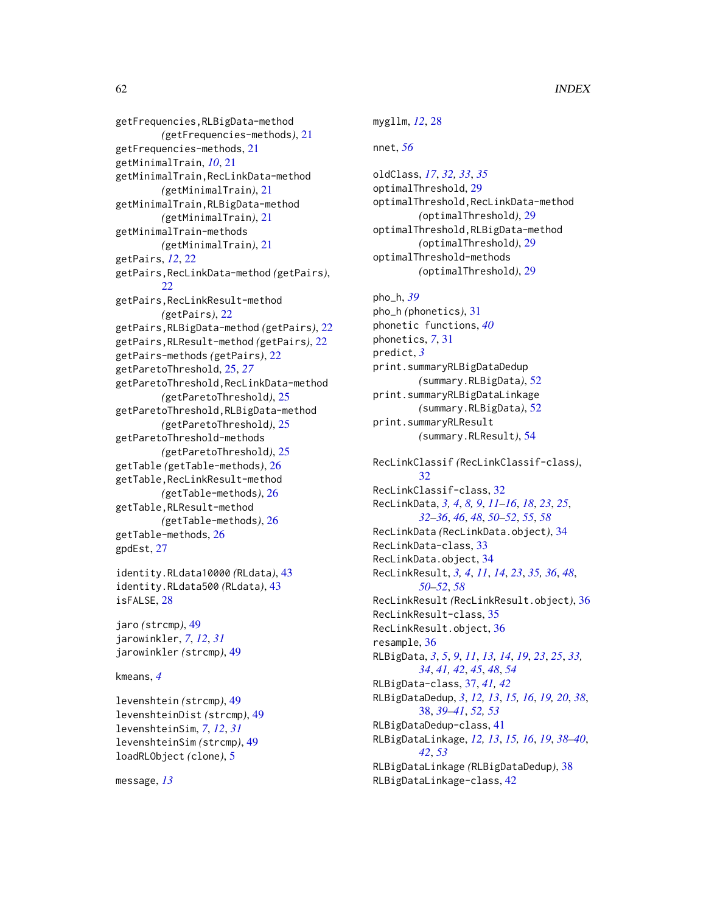getFrequencies,RLBigData-method
    *(*getFrequencies-methods*)*, 21
getFrequencies-methods, 21
getMinimalTrain, *10*, 21
getMinimalTrain,RecLinkData-method
    *(*getMinimalTrain*)*, 21
getMinimalTrain,RLBigData-method
    *(*getMinimalTrain*)*, 21
getMinimalTrain-methods
    *(*getMinimalTrain*)*, 21
getPairs, *12*, 22
getPairs,RecLinkData-method *(*getPairs*)*,
    22
getPairs,RecLinkResult-method
    *(*getPairs*)*, 22
getPairs,RLBigData-method *(*getPairs*)*, 22
getPairs,RLResult-method *(*getPairs*)*, 22
getPairs-methods *(*getPairs*)*, 22
getParetoThreshold, 25, *27*
getParetoThreshold,RecLinkData-method
    *(*getParetoThreshold*)*, 25
getParetoThreshold,RLBigData-method
    *(*getParetoThreshold*)*, 25
getParetoThreshold-methods
    *(*getParetoThreshold*)*, 25
getTable *(*getTable-methods*)*, 26
getTable,RecLinkResult-method
    *(*getTable-methods*)*, 26
getTable,RLResult-method
    *(*getTable-methods*)*, 26
getTable-methods, 26
gpdEst, 27

identity.RLdata10000 *(*RLdata*)*, 43
identity.RLdata500 *(*RLdata*)*, 43
isFALSE, 28

jaro *(*strcmp*)*, 49
jarowinkler, *7*, *12*, *31*
jarowinkler *(*strcmp*)*, 49

kmeans, *4*

levenshtein *(*strcmp*)*, 49
levenshteinDist *(*strcmp*)*, 49
levenshteinSim, *7*, *12*, *31*
levenshteinSim *(*strcmp*)*, 49
loadRLObject *(*clone*)*, 5

message, *13*

mygllm, *12*, 28

nnet, *56*

oldClass, *17*, *32, 33*, *35*
optimalThreshold, 29
optimalThreshold,RecLinkData-method
    *(*optimalThreshold*)*, 29
optimalThreshold,RLBigData-method
    *(*optimalThreshold*)*, 29
optimalThreshold-methods
    *(*optimalThreshold*)*, 29

pho_h, *39*
pho_h *(*phonetics*)*, 31
phonetic functions, *40*
phonetics, *7*, 31
predict, *3*
print.summaryRLBigDataDedup
    *(*summary.RLBigData*)*, 52
print.summaryRLBigDataLinkage
    *(*summary.RLBigData*)*, 52
print.summaryRLResult
    *(*summary.RLResult*)*, 54

RecLinkClassif *(*RecLinkClassif-class*)*,
    32
RecLinkClassif-class, 32
RecLinkData, *3, 4*, *8, 9*, *11–16*, *18*, *23*, *25*,
    *32–36*, *46*, *48*, *50–52*, *55*, *58*
RecLinkData *(*RecLinkData.object*)*, 34
RecLinkData-class, 33
RecLinkData.object, 34
RecLinkResult, *3, 4*, *11*, *14*, *23*, *35, 36*, *48*,
    *50–52*, *58*
RecLinkResult *(*RecLinkResult.object*)*, 36
RecLinkResult-class, 35
RecLinkResult.object, 36
resample, 36
RLBigData, *3*, *5*, *9*, *11*, *13, 14*, *19*, *23*, *25*, *33,*
    *34*, *41, 42*, *45*, *48*, *54*
RLBigData-class, 37, *41, 42*
RLBigDataDedup, *3*, *12, 13*, *15, 16*, *19, 20*, *38*,
    38, *39–41*, *52, 53*
RLBigDataDedup-class, 41
RLBigDataLinkage, *12, 13*, *15, 16*, *19*, *38–40*,
    *42*, *53*
RLBigDataLinkage *(*RLBigDataDedup*)*, 38
RLBigDataLinkage-class, 42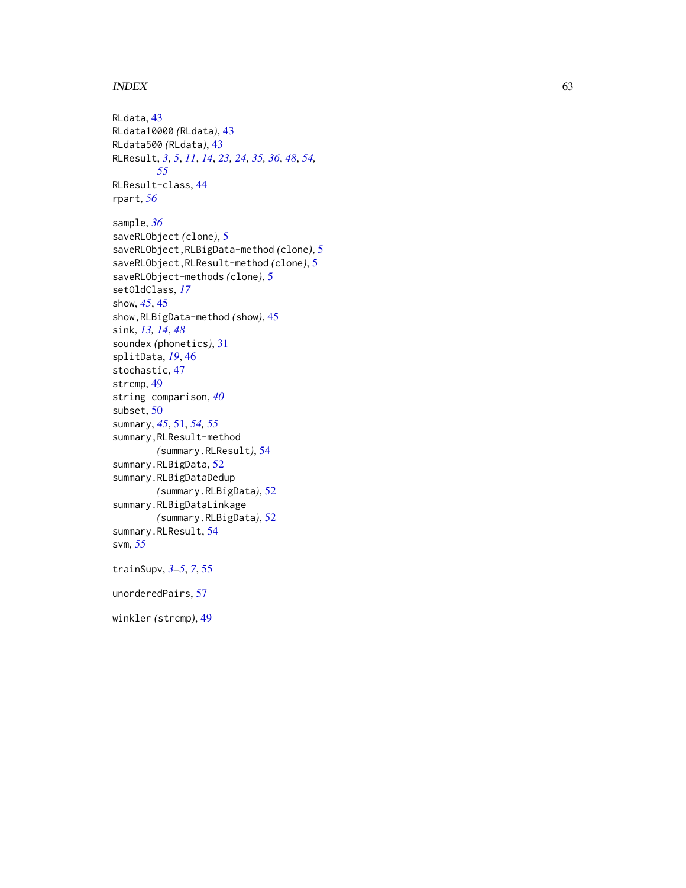RLdata, 43
RLdata10000 *(*RLdata*)*, 43
RLdata500 *(*RLdata*)*, 43
RLResult, *3*, *5*, *11*, *14*, *23, 24*, *35, 36*, *48*, *54, 55*
RLResult-class, 44
rpart, *56*

sample, *36*
saveRLObject *(*clone*)*, 5
saveRLObject,RLBigData-method *(*clone*)*, 5
saveRLObject,RLResult-method *(*clone*)*, 5
saveRLObject-methods *(*clone*)*, 5
setOldClass, *17*
show, *45*, 45
show,RLBigData-method *(*show*)*, 45
sink, *13, 14*, *48*
soundex *(*phonetics*)*, 31
splitData, *19*, 46
stochastic, 47
strcmp, 49
string comparison, *40*
subset, 50
summary, *45*, 51, *54, 55*
summary,RLResult-method *(*summary.RLResult*)*, 54
summary.RLBigData, 52
summary.RLBigDataDedup *(*summary.RLBigData*)*, 52
summary.RLBigDataLinkage *(*summary.RLBigData*)*, 52
summary.RLResult, 54
svm, *55*

trainSupv, *3–5*, *7*, 55

unorderedPairs, 57

winkler *(*strcmp*)*, 49